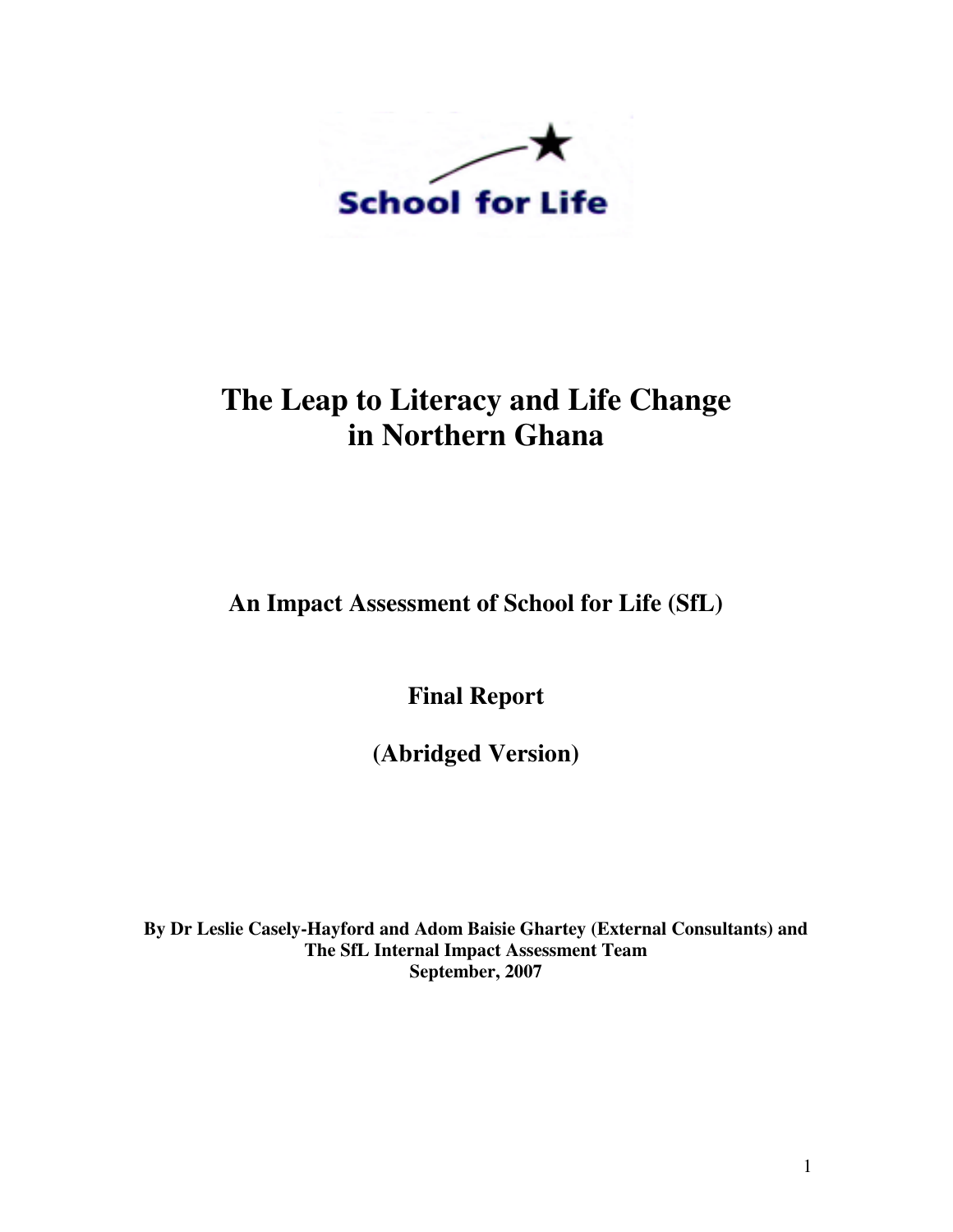School for Life

# The Leap to Literacy and Life Change in Northern Ghana

## An Impact Assessment of School for Life (SfL)

**Final Report**

**(Abridged Version)**

**By Dr Leslie Casely-Hayford and Adom Baisie Ghartey (External Consultants) and The SfL Internal Impact Assessment Team**
**September, 2007**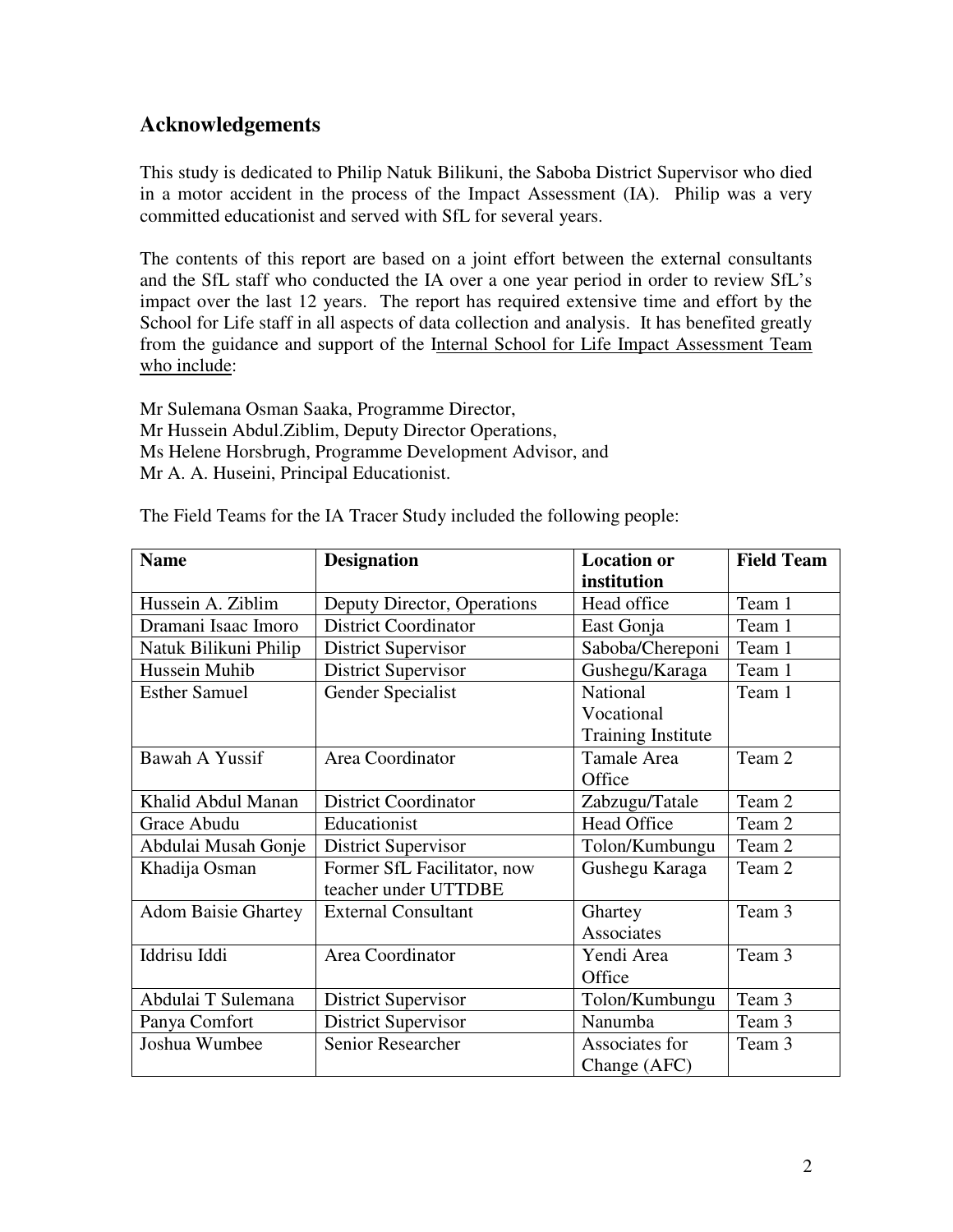## Acknowledgements

This study is dedicated to Philip Natuk Bilikuni, the Saboba District Supervisor who died in a motor accident in the process of the Impact Assessment (IA). Philip was a very committed educationist and served with SfL for several years.

The contents of this report are based on a joint effort between the external consultants and the SfL staff who conducted the IA over a one year period in order to review SfL's impact over the last 12 years. The report has required extensive time and effort by the School for Life staff in all aspects of data collection and analysis. It has benefited greatly from the guidance and support of the Internal School for Life Impact Assessment Team who include:

Mr Sulemana Osman Saaka, Programme Director,  
Mr Hussein Abdul.Ziblim, Deputy Director Operations,  
Ms Helene Horsbrugh, Programme Development Advisor, and  
Mr A. A. Huseini, Principal Educationist.

The Field Teams for the IA Tracer Study included the following people:

| Name | Designation | Location or institution | Field Team |
|---|---|---|---|
| Hussein A. Ziblim | Deputy Director, Operations | Head office | Team 1 |
| Dramani Isaac Imoro | District Coordinator | East Gonja | Team 1 |
| Natuk Bilikuni Philip | District Supervisor | Saboba/Chereponi | Team 1 |
| Hussein Muhib | District Supervisor | Gushegu/Karaga | Team 1 |
| Esther Samuel | Gender Specialist | National Vocational Training Institute | Team 1 |
| Bawah A Yussif | Area Coordinator | Tamale Area Office | Team 2 |
| Khalid Abdul Manan | District Coordinator | Zabzugu/Tatale | Team 2 |
| Grace Abudu | Educationist | Head Office | Team 2 |
| Abdulai Musah Gonje | District Supervisor | Tolon/Kumbungu | Team 2 |
| Khadija Osman | Former SfL Facilitator, now teacher under UTTDBE | Gushegu Karaga | Team 2 |
| Adom Baisie Ghartey | External Consultant | Ghartey Associates | Team 3 |
| Iddrisu Iddi | Area Coordinator | Yendi Area Office | Team 3 |
| Abdulai T Sulemana | District Supervisor | Tolon/Kumbungu | Team 3 |
| Panya Comfort | District Supervisor | Nanumba | Team 3 |
| Joshua Wumbee | Senior Researcher | Associates for Change (AFC) | Team 3 |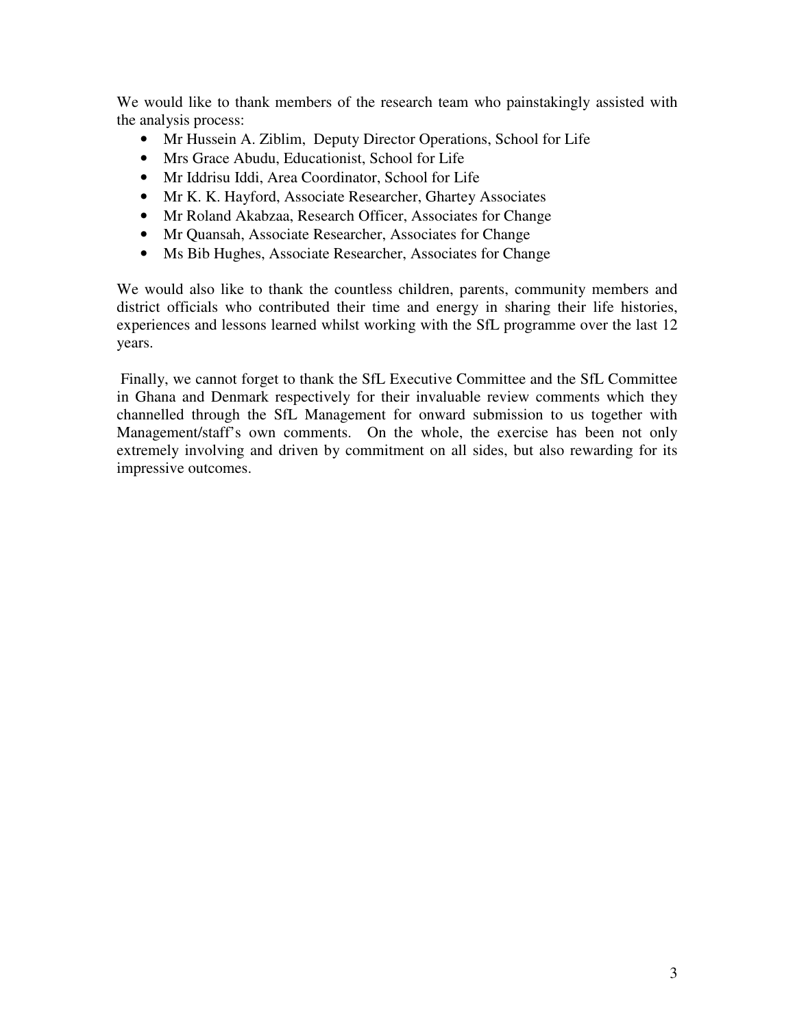We would like to thank members of the research team who painstakingly assisted with the analysis process:

- Mr Hussein A. Ziblim, Deputy Director Operations, School for Life
- Mrs Grace Abudu, Educationist, School for Life
- Mr Iddrisu Iddi, Area Coordinator, School for Life
- Mr K. K. Hayford, Associate Researcher, Ghartey Associates
- Mr Roland Akabzaa, Research Officer, Associates for Change
- Mr Quansah, Associate Researcher, Associates for Change
- Ms Bib Hughes, Associate Researcher, Associates for Change

We would also like to thank the countless children, parents, community members and district officials who contributed their time and energy in sharing their life histories, experiences and lessons learned whilst working with the SfL programme over the last 12 years.

Finally, we cannot forget to thank the SfL Executive Committee and the SfL Committee in Ghana and Denmark respectively for their invaluable review comments which they channelled through the SfL Management for onward submission to us together with Management/staff's own comments. On the whole, the exercise has been not only extremely involving and driven by commitment on all sides, but also rewarding for its impressive outcomes.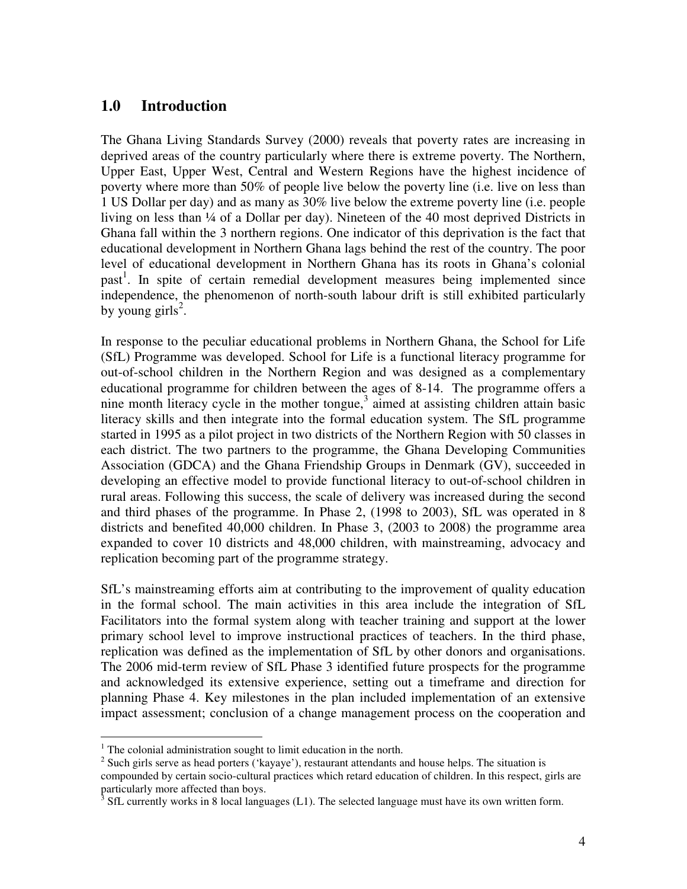## 1.0 Introduction

The Ghana Living Standards Survey (2000) reveals that poverty rates are increasing in deprived areas of the country particularly where there is extreme poverty. The Northern, Upper East, Upper West, Central and Western Regions have the highest incidence of poverty where more than 50% of people live below the poverty line (i.e. live on less than 1 US Dollar per day) and as many as 30% live below the extreme poverty line (i.e. people living on less than ¼ of a Dollar per day). Nineteen of the 40 most deprived Districts in Ghana fall within the 3 northern regions. One indicator of this deprivation is the fact that educational development in Northern Ghana lags behind the rest of the country. The poor level of educational development in Northern Ghana has its roots in Ghana's colonial past[1]. In spite of certain remedial development measures being implemented since independence, the phenomenon of north-south labour drift is still exhibited particularly by young girls[2].

In response to the peculiar educational problems in Northern Ghana, the School for Life (SfL) Programme was developed. School for Life is a functional literacy programme for out-of-school children in the Northern Region and was designed as a complementary educational programme for children between the ages of 8-14. The programme offers a nine month literacy cycle in the mother tongue,[3] aimed at assisting children attain basic literacy skills and then integrate into the formal education system. The SfL programme started in 1995 as a pilot project in two districts of the Northern Region with 50 classes in each district. The two partners to the programme, the Ghana Developing Communities Association (GDCA) and the Ghana Friendship Groups in Denmark (GV), succeeded in developing an effective model to provide functional literacy to out-of-school children in rural areas. Following this success, the scale of delivery was increased during the second and third phases of the programme. In Phase 2, (1998 to 2003), SfL was operated in 8 districts and benefited 40,000 children. In Phase 3, (2003 to 2008) the programme area expanded to cover 10 districts and 48,000 children, with mainstreaming, advocacy and replication becoming part of the programme strategy.

SfL's mainstreaming efforts aim at contributing to the improvement of quality education in the formal school. The main activities in this area include the integration of SfL Facilitators into the formal system along with teacher training and support at the lower primary school level to improve instructional practices of teachers. In the third phase, replication was defined as the implementation of SfL by other donors and organisations. The 2006 mid-term review of SfL Phase 3 identified future prospects for the programme and acknowledged its extensive experience, setting out a timeframe and direction for planning Phase 4. Key milestones in the plan included implementation of an extensive impact assessment; conclusion of a change management process on the cooperation and

---

[1] The colonial administration sought to limit education in the north.

[2] Such girls serve as head porters ('kayaye'), restaurant attendants and house helps. The situation is compounded by certain socio-cultural practices which retard education of children. In this respect, girls are particularly more affected than boys.

[3] SfL currently works in 8 local languages (L1). The selected language must have its own written form.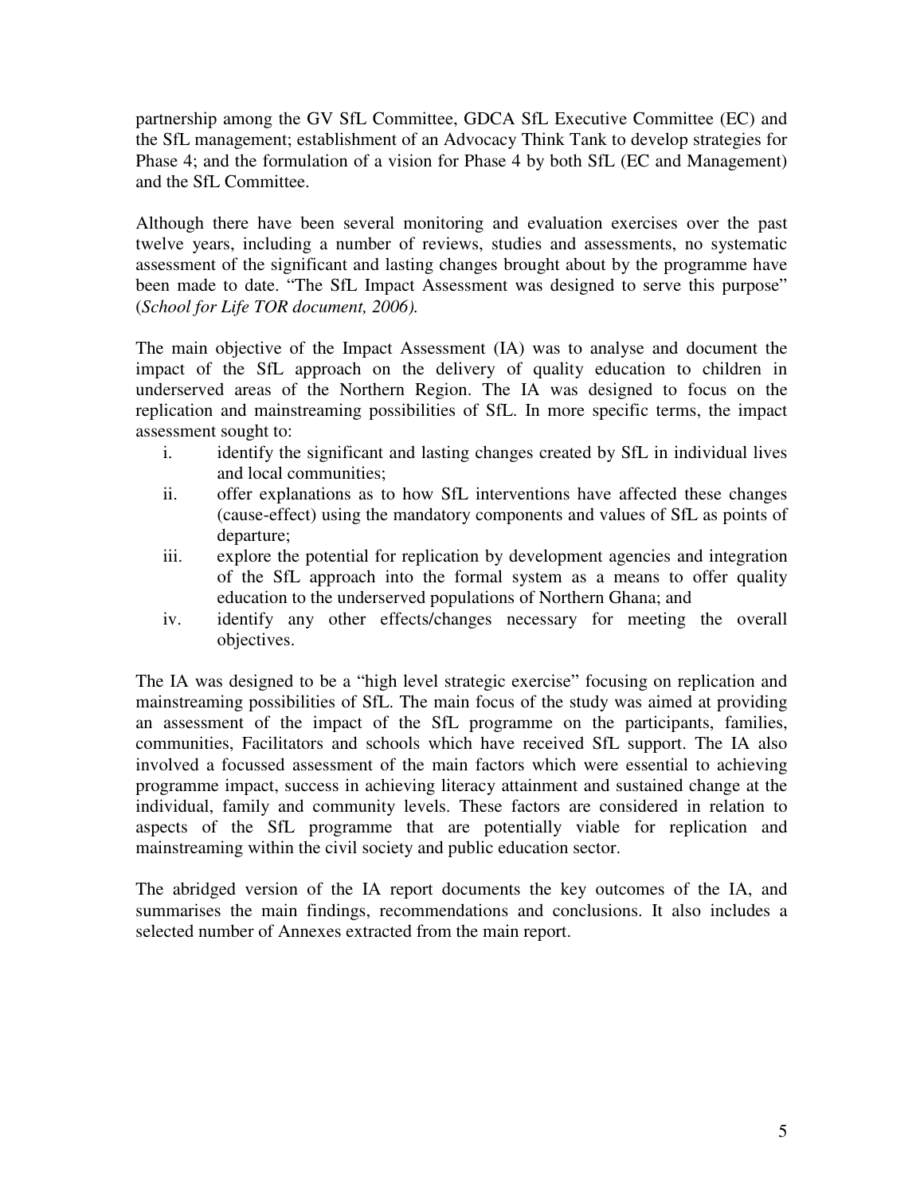partnership among the GV SfL Committee, GDCA SfL Executive Committee (EC) and the SfL management; establishment of an Advocacy Think Tank to develop strategies for Phase 4; and the formulation of a vision for Phase 4 by both SfL (EC and Management) and the SfL Committee.

Although there have been several monitoring and evaluation exercises over the past twelve years, including a number of reviews, studies and assessments, no systematic assessment of the significant and lasting changes brought about by the programme have been made to date. "The SfL Impact Assessment was designed to serve this purpose" (*School for Life TOR document, 2006).*

The main objective of the Impact Assessment (IA) was to analyse and document the impact of the SfL approach on the delivery of quality education to children in underserved areas of the Northern Region. The IA was designed to focus on the replication and mainstreaming possibilities of SfL. In more specific terms, the impact assessment sought to:

i. identify the significant and lasting changes created by SfL in individual lives and local communities;
ii. offer explanations as to how SfL interventions have affected these changes (cause-effect) using the mandatory components and values of SfL as points of departure;
iii. explore the potential for replication by development agencies and integration of the SfL approach into the formal system as a means to offer quality education to the underserved populations of Northern Ghana; and
iv. identify any other effects/changes necessary for meeting the overall objectives.

The IA was designed to be a "high level strategic exercise" focusing on replication and mainstreaming possibilities of SfL. The main focus of the study was aimed at providing an assessment of the impact of the SfL programme on the participants, families, communities, Facilitators and schools which have received SfL support. The IA also involved a focussed assessment of the main factors which were essential to achieving programme impact, success in achieving literacy attainment and sustained change at the individual, family and community levels. These factors are considered in relation to aspects of the SfL programme that are potentially viable for replication and mainstreaming within the civil society and public education sector.

The abridged version of the IA report documents the key outcomes of the IA, and summarises the main findings, recommendations and conclusions. It also includes a selected number of Annexes extracted from the main report.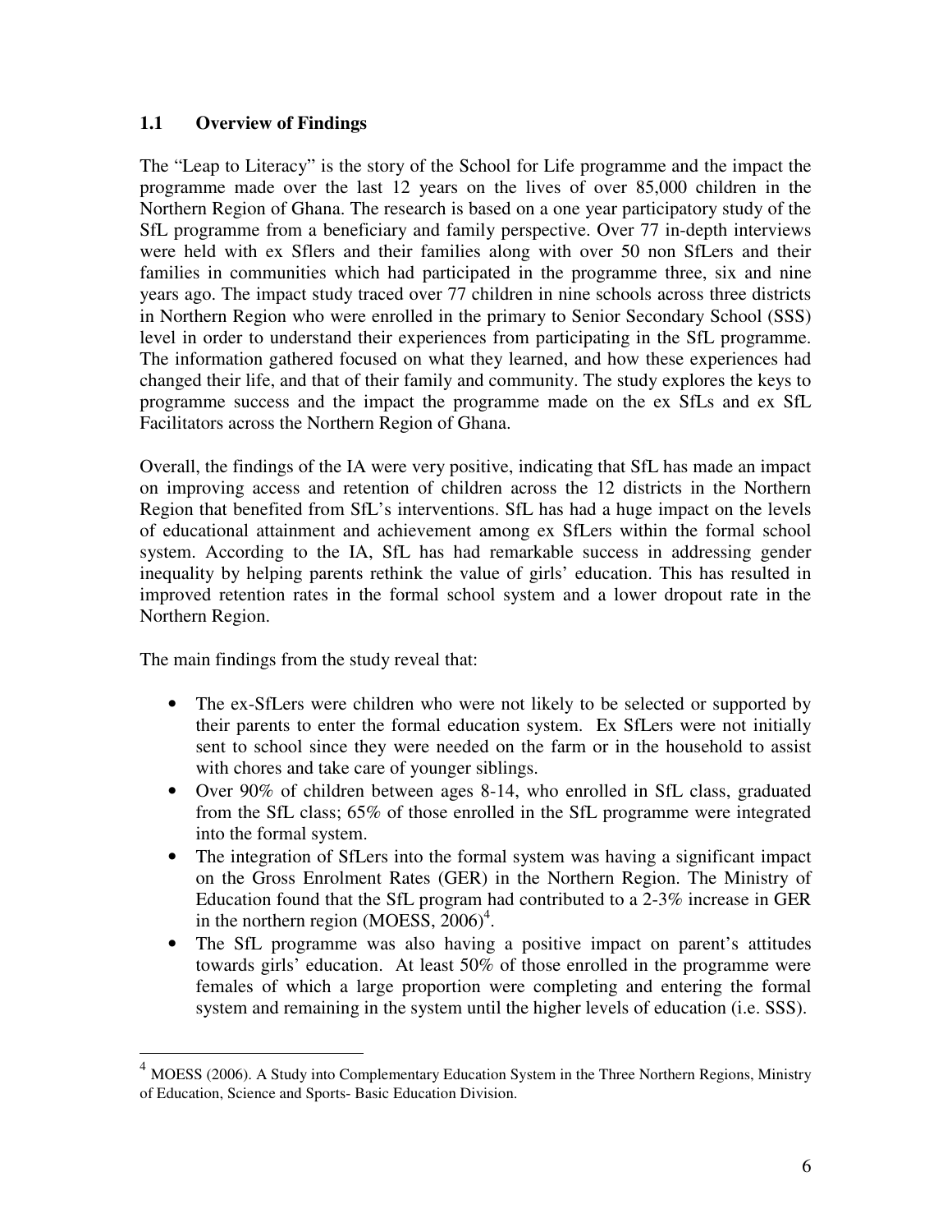## 1.1 Overview of Findings

The "Leap to Literacy" is the story of the School for Life programme and the impact the programme made over the last 12 years on the lives of over 85,000 children in the Northern Region of Ghana. The research is based on a one year participatory study of the SfL programme from a beneficiary and family perspective. Over 77 in-depth interviews were held with ex Sflers and their families along with over 50 non SfLers and their families in communities which had participated in the programme three, six and nine years ago. The impact study traced over 77 children in nine schools across three districts in Northern Region who were enrolled in the primary to Senior Secondary School (SSS) level in order to understand their experiences from participating in the SfL programme. The information gathered focused on what they learned, and how these experiences had changed their life, and that of their family and community. The study explores the keys to programme success and the impact the programme made on the ex SfLs and ex SfL Facilitators across the Northern Region of Ghana.

Overall, the findings of the IA were very positive, indicating that SfL has made an impact on improving access and retention of children across the 12 districts in the Northern Region that benefited from SfL's interventions. SfL has had a huge impact on the levels of educational attainment and achievement among ex SfLers within the formal school system. According to the IA, SfL has had remarkable success in addressing gender inequality by helping parents rethink the value of girls' education. This has resulted in improved retention rates in the formal school system and a lower dropout rate in the Northern Region.

The main findings from the study reveal that:

- The ex-SfLers were children who were not likely to be selected or supported by their parents to enter the formal education system. Ex SfLers were not initially sent to school since they were needed on the farm or in the household to assist with chores and take care of younger siblings.
- Over 90% of children between ages 8-14, who enrolled in SfL class, graduated from the SfL class; 65% of those enrolled in the SfL programme were integrated into the formal system.
- The integration of SfLers into the formal system was having a significant impact on the Gross Enrolment Rates (GER) in the Northern Region. The Ministry of Education found that the SfL program had contributed to a 2-3% increase in GER in the northern region (MOESS, 2006)[4].
- The SfL programme was also having a positive impact on parent's attitudes towards girls' education. At least 50% of those enrolled in the programme were females of which a large proportion were completing and entering the formal system and remaining in the system until the higher levels of education (i.e. SSS).

---

[4] MOESS (2006). A Study into Complementary Education System in the Three Northern Regions, Ministry of Education, Science and Sports- Basic Education Division.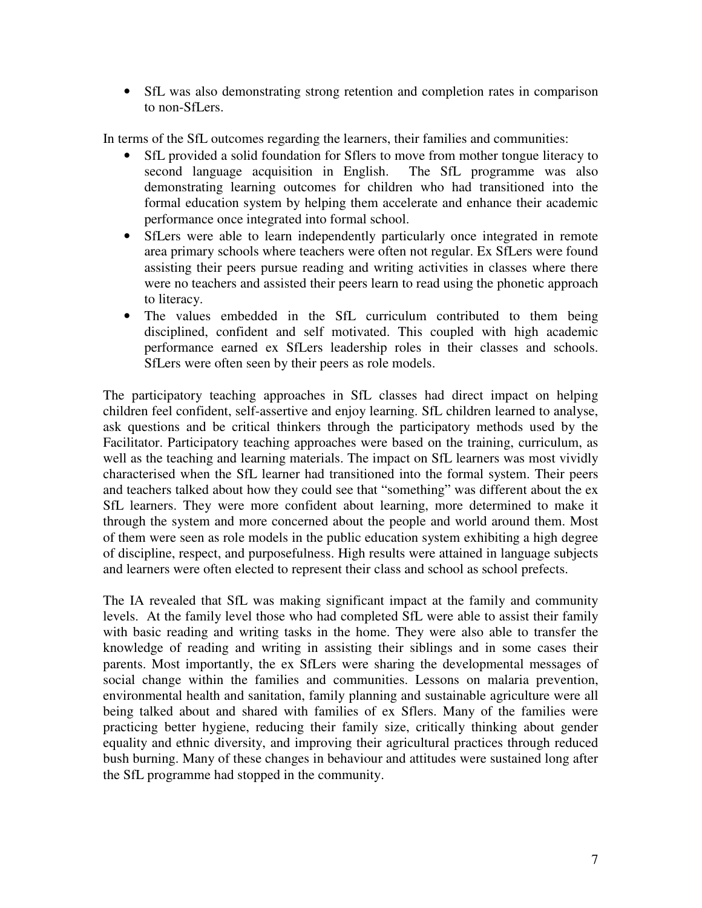- SfL was also demonstrating strong retention and completion rates in comparison to non-SfLers.

In terms of the SfL outcomes regarding the learners, their families and communities:

- SfL provided a solid foundation for Sflers to move from mother tongue literacy to second language acquisition in English. The SfL programme was also demonstrating learning outcomes for children who had transitioned into the formal education system by helping them accelerate and enhance their academic performance once integrated into formal school.
- SfLers were able to learn independently particularly once integrated in remote area primary schools where teachers were often not regular. Ex SfLers were found assisting their peers pursue reading and writing activities in classes where there were no teachers and assisted their peers learn to read using the phonetic approach to literacy.
- The values embedded in the SfL curriculum contributed to them being disciplined, confident and self motivated. This coupled with high academic performance earned ex SfLers leadership roles in their classes and schools. SfLers were often seen by their peers as role models.

The participatory teaching approaches in SfL classes had direct impact on helping children feel confident, self-assertive and enjoy learning. SfL children learned to analyse, ask questions and be critical thinkers through the participatory methods used by the Facilitator. Participatory teaching approaches were based on the training, curriculum, as well as the teaching and learning materials. The impact on SfL learners was most vividly characterised when the SfL learner had transitioned into the formal system. Their peers and teachers talked about how they could see that "something" was different about the ex SfL learners. They were more confident about learning, more determined to make it through the system and more concerned about the people and world around them. Most of them were seen as role models in the public education system exhibiting a high degree of discipline, respect, and purposefulness. High results were attained in language subjects and learners were often elected to represent their class and school as school prefects.

The IA revealed that SfL was making significant impact at the family and community levels. At the family level those who had completed SfL were able to assist their family with basic reading and writing tasks in the home. They were also able to transfer the knowledge of reading and writing in assisting their siblings and in some cases their parents. Most importantly, the ex SfLers were sharing the developmental messages of social change within the families and communities. Lessons on malaria prevention, environmental health and sanitation, family planning and sustainable agriculture were all being talked about and shared with families of ex Sflers. Many of the families were practicing better hygiene, reducing their family size, critically thinking about gender equality and ethnic diversity, and improving their agricultural practices through reduced bush burning. Many of these changes in behaviour and attitudes were sustained long after the SfL programme had stopped in the community.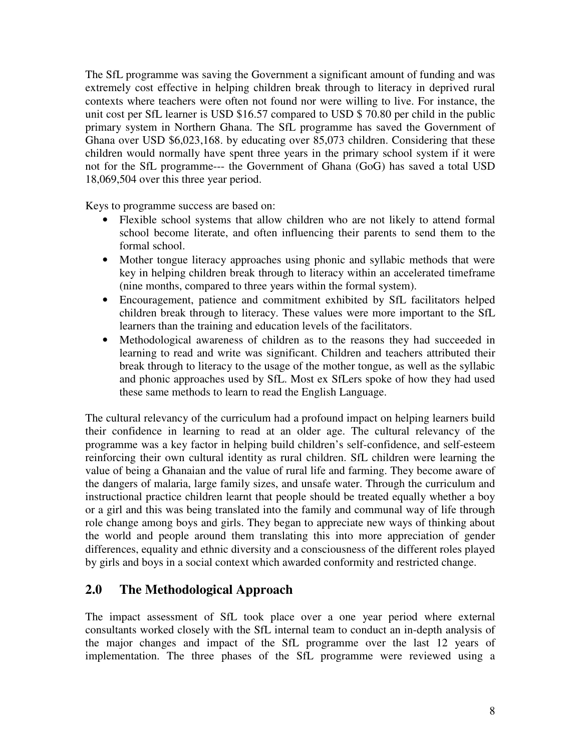The SfL programme was saving the Government a significant amount of funding and was extremely cost effective in helping children break through to literacy in deprived rural contexts where teachers were often not found nor were willing to live. For instance, the unit cost per SfL learner is USD $16.57 compared to USD $ 70.80 per child in the public primary system in Northern Ghana. The SfL programme has saved the Government of Ghana over USD $6,023,168. by educating over 85,073 children. Considering that these children would normally have spent three years in the primary school system if it were not for the SfL programme--- the Government of Ghana (GoG) has saved a total USD 18,069,504 over this three year period.

Keys to programme success are based on:

- Flexible school systems that allow children who are not likely to attend formal school become literate, and often influencing their parents to send them to the formal school.
- Mother tongue literacy approaches using phonic and syllabic methods that were key in helping children break through to literacy within an accelerated timeframe (nine months, compared to three years within the formal system).
- Encouragement, patience and commitment exhibited by SfL facilitators helped children break through to literacy. These values were more important to the SfL learners than the training and education levels of the facilitators.
- Methodological awareness of children as to the reasons they had succeeded in learning to read and write was significant. Children and teachers attributed their break through to literacy to the usage of the mother tongue, as well as the syllabic and phonic approaches used by SfL. Most ex SfLers spoke of how they had used these same methods to learn to read the English Language.

The cultural relevancy of the curriculum had a profound impact on helping learners build their confidence in learning to read at an older age. The cultural relevancy of the programme was a key factor in helping build children's self-confidence, and self-esteem reinforcing their own cultural identity as rural children. SfL children were learning the value of being a Ghanaian and the value of rural life and farming. They become aware of the dangers of malaria, large family sizes, and unsafe water. Through the curriculum and instructional practice children learnt that people should be treated equally whether a boy or a girl and this was being translated into the family and communal way of life through role change among boys and girls. They began to appreciate new ways of thinking about the world and people around them translating this into more appreciation of gender differences, equality and ethnic diversity and a consciousness of the different roles played by girls and boys in a social context which awarded conformity and restricted change.

## 2.0 The Methodological Approach

The impact assessment of SfL took place over a one year period where external consultants worked closely with the SfL internal team to conduct an in-depth analysis of the major changes and impact of the SfL programme over the last 12 years of implementation. The three phases of the SfL programme were reviewed using a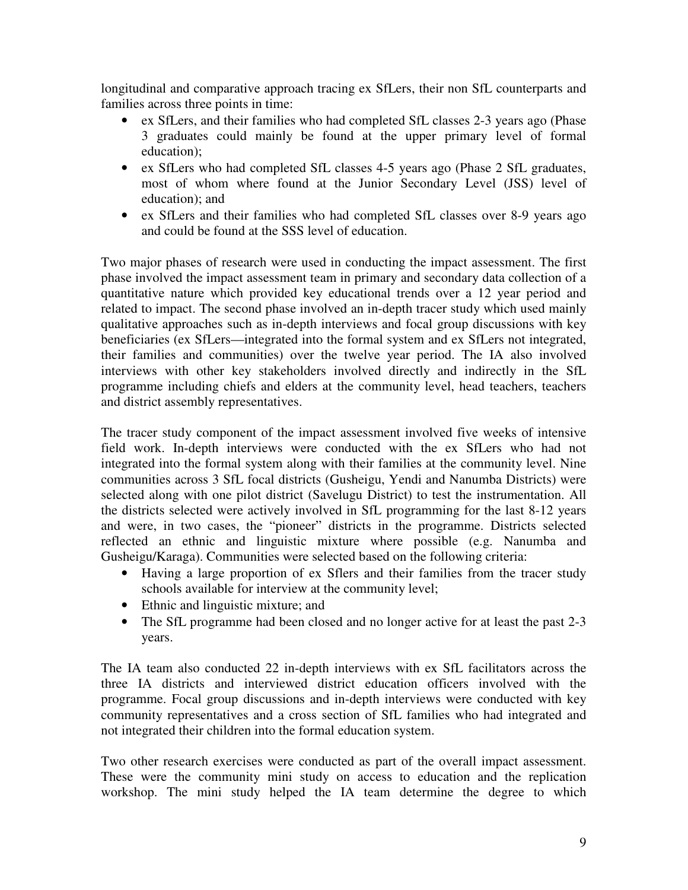longitudinal and comparative approach tracing ex SfLers, their non SfL counterparts and families across three points in time:

- ex SfLers, and their families who had completed SfL classes 2-3 years ago (Phase 3 graduates could mainly be found at the upper primary level of formal education);
- ex SfLers who had completed SfL classes 4-5 years ago (Phase 2 SfL graduates, most of whom where found at the Junior Secondary Level (JSS) level of education); and
- ex SfLers and their families who had completed SfL classes over 8-9 years ago and could be found at the SSS level of education.

Two major phases of research were used in conducting the impact assessment. The first phase involved the impact assessment team in primary and secondary data collection of a quantitative nature which provided key educational trends over a 12 year period and related to impact. The second phase involved an in-depth tracer study which used mainly qualitative approaches such as in-depth interviews and focal group discussions with key beneficiaries (ex SfLers—integrated into the formal system and ex SfLers not integrated, their families and communities) over the twelve year period. The IA also involved interviews with other key stakeholders involved directly and indirectly in the SfL programme including chiefs and elders at the community level, head teachers, teachers and district assembly representatives.

The tracer study component of the impact assessment involved five weeks of intensive field work. In-depth interviews were conducted with the ex SfLers who had not integrated into the formal system along with their families at the community level. Nine communities across 3 SfL focal districts (Gusheigu, Yendi and Nanumba Districts) were selected along with one pilot district (Savelugu District) to test the instrumentation. All the districts selected were actively involved in SfL programming for the last 8-12 years and were, in two cases, the "pioneer" districts in the programme. Districts selected reflected an ethnic and linguistic mixture where possible (e.g. Nanumba and Gusheigu/Karaga). Communities were selected based on the following criteria:

- Having a large proportion of ex Sflers and their families from the tracer study schools available for interview at the community level;
- Ethnic and linguistic mixture; and
- The SfL programme had been closed and no longer active for at least the past 2-3 years.

The IA team also conducted 22 in-depth interviews with ex SfL facilitators across the three IA districts and interviewed district education officers involved with the programme. Focal group discussions and in-depth interviews were conducted with key community representatives and a cross section of SfL families who had integrated and not integrated their children into the formal education system.

Two other research exercises were conducted as part of the overall impact assessment. These were the community mini study on access to education and the replication workshop. The mini study helped the IA team determine the degree to which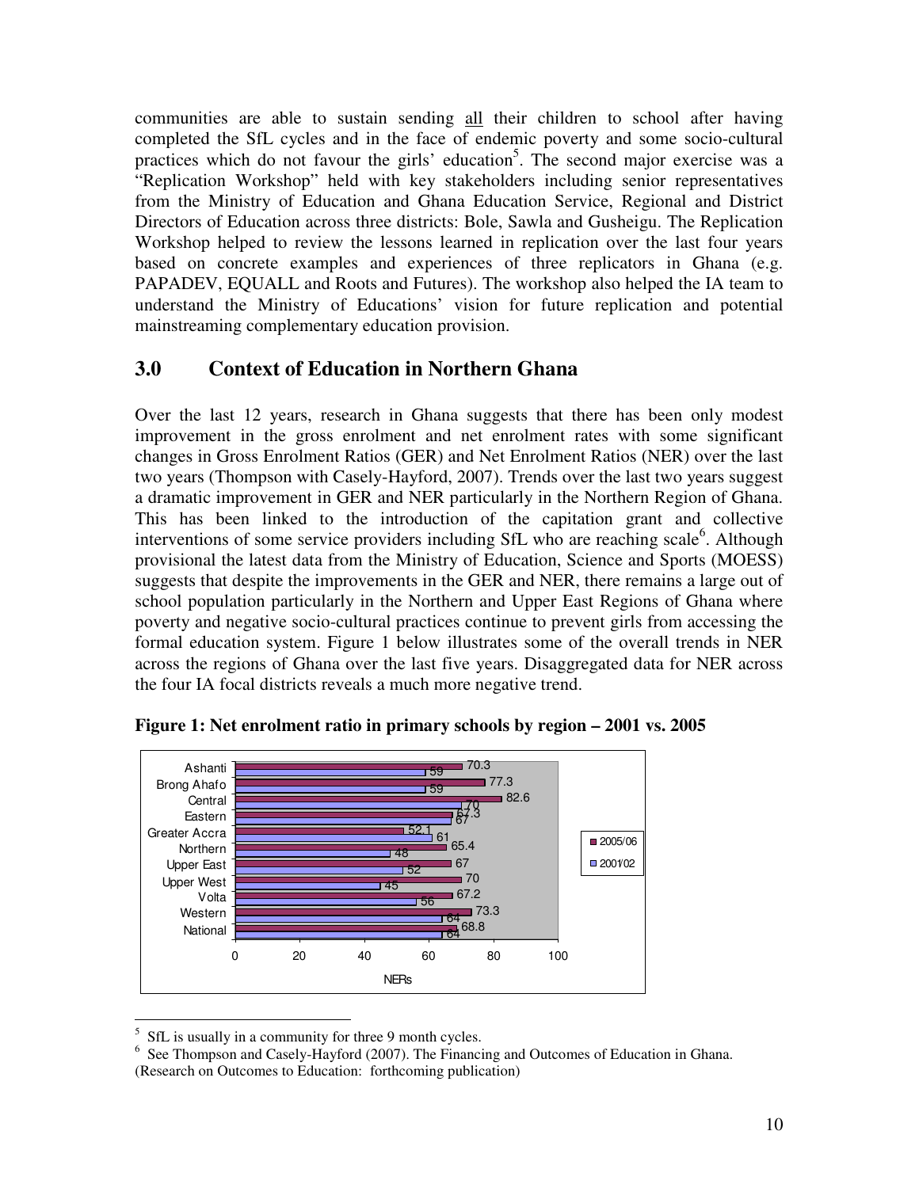communities are able to sustain sending all their children to school after having completed the SfL cycles and in the face of endemic poverty and some socio-cultural practices which do not favour the girls' education[5]. The second major exercise was a "Replication Workshop" held with key stakeholders including senior representatives from the Ministry of Education and Ghana Education Service, Regional and District Directors of Education across three districts: Bole, Sawla and Gusheigu. The Replication Workshop helped to review the lessons learned in replication over the last four years based on concrete examples and experiences of three replicators in Ghana (e.g. PAPADEV, EQUALL and Roots and Futures). The workshop also helped the IA team to understand the Ministry of Educations' vision for future replication and potential mainstreaming complementary education provision.

## 3.0 Context of Education in Northern Ghana

Over the last 12 years, research in Ghana suggests that there has been only modest improvement in the gross enrolment and net enrolment rates with some significant changes in Gross Enrolment Ratios (GER) and Net Enrolment Ratios (NER) over the last two years (Thompson with Casely-Hayford, 2007). Trends over the last two years suggest a dramatic improvement in GER and NER particularly in the Northern Region of Ghana. This has been linked to the introduction of the capitation grant and collective interventions of some service providers including SfL who are reaching scale[6]. Although provisional the latest data from the Ministry of Education, Science and Sports (MOESS) suggests that despite the improvements in the GER and NER, there remains a large out of school population particularly in the Northern and Upper East Regions of Ghana where poverty and negative socio-cultural practices continue to prevent girls from accessing the formal education system. Figure 1 below illustrates some of the overall trends in NER across the regions of Ghana over the last five years. Disaggregated data for NER across the four IA focal districts reveals a much more negative trend.

**Figure 1: Net enrolment ratio in primary schools by region – 2001 vs. 2005**

| Region | 2005/06 | 2001/02 |
|---|---|---|
| Ashanti | 70.3 | 59 |
| Brong Ahafo | 77.3 | 59 |
| Central | 82.6 | 70 |
| Eastern | 67.3 | 67 |
| Greater Accra | 52.1 | 61 |
| Northern | 65.4 | 48 |
| Upper East | 67 | 52 |
| Upper West | 70 | 45 |
| Volta | 67.2 | 56 |
| Western | 73.3 | 64 |
| National | 68.8 | 64 |

NERs

---

[5] SfL is usually in a community for three 9 month cycles.

[6] See Thompson and Casely-Hayford (2007). The Financing and Outcomes of Education in Ghana. (Research on Outcomes to Education: forthcoming publication)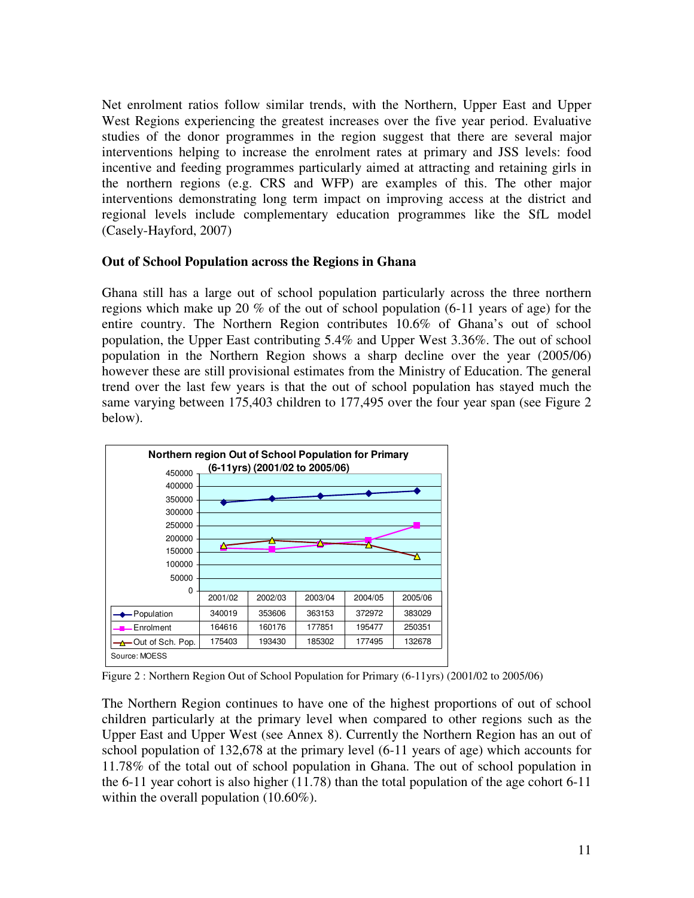Net enrolment ratios follow similar trends, with the Northern, Upper East and Upper West Regions experiencing the greatest increases over the five year period. Evaluative studies of the donor programmes in the region suggest that there are several major interventions helping to increase the enrolment rates at primary and JSS levels: food incentive and feeding programmes particularly aimed at attracting and retaining girls in the northern regions (e.g. CRS and WFP) are examples of this. The other major interventions demonstrating long term impact on improving access at the district and regional levels include complementary education programmes like the SfL model (Casely-Hayford, 2007)

**Out of School Population across the Regions in Ghana**

Ghana still has a large out of school population particularly across the three northern regions which make up 20 % of the out of school population (6-11 years of age) for the entire country. The Northern Region contributes 10.6% of Ghana's out of school population, the Upper East contributing 5.4% and Upper West 3.36%. The out of school population in the Northern Region shows a sharp decline over the year (2005/06) however these are still provisional estimates from the Ministry of Education. The general trend over the last few years is that the out of school population has stayed much the same varying between 175,403 children to 177,495 over the four year span (see Figure 2 below).

**Northern region Out of School Population for Primary (6-11yrs) (2001/02 to 2005/06)**

| | 2001/02 | 2002/03 | 2003/04 | 2004/05 | 2005/06 |
|---|---|---|---|---|---|
| Population | 340019 | 353606 | 363153 | 372972 | 383029 |
| Enrolment | 164616 | 160176 | 177851 | 195477 | 250351 |
| Out of Sch. Pop. | 175403 | 193430 | 185302 | 177495 | 132678 |

Source: MOESS

Figure 2 : Northern Region Out of School Population for Primary (6-11yrs) (2001/02 to 2005/06)

The Northern Region continues to have one of the highest proportions of out of school children particularly at the primary level when compared to other regions such as the Upper East and Upper West (see Annex 8). Currently the Northern Region has an out of school population of 132,678 at the primary level (6-11 years of age) which accounts for 11.78% of the total out of school population in Ghana. The out of school population in the 6-11 year cohort is also higher (11.78) than the total population of the age cohort 6-11 within the overall population (10.60%).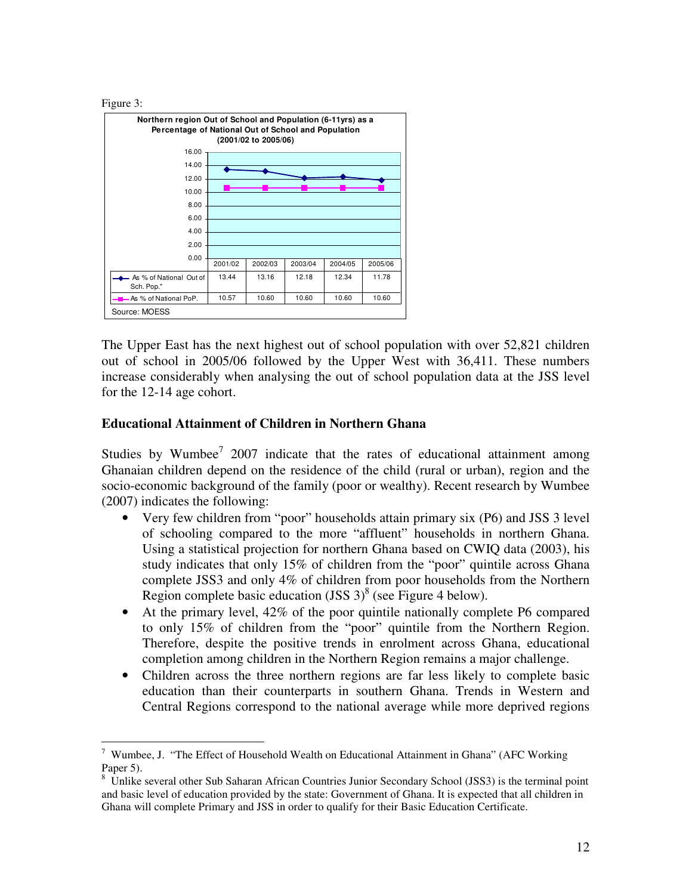Figure 3:

**Northern region Out of School and Population (6-11yrs) as a Percentage of National Out of School and Population (2001/02 to 2005/06)**

| | 2001/02 | 2002/03 | 2003/04 | 2004/05 | 2005/06 |
|---|---|---|---|---|---|
| As % of National Out of Sch. Pop." | 13.44 | 13.16 | 12.18 | 12.34 | 11.78 |
| As % of National PoP. | 10.57 | 10.60 | 10.60 | 10.60 | 10.60 |

Source: MOESS

The Upper East has the next highest out of school population with over 52,821 children out of school in 2005/06 followed by the Upper West with 36,411. These numbers increase considerably when analysing the out of school population data at the JSS level for the 12-14 age cohort.

## Educational Attainment of Children in Northern Ghana

Studies by Wumbee[7] 2007 indicate that the rates of educational attainment among Ghanaian children depend on the residence of the child (rural or urban), region and the socio-economic background of the family (poor or wealthy). Recent research by Wumbee (2007) indicates the following:

- Very few children from "poor" households attain primary six (P6) and JSS 3 level of schooling compared to the more "affluent" households in northern Ghana. Using a statistical projection for northern Ghana based on CWIQ data (2003), his study indicates that only 15% of children from the "poor" quintile across Ghana complete JSS3 and only 4% of children from poor households from the Northern Region complete basic education (JSS 3)[8] (see Figure 4 below).
- At the primary level, 42% of the poor quintile nationally complete P6 compared to only 15% of children from the "poor" quintile from the Northern Region. Therefore, despite the positive trends in enrolment across Ghana, educational completion among children in the Northern Region remains a major challenge.
- Children across the three northern regions are far less likely to complete basic education than their counterparts in southern Ghana. Trends in Western and Central Regions correspond to the national average while more deprived regions

---

[7] Wumbee, J. "The Effect of Household Wealth on Educational Attainment in Ghana" (AFC Working Paper 5).

[8] Unlike several other Sub Saharan African Countries Junior Secondary School (JSS3) is the terminal point and basic level of education provided by the state: Government of Ghana. It is expected that all children in Ghana will complete Primary and JSS in order to qualify for their Basic Education Certificate.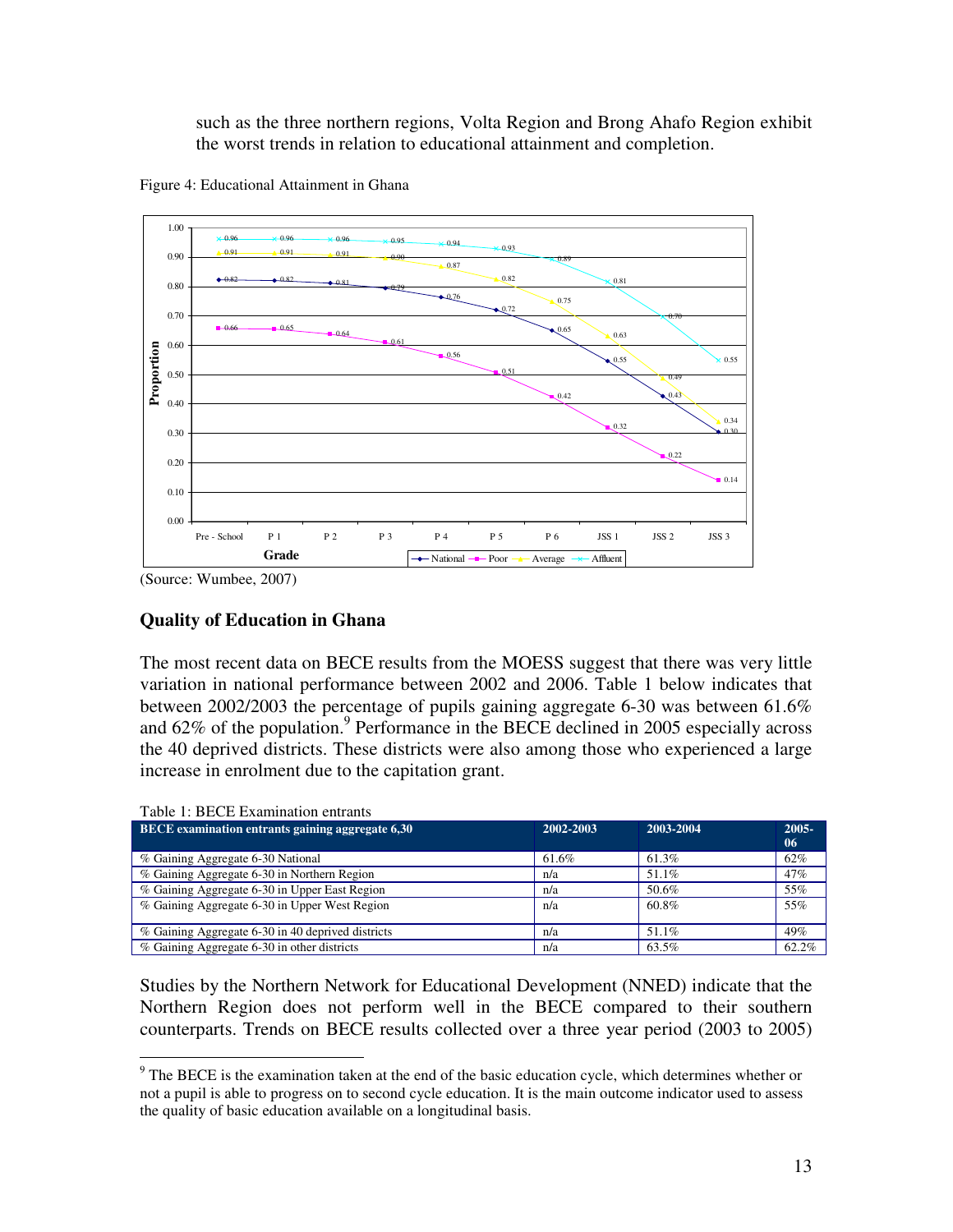such as the three northern regions, Volta Region and Brong Ahafo Region exhibit the worst trends in relation to educational attainment and completion.

Figure 4: Educational Attainment in Ghana

| Grade | National | Poor | Average | Affluent |
|---|---|---|---|---|
| Pre - School | 0.82 | 0.66 | 0.91 | 0.96 |
| P 1 | 0.82 | 0.65 | 0.91 | 0.96 |
| P 2 | 0.81 | 0.64 | 0.91 | 0.96 |
| P 3 | 0.79 | 0.61 | 0.90 | 0.95 |
| P 4 | 0.76 | 0.56 | 0.87 | 0.94 |
| P 5 | 0.72 | 0.51 | 0.82 | 0.93 |
| P 6 | 0.65 | 0.42 | 0.75 | 0.89 |
| JSS 1 | 0.55 | 0.32 | 0.63 | 0.81 |
| JSS 2 | 0.43 | 0.22 | 0.49 | 0.70 |
| JSS 3 | 0.30 | 0.14 | 0.34 | 0.55 |

(Source: Wumbee, 2007)

## Quality of Education in Ghana

The most recent data on BECE results from the MOESS suggest that there was very little variation in national performance between 2002 and 2006. Table 1 below indicates that between 2002/2003 the percentage of pupils gaining aggregate 6-30 was between 61.6% and 62% of the population.[9] Performance in the BECE declined in 2005 especially across the 40 deprived districts. These districts were also among those who experienced a large increase in enrolment due to the capitation grant.

Table 1: BECE Examination entrants

| BECE examination entrants gaining aggregate 6,30 | 2002-2003 | 2003-2004 | 2005-06 |
|---|---|---|---|
| % Gaining Aggregate 6-30 National | 61.6% | 61.3% | 62% |
| % Gaining Aggregate 6-30 in Northern Region | n/a | 51.1% | 47% |
| % Gaining Aggregate 6-30 in Upper East Region | n/a | 50.6% | 55% |
| % Gaining Aggregate 6-30 in Upper West Region | n/a | 60.8% | 55% |
| % Gaining Aggregate 6-30 in 40 deprived districts | n/a | 51.1% | 49% |
| % Gaining Aggregate 6-30 in other districts | n/a | 63.5% | 62.2% |

Studies by the Northern Network for Educational Development (NNED) indicate that the Northern Region does not perform well in the BECE compared to their southern counterparts. Trends on BECE results collected over a three year period (2003 to 2005)

[9] The BECE is the examination taken at the end of the basic education cycle, which determines whether or not a pupil is able to progress on to second cycle education. It is the main outcome indicator used to assess the quality of basic education available on a longitudinal basis.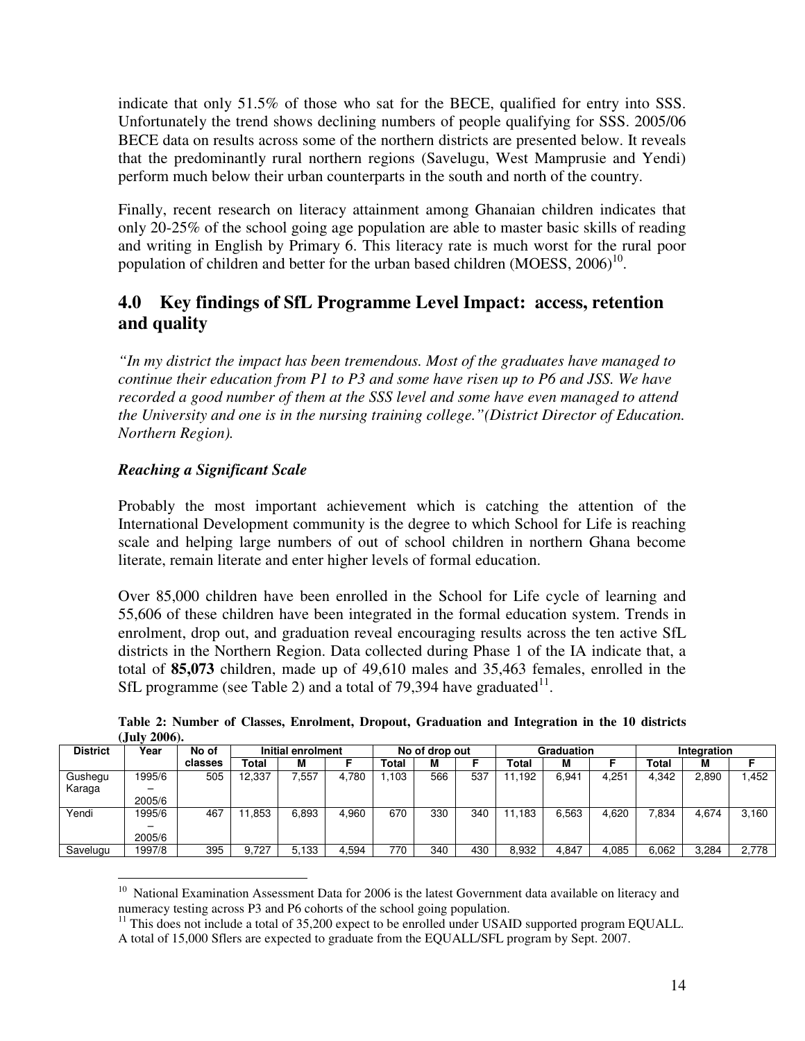indicate that only 51.5% of those who sat for the BECE, qualified for entry into SSS. Unfortunately the trend shows declining numbers of people qualifying for SSS. 2005/06 BECE data on results across some of the northern districts are presented below. It reveals that the predominantly rural northern regions (Savelugu, West Mamprusie and Yendi) perform much below their urban counterparts in the south and north of the country.

Finally, recent research on literacy attainment among Ghanaian children indicates that only 20-25% of the school going age population are able to master basic skills of reading and writing in English by Primary 6. This literacy rate is much worst for the rural poor population of children and better for the urban based children (MOESS, 2006)[10].

## 4.0 Key findings of SfL Programme Level Impact: access, retention and quality

*"In my district the impact has been tremendous. Most of the graduates have managed to continue their education from P1 to P3 and some have risen up to P6 and JSS. We have recorded a good number of them at the SSS level and some have even managed to attend the University and one is in the nursing training college."(District Director of Education. Northern Region).*

### *Reaching a Significant Scale*

Probably the most important achievement which is catching the attention of the International Development community is the degree to which School for Life is reaching scale and helping large numbers of out of school children in northern Ghana become literate, remain literate and enter higher levels of formal education.

Over 85,000 children have been enrolled in the School for Life cycle of learning and 55,606 of these children have been integrated in the formal education system. Trends in enrolment, drop out, and graduation reveal encouraging results across the ten active SfL districts in the Northern Region. Data collected during Phase 1 of the IA indicate that, a total of **85,073** children, made up of 49,610 males and 35,463 females, enrolled in the SfL programme (see Table 2) and a total of 79,394 have graduated[11].

**Table 2: Number of Classes, Enrolment, Dropout, Graduation and Integration in the 10 districts (July 2006).**

| District | Year | No of classes | Initial enrolment | | | No of drop out | | | Graduation | | | Integration | | |
|---|---|---|---|---|---|---|---|---|---|---|---|---|---|---|
| | | | Total | M | F | Total | M | F | Total | M | F | Total | M | F |
| Gushegu Karaga | 1995/6 – 2005/6 | 505 | 12,337 | 7,557 | 4,780 | 1,103 | 566 | 537 | 11,192 | 6,941 | 4,251 | 4,342 | 2,890 | 1,452 |
| Yendi | 1995/6 – 2005/6 | 467 | 11,853 | 6,893 | 4,960 | 670 | 330 | 340 | 11,183 | 6,563 | 4,620 | 7,834 | 4,674 | 3,160 |
| Savelugu | 1997/8 | 395 | 9,727 | 5,133 | 4,594 | 770 | 340 | 430 | 8,932 | 4,847 | 4,085 | 6,062 | 3,284 | 2,778 |

[10] National Examination Assessment Data for 2006 is the latest Government data available on literacy and numeracy testing across P3 and P6 cohorts of the school going population.

[11] This does not include a total of 35,200 expect to be enrolled under USAID supported program EQUALL. A total of 15,000 Sflers are expected to graduate from the EQUALL/SFL program by Sept. 2007.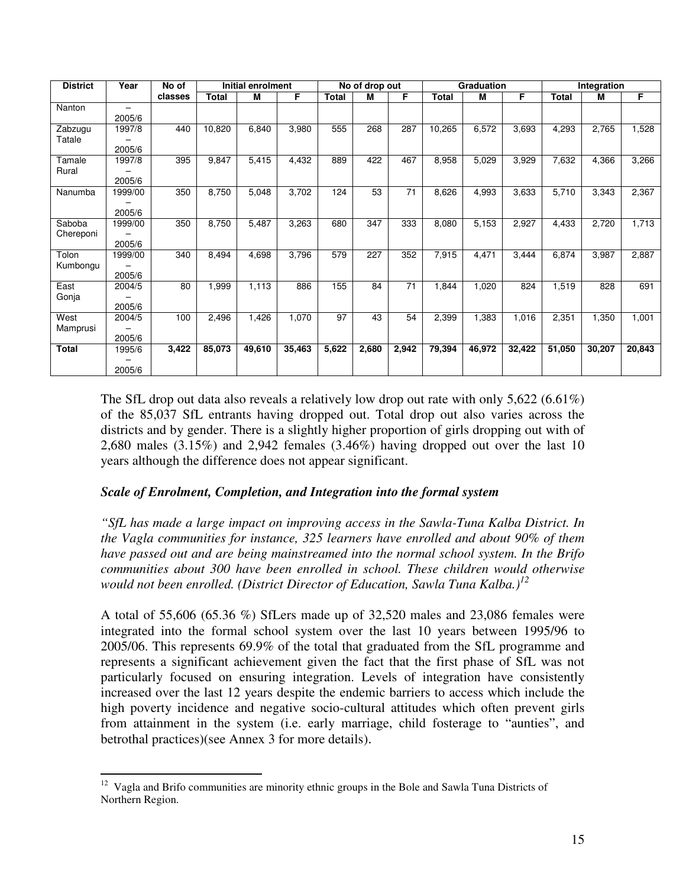| District | Year | No of classes | Initial enrolment | | | No of drop out | | | Graduation | | | Integration | | |
|---|---|---|---|---|---|---|---|---|---|---|---|---|---|---|
| | | | Total | M | F | Total | M | F | Total | M | F | Total | M | F |
| Nanton | – 2005/6 | | | | | | | | | | | | | |
| Zabzugu Tatale | 1997/8 – 2005/6 | 440 | 10,820 | 6,840 | 3,980 | 555 | 268 | 287 | 10,265 | 6,572 | 3,693 | 4,293 | 2,765 | 1,528 |
| Tamale Rural | 1997/8 – 2005/6 | 395 | 9,847 | 5,415 | 4,432 | 889 | 422 | 467 | 8,958 | 5,029 | 3,929 | 7,632 | 4,366 | 3,266 |
| Nanumba | 1999/00 – 2005/6 | 350 | 8,750 | 5,048 | 3,702 | 124 | 53 | 71 | 8,626 | 4,993 | 3,633 | 5,710 | 3,343 | 2,367 |
| Saboba Chereponi | 1999/00 – 2005/6 | 350 | 8,750 | 5,487 | 3,263 | 680 | 347 | 333 | 8,080 | 5,153 | 2,927 | 4,433 | 2,720 | 1,713 |
| Tolon Kumbongu | 1999/00 – 2005/6 | 340 | 8,494 | 4,698 | 3,796 | 579 | 227 | 352 | 7,915 | 4,471 | 3,444 | 6,874 | 3,987 | 2,887 |
| East Gonja | 2004/5 – 2005/6 | 80 | 1,999 | 1,113 | 886 | 155 | 84 | 71 | 1,844 | 1,020 | 824 | 1,519 | 828 | 691 |
| West Mamprusi | 2004/5 – 2005/6 | 100 | 2,496 | 1,426 | 1,070 | 97 | 43 | 54 | 2,399 | 1,383 | 1,016 | 2,351 | 1,350 | 1,001 |
| **Total** | 1995/6 – 2005/6 | **3,422** | **85,073** | **49,610** | **35,463** | **5,622** | **2,680** | **2,942** | **79,394** | **46,972** | **32,422** | **51,050** | **30,207** | **20,843** |

The SfL drop out data also reveals a relatively low drop out rate with only 5,622 (6.61%) of the 85,037 SfL entrants having dropped out. Total drop out also varies across the districts and by gender. There is a slightly higher proportion of girls dropping out with of 2,680 males (3.15%) and 2,942 females (3.46%) having dropped out over the last 10 years although the difference does not appear significant.

### *Scale of Enrolment, Completion, and Integration into the formal system*

*"SfL has made a large impact on improving access in the Sawla-Tuna Kalba District. In the Vagla communities for instance, 325 learners have enrolled and about 90% of them have passed out and are being mainstreamed into the normal school system. In the Brifo communities about 300 have been enrolled in school. These children would otherwise would not been enrolled. (District Director of Education, Sawla Tuna Kalba.)*[12]

A total of 55,606 (65.36 %) SfLers made up of 32,520 males and 23,086 females were integrated into the formal school system over the last 10 years between 1995/96 to 2005/06. This represents 69.9% of the total that graduated from the SfL programme and represents a significant achievement given the fact that the first phase of SfL was not particularly focused on ensuring integration. Levels of integration have consistently increased over the last 12 years despite the endemic barriers to access which include the high poverty incidence and negative socio-cultural attitudes which often prevent girls from attainment in the system (i.e. early marriage, child fosterage to "aunties", and betrothal practices)(see Annex 3 for more details).

---

[12] Vagla and Brifo communities are minority ethnic groups in the Bole and Sawla Tuna Districts of Northern Region.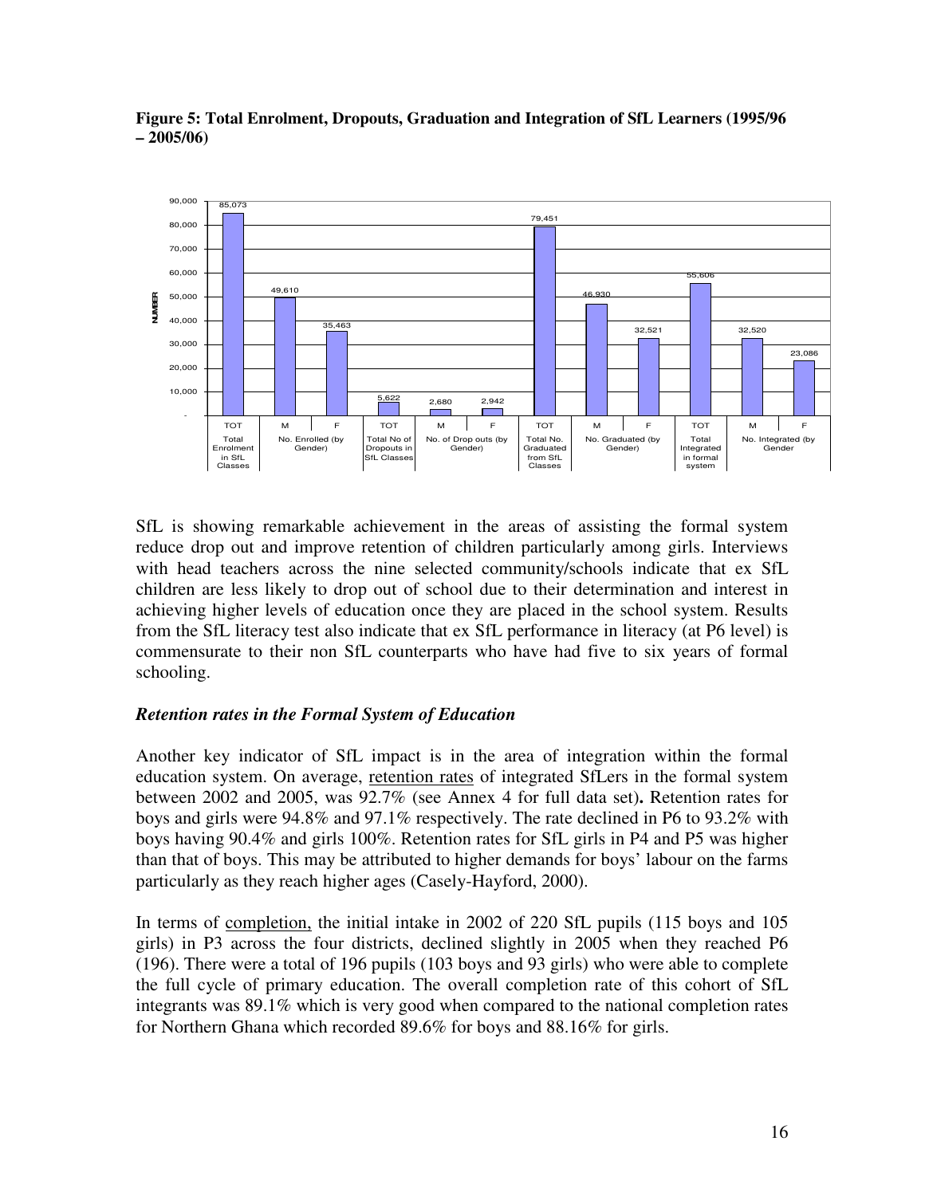**Figure 5: Total Enrolment, Dropouts, Graduation and Integration of SfL Learners (1995/96 – 2005/06)**

| Category | | Number |
|---|---|---|
| Total Enrolment in SfL Classes | TOT | 85,073 |
| No. Enrolled (by Gender) | M | 49,610 |
| | F | 35,463 |
| Total No of Dropouts in SfL Classes | TOT | 5,622 |
| No. of Drop outs (by Gender) | M | 2,680 |
| | F | 2,942 |
| Total No. Graduated from SfL Classes | TOT | 79,451 |
| No. Graduated (by Gender) | M | 46,930 |
| | F | 32,521 |
| Total Integrated in formal system | TOT | 55,606 |
| No. Integrated (by Gender | M | 32,520 |
| | F | 23,086 |

SfL is showing remarkable achievement in the areas of assisting the formal system reduce drop out and improve retention of children particularly among girls. Interviews with head teachers across the nine selected community/schools indicate that ex SfL children are less likely to drop out of school due to their determination and interest in achieving higher levels of education once they are placed in the school system. Results from the SfL literacy test also indicate that ex SfL performance in literacy (at P6 level) is commensurate to their non SfL counterparts who have had five to six years of formal schooling.

### *Retention rates in the Formal System of Education*

Another key indicator of SfL impact is in the area of integration within the formal education system. On average, retention rates of integrated SfLers in the formal system between 2002 and 2005, was 92.7% (see Annex 4 for full data set)**.** Retention rates for boys and girls were 94.8% and 97.1% respectively. The rate declined in P6 to 93.2% with boys having 90.4% and girls 100%. Retention rates for SfL girls in P4 and P5 was higher than that of boys. This may be attributed to higher demands for boys' labour on the farms particularly as they reach higher ages (Casely-Hayford, 2000).

In terms of completion, the initial intake in 2002 of 220 SfL pupils (115 boys and 105 girls) in P3 across the four districts, declined slightly in 2005 when they reached P6 (196). There were a total of 196 pupils (103 boys and 93 girls) who were able to complete the full cycle of primary education. The overall completion rate of this cohort of SfL integrants was 89.1% which is very good when compared to the national completion rates for Northern Ghana which recorded 89.6% for boys and 88.16% for girls.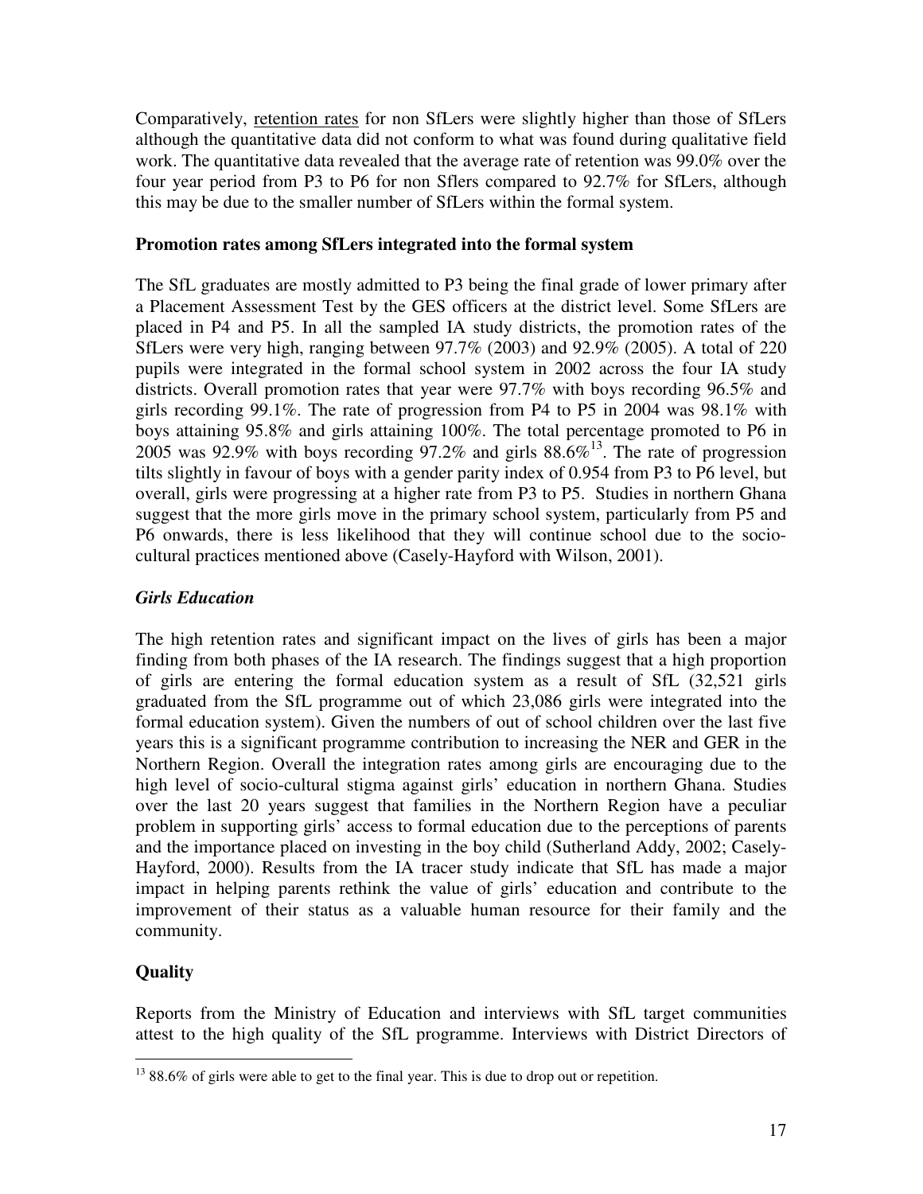Comparatively, <u>retention rates</u> for non SfLers were slightly higher than those of SfLers although the quantitative data did not conform to what was found during qualitative field work. The quantitative data revealed that the average rate of retention was 99.0% over the four year period from P3 to P6 for non Sflers compared to 92.7% for SfLers, although this may be due to the smaller number of SfLers within the formal system.

**Promotion rates among SfLers integrated into the formal system**

The SfL graduates are mostly admitted to P3 being the final grade of lower primary after a Placement Assessment Test by the GES officers at the district level. Some SfLers are placed in P4 and P5. In all the sampled IA study districts, the promotion rates of the SfLers were very high, ranging between 97.7% (2003) and 92.9% (2005). A total of 220 pupils were integrated in the formal school system in 2002 across the four IA study districts. Overall promotion rates that year were 97.7% with boys recording 96.5% and girls recording 99.1%. The rate of progression from P4 to P5 in 2004 was 98.1% with boys attaining 95.8% and girls attaining 100%. The total percentage promoted to P6 in 2005 was 92.9% with boys recording 97.2% and girls 88.6%[13]. The rate of progression tilts slightly in favour of boys with a gender parity index of 0.954 from P3 to P6 level, but overall, girls were progressing at a higher rate from P3 to P5. Studies in northern Ghana suggest that the more girls move in the primary school system, particularly from P5 and P6 onwards, there is less likelihood that they will continue school due to the socio-cultural practices mentioned above (Casely-Hayford with Wilson, 2001).

***Girls Education***

The high retention rates and significant impact on the lives of girls has been a major finding from both phases of the IA research. The findings suggest that a high proportion of girls are entering the formal education system as a result of SfL (32,521 girls graduated from the SfL programme out of which 23,086 girls were integrated into the formal education system). Given the numbers of out of school children over the last five years this is a significant programme contribution to increasing the NER and GER in the Northern Region. Overall the integration rates among girls are encouraging due to the high level of socio-cultural stigma against girls' education in northern Ghana. Studies over the last 20 years suggest that families in the Northern Region have a peculiar problem in supporting girls' access to formal education due to the perceptions of parents and the importance placed on investing in the boy child (Sutherland Addy, 2002; Casely-Hayford, 2000). Results from the IA tracer study indicate that SfL has made a major impact in helping parents rethink the value of girls' education and contribute to the improvement of their status as a valuable human resource for their family and the community.

**Quality**

Reports from the Ministry of Education and interviews with SfL target communities attest to the high quality of the SfL programme. Interviews with District Directors of

---

[13] 88.6% of girls were able to get to the final year. This is due to drop out or repetition.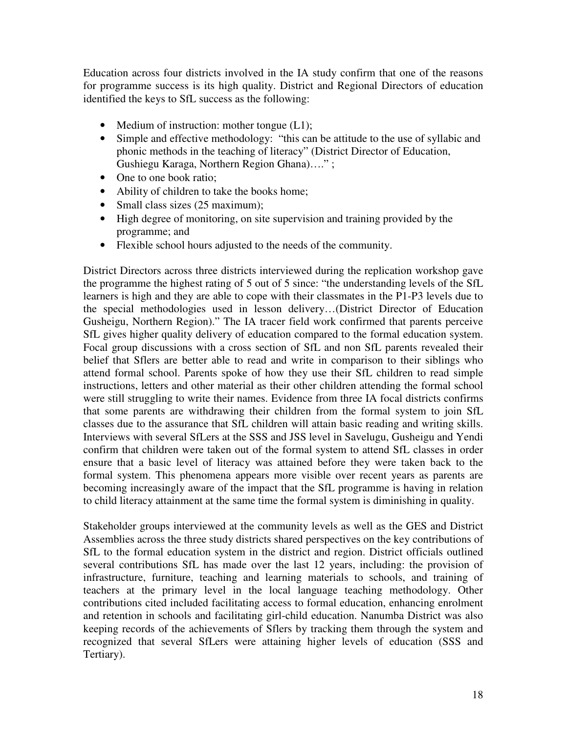Education across four districts involved in the IA study confirm that one of the reasons for programme success is its high quality. District and Regional Directors of education identified the keys to SfL success as the following:

- Medium of instruction: mother tongue (L1);
- Simple and effective methodology: "this can be attitude to the use of syllabic and phonic methods in the teaching of literacy" (District Director of Education, Gushiegu Karaga, Northern Region Ghana)…." ;
- One to one book ratio;
- Ability of children to take the books home;
- Small class sizes (25 maximum);
- High degree of monitoring, on site supervision and training provided by the programme; and
- Flexible school hours adjusted to the needs of the community.

District Directors across three districts interviewed during the replication workshop gave the programme the highest rating of 5 out of 5 since: "the understanding levels of the SfL learners is high and they are able to cope with their classmates in the P1-P3 levels due to the special methodologies used in lesson delivery…(District Director of Education Gusheigu, Northern Region)." The IA tracer field work confirmed that parents perceive SfL gives higher quality delivery of education compared to the formal education system. Focal group discussions with a cross section of SfL and non SfL parents revealed their belief that Sflers are better able to read and write in comparison to their siblings who attend formal school. Parents spoke of how they use their SfL children to read simple instructions, letters and other material as their other children attending the formal school were still struggling to write their names. Evidence from three IA focal districts confirms that some parents are withdrawing their children from the formal system to join SfL classes due to the assurance that SfL children will attain basic reading and writing skills. Interviews with several SfLers at the SSS and JSS level in Savelugu, Gusheigu and Yendi confirm that children were taken out of the formal system to attend SfL classes in order ensure that a basic level of literacy was attained before they were taken back to the formal system. This phenomena appears more visible over recent years as parents are becoming increasingly aware of the impact that the SfL programme is having in relation to child literacy attainment at the same time the formal system is diminishing in quality.

Stakeholder groups interviewed at the community levels as well as the GES and District Assemblies across the three study districts shared perspectives on the key contributions of SfL to the formal education system in the district and region. District officials outlined several contributions SfL has made over the last 12 years, including: the provision of infrastructure, furniture, teaching and learning materials to schools, and training of teachers at the primary level in the local language teaching methodology. Other contributions cited included facilitating access to formal education, enhancing enrolment and retention in schools and facilitating girl-child education. Nanumba District was also keeping records of the achievements of Sflers by tracking them through the system and recognized that several SfLers were attaining higher levels of education (SSS and Tertiary).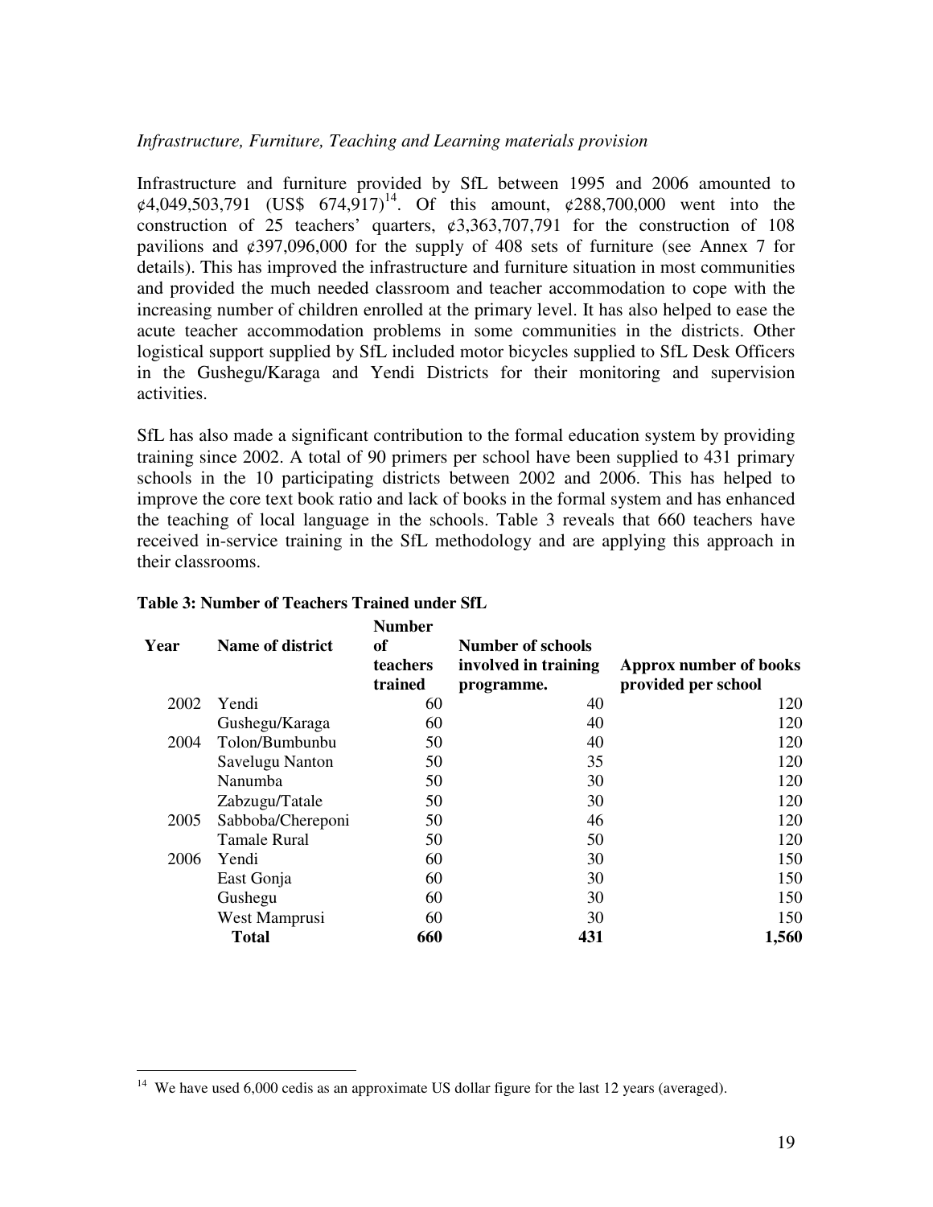*Infrastructure, Furniture, Teaching and Learning materials provision*

Infrastructure and furniture provided by SfL between 1995 and 2006 amounted to ¢4,049,503,791 (US$ 674,917)[14]. Of this amount, ¢288,700,000 went into the construction of 25 teachers' quarters, ¢3,363,707,791 for the construction of 108 pavilions and ¢397,096,000 for the supply of 408 sets of furniture (see Annex 7 for details). This has improved the infrastructure and furniture situation in most communities and provided the much needed classroom and teacher accommodation to cope with the increasing number of children enrolled at the primary level. It has also helped to ease the acute teacher accommodation problems in some communities in the districts. Other logistical support supplied by SfL included motor bicycles supplied to SfL Desk Officers in the Gushegu/Karaga and Yendi Districts for their monitoring and supervision activities.

SfL has also made a significant contribution to the formal education system by providing training since 2002. A total of 90 primers per school have been supplied to 431 primary schools in the 10 participating districts between 2002 and 2006. This has helped to improve the core text book ratio and lack of books in the formal system and has enhanced the teaching of local language in the schools. Table 3 reveals that 660 teachers have received in-service training in the SfL methodology and are applying this approach in their classrooms.

**Table 3: Number of Teachers Trained under SfL**

| Year | Name of district | Number of teachers trained | Number of schools involved in training programme. | Approx number of books provided per school |
|---|---|---|---|---|
| 2002 | Yendi | 60 | 40 | 120 |
| | Gushegu/Karaga | 60 | 40 | 120 |
| 2004 | Tolon/Bumbunbu | 50 | 40 | 120 |
| | Savelugu Nanton | 50 | 35 | 120 |
| | Nanumba | 50 | 30 | 120 |
| | Zabzugu/Tatale | 50 | 30 | 120 |
| 2005 | Sabboba/Chereponi | 50 | 46 | 120 |
| | Tamale Rural | 50 | 50 | 120 |
| 2006 | Yendi | 60 | 30 | 150 |
| | East Gonja | 60 | 30 | 150 |
| | Gushegu | 60 | 30 | 150 |
| | West Mamprusi | 60 | 30 | 150 |
| | **Total** | **660** | **431** | **1,560** |

---

[14] We have used 6,000 cedis as an approximate US dollar figure for the last 12 years (averaged).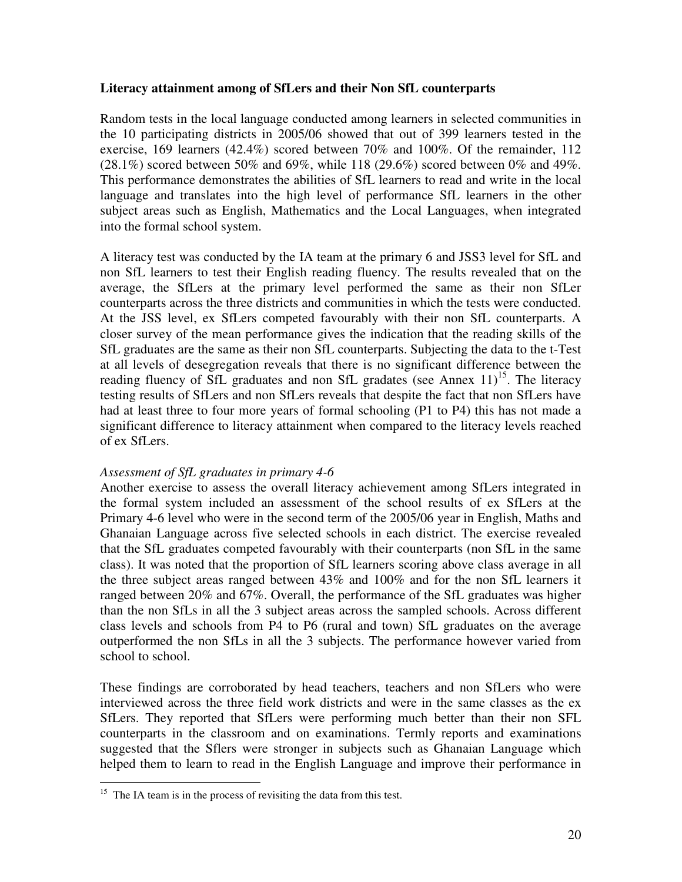**Literacy attainment among of SfLers and their Non SfL counterparts**

Random tests in the local language conducted among learners in selected communities in the 10 participating districts in 2005/06 showed that out of 399 learners tested in the exercise, 169 learners (42.4%) scored between 70% and 100%. Of the remainder, 112 (28.1%) scored between 50% and 69%, while 118 (29.6%) scored between 0% and 49%. This performance demonstrates the abilities of SfL learners to read and write in the local language and translates into the high level of performance SfL learners in the other subject areas such as English, Mathematics and the Local Languages, when integrated into the formal school system.

A literacy test was conducted by the IA team at the primary 6 and JSS3 level for SfL and non SfL learners to test their English reading fluency. The results revealed that on the average, the SfLers at the primary level performed the same as their non SfLer counterparts across the three districts and communities in which the tests were conducted. At the JSS level, ex SfLers competed favourably with their non SfL counterparts. A closer survey of the mean performance gives the indication that the reading skills of the SfL graduates are the same as their non SfL counterparts. Subjecting the data to the t-Test at all levels of desegregation reveals that there is no significant difference between the reading fluency of SfL graduates and non SfL gradates (see Annex 11)[15]. The literacy testing results of SfLers and non SfLers reveals that despite the fact that non SfLers have had at least three to four more years of formal schooling (P1 to P4) this has not made a significant difference to literacy attainment when compared to the literacy levels reached of ex SfLers.

*Assessment of SfL graduates in primary 4-6*

Another exercise to assess the overall literacy achievement among SfLers integrated in the formal system included an assessment of the school results of ex SfLers at the Primary 4-6 level who were in the second term of the 2005/06 year in English, Maths and Ghanaian Language across five selected schools in each district. The exercise revealed that the SfL graduates competed favourably with their counterparts (non SfL in the same class). It was noted that the proportion of SfL learners scoring above class average in all the three subject areas ranged between 43% and 100% and for the non SfL learners it ranged between 20% and 67%. Overall, the performance of the SfL graduates was higher than the non SfLs in all the 3 subject areas across the sampled schools. Across different class levels and schools from P4 to P6 (rural and town) SfL graduates on the average outperformed the non SfLs in all the 3 subjects. The performance however varied from school to school.

These findings are corroborated by head teachers, teachers and non SfLers who were interviewed across the three field work districts and were in the same classes as the ex SfLers. They reported that SfLers were performing much better than their non SFL counterparts in the classroom and on examinations. Termly reports and examinations suggested that the Sflers were stronger in subjects such as Ghanaian Language which helped them to learn to read in the English Language and improve their performance in

[15] The IA team is in the process of revisiting the data from this test.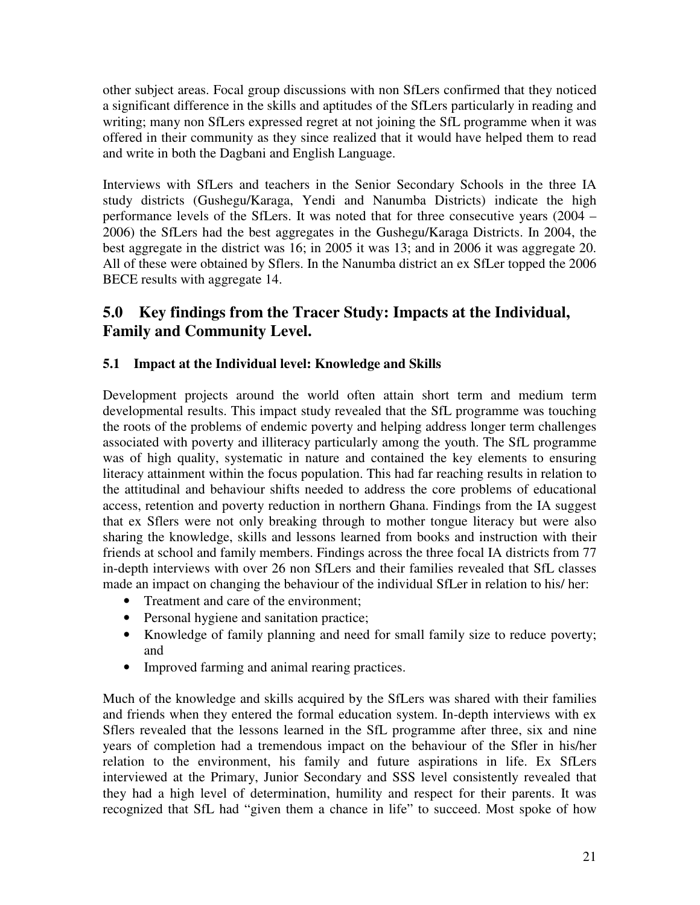other subject areas. Focal group discussions with non SfLers confirmed that they noticed a significant difference in the skills and aptitudes of the SfLers particularly in reading and writing; many non SfLers expressed regret at not joining the SfL programme when it was offered in their community as they since realized that it would have helped them to read and write in both the Dagbani and English Language.

Interviews with SfLers and teachers in the Senior Secondary Schools in the three IA study districts (Gushegu/Karaga, Yendi and Nanumba Districts) indicate the high performance levels of the SfLers. It was noted that for three consecutive years (2004 – 2006) the SfLers had the best aggregates in the Gushegu/Karaga Districts. In 2004, the best aggregate in the district was 16; in 2005 it was 13; and in 2006 it was aggregate 20. All of these were obtained by Sflers. In the Nanumba district an ex SfLer topped the 2006 BECE results with aggregate 14.

## 5.0 Key findings from the Tracer Study: Impacts at the Individual, Family and Community Level.

### 5.1 Impact at the Individual level: Knowledge and Skills

Development projects around the world often attain short term and medium term developmental results. This impact study revealed that the SfL programme was touching the roots of the problems of endemic poverty and helping address longer term challenges associated with poverty and illiteracy particularly among the youth. The SfL programme was of high quality, systematic in nature and contained the key elements to ensuring literacy attainment within the focus population. This had far reaching results in relation to the attitudinal and behaviour shifts needed to address the core problems of educational access, retention and poverty reduction in northern Ghana. Findings from the IA suggest that ex Sflers were not only breaking through to mother tongue literacy but were also sharing the knowledge, skills and lessons learned from books and instruction with their friends at school and family members. Findings across the three focal IA districts from 77 in-depth interviews with over 26 non SfLers and their families revealed that SfL classes made an impact on changing the behaviour of the individual SfLer in relation to his/ her:

- Treatment and care of the environment;
- Personal hygiene and sanitation practice;
- Knowledge of family planning and need for small family size to reduce poverty; and
- Improved farming and animal rearing practices.

Much of the knowledge and skills acquired by the SfLers was shared with their families and friends when they entered the formal education system. In-depth interviews with ex Sflers revealed that the lessons learned in the SfL programme after three, six and nine years of completion had a tremendous impact on the behaviour of the Sfler in his/her relation to the environment, his family and future aspirations in life. Ex SfLers interviewed at the Primary, Junior Secondary and SSS level consistently revealed that they had a high level of determination, humility and respect for their parents. It was recognized that SfL had "given them a chance in life" to succeed. Most spoke of how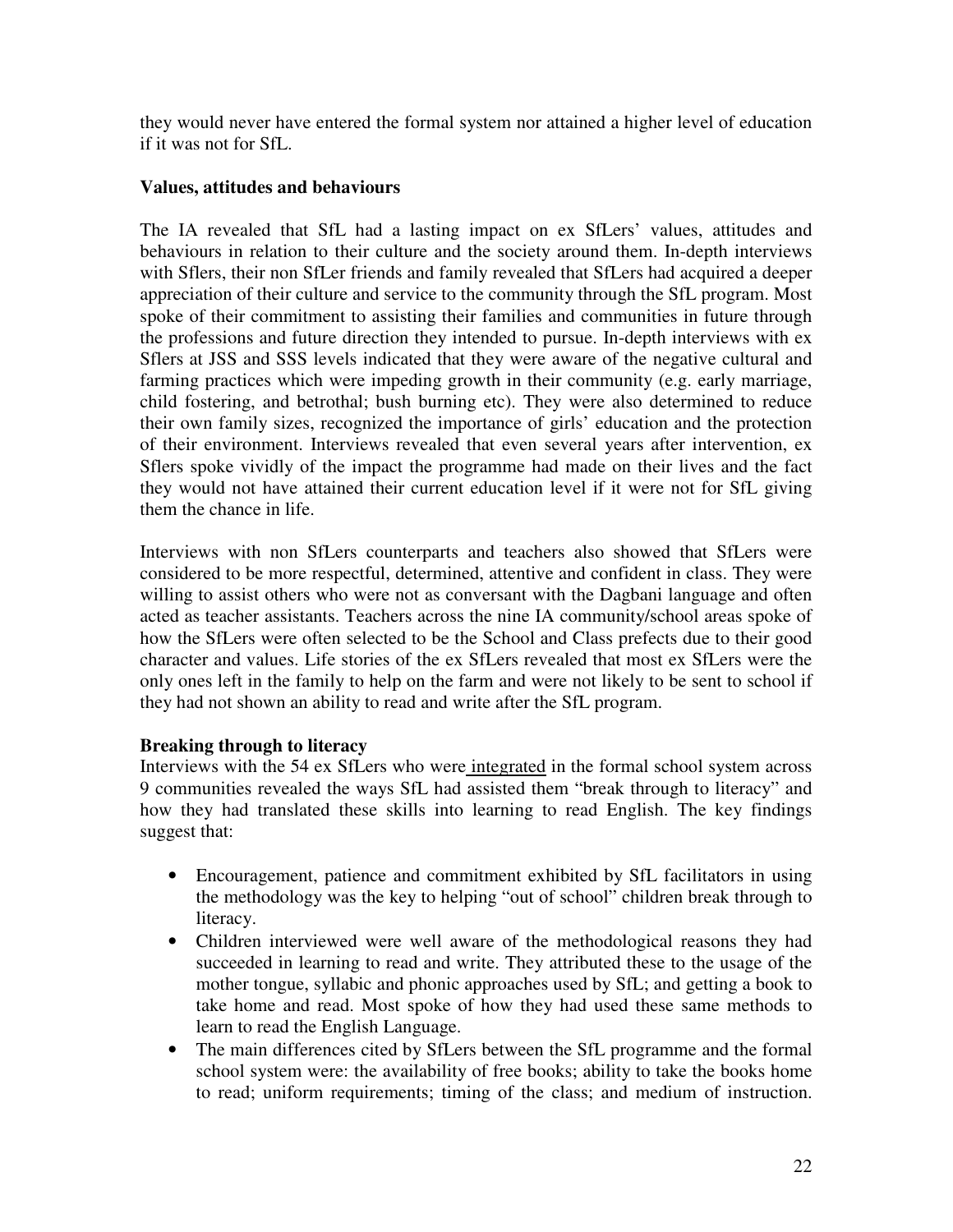they would never have entered the formal system nor attained a higher level of education if it was not for SfL.

**Values, attitudes and behaviours**

The IA revealed that SfL had a lasting impact on ex SfLers' values, attitudes and behaviours in relation to their culture and the society around them. In-depth interviews with Sflers, their non SfLer friends and family revealed that SfLers had acquired a deeper appreciation of their culture and service to the community through the SfL program. Most spoke of their commitment to assisting their families and communities in future through the professions and future direction they intended to pursue. In-depth interviews with ex Sflers at JSS and SSS levels indicated that they were aware of the negative cultural and farming practices which were impeding growth in their community (e.g. early marriage, child fostering, and betrothal; bush burning etc). They were also determined to reduce their own family sizes, recognized the importance of girls' education and the protection of their environment. Interviews revealed that even several years after intervention, ex Sflers spoke vividly of the impact the programme had made on their lives and the fact they would not have attained their current education level if it were not for SfL giving them the chance in life.

Interviews with non SfLers counterparts and teachers also showed that SfLers were considered to be more respectful, determined, attentive and confident in class. They were willing to assist others who were not as conversant with the Dagbani language and often acted as teacher assistants. Teachers across the nine IA community/school areas spoke of how the SfLers were often selected to be the School and Class prefects due to their good character and values. Life stories of the ex SfLers revealed that most ex SfLers were the only ones left in the family to help on the farm and were not likely to be sent to school if they had not shown an ability to read and write after the SfL program.

**Breaking through to literacy**

Interviews with the 54 ex SfLers who were integrated in the formal school system across 9 communities revealed the ways SfL had assisted them "break through to literacy" and how they had translated these skills into learning to read English. The key findings suggest that:

- Encouragement, patience and commitment exhibited by SfL facilitators in using the methodology was the key to helping "out of school" children break through to literacy.
- Children interviewed were well aware of the methodological reasons they had succeeded in learning to read and write. They attributed these to the usage of the mother tongue, syllabic and phonic approaches used by SfL; and getting a book to take home and read. Most spoke of how they had used these same methods to learn to read the English Language.
- The main differences cited by SfLers between the SfL programme and the formal school system were: the availability of free books; ability to take the books home to read; uniform requirements; timing of the class; and medium of instruction.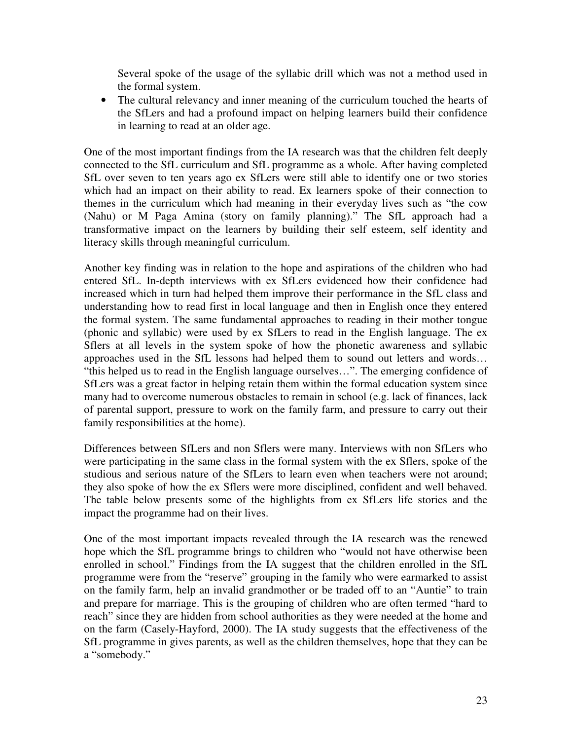Several spoke of the usage of the syllabic drill which was not a method used in the formal system.

- The cultural relevancy and inner meaning of the curriculum touched the hearts of the SfLers and had a profound impact on helping learners build their confidence in learning to read at an older age.

One of the most important findings from the IA research was that the children felt deeply connected to the SfL curriculum and SfL programme as a whole. After having completed SfL over seven to ten years ago ex SfLers were still able to identify one or two stories which had an impact on their ability to read. Ex learners spoke of their connection to themes in the curriculum which had meaning in their everyday lives such as "the cow (Nahu) or M Paga Amina (story on family planning)." The SfL approach had a transformative impact on the learners by building their self esteem, self identity and literacy skills through meaningful curriculum.

Another key finding was in relation to the hope and aspirations of the children who had entered SfL. In-depth interviews with ex SfLers evidenced how their confidence had increased which in turn had helped them improve their performance in the SfL class and understanding how to read first in local language and then in English once they entered the formal system. The same fundamental approaches to reading in their mother tongue (phonic and syllabic) were used by ex SfLers to read in the English language. The ex Sflers at all levels in the system spoke of how the phonetic awareness and syllabic approaches used in the SfL lessons had helped them to sound out letters and words… "this helped us to read in the English language ourselves…". The emerging confidence of SfLers was a great factor in helping retain them within the formal education system since many had to overcome numerous obstacles to remain in school (e.g. lack of finances, lack of parental support, pressure to work on the family farm, and pressure to carry out their family responsibilities at the home).

Differences between SfLers and non Sflers were many. Interviews with non SfLers who were participating in the same class in the formal system with the ex Sflers, spoke of the studious and serious nature of the SfLers to learn even when teachers were not around; they also spoke of how the ex Sflers were more disciplined, confident and well behaved. The table below presents some of the highlights from ex SfLers life stories and the impact the programme had on their lives.

One of the most important impacts revealed through the IA research was the renewed hope which the SfL programme brings to children who "would not have otherwise been enrolled in school." Findings from the IA suggest that the children enrolled in the SfL programme were from the "reserve" grouping in the family who were earmarked to assist on the family farm, help an invalid grandmother or be traded off to an "Auntie" to train and prepare for marriage. This is the grouping of children who are often termed "hard to reach" since they are hidden from school authorities as they were needed at the home and on the farm (Casely-Hayford, 2000). The IA study suggests that the effectiveness of the SfL programme in gives parents, as well as the children themselves, hope that they can be a "somebody."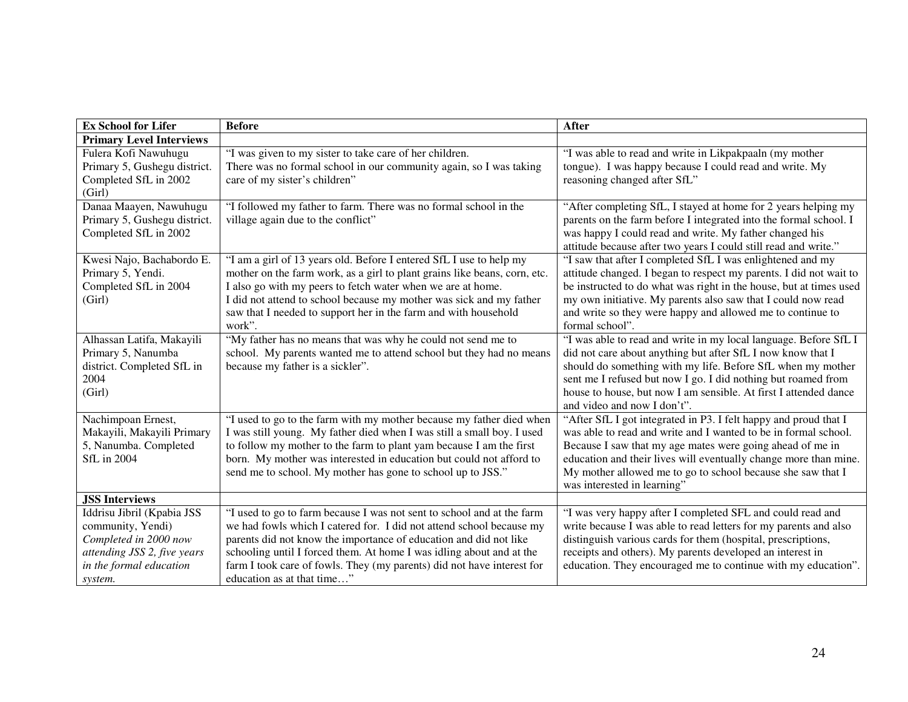| Ex School for Lifer | Before | After |
|---|---|---|
| **Primary Level Interviews** | | |
| Fulera Kofi Nawuhugu Primary 5, Gushegu district. Completed SfL in 2002 (Girl) | "I was given to my sister to take care of her children. There was no formal school in our community again, so I was taking care of my sister's children" | "I was able to read and write in Likpakpaaln (my mother tongue). I was happy because I could read and write. My reasoning changed after SfL" |
| Danaa Maayen, Nawuhugu Primary 5, Gushegu district. Completed SfL in 2002 | "I followed my father to farm. There was no formal school in the village again due to the conflict" | "After completing SfL, I stayed at home for 2 years helping my parents on the farm before I integrated into the formal school. I was happy I could read and write. My father changed his attitude because after two years I could still read and write." |
| Kwesi Najo, Bachabordo E. Primary 5, Yendi. Completed SfL in 2004 (Girl) | "I am a girl of 13 years old. Before I entered SfL I use to help my mother on the farm work, as a girl to plant grains like beans, corn, etc. I also go with my peers to fetch water when we are at home. I did not attend to school because my mother was sick and my father saw that I needed to support her in the farm and with household work". | "I saw that after I completed SfL I was enlightened and my attitude changed. I began to respect my parents. I did not wait to be instructed to do what was right in the house, but at times used my own initiative. My parents also saw that I could now read and write so they were happy and allowed me to continue to formal school". |
| Alhassan Latifa, Makayili Primary 5, Nanumba district. Completed SfL in 2004 (Girl) | "My father has no means that was why he could not send me to school. My parents wanted me to attend school but they had no means because my father is a sickler". | "I was able to read and write in my local language. Before SfL I did not care about anything but after SfL I now know that I should do something with my life. Before SfL when my mother sent me I refused but now I go. I did nothing but roamed from house to house, but now I am sensible. At first I attended dance and video and now I don't". |
| Nachimpoan Ernest, Makayili, Makayili Primary 5, Nanumba. Completed SfL in 2004 | "I used to go to the farm with my mother because my father died when I was still young. My father died when I was still a small boy. I used to follow my mother to the farm to plant yam because I am the first born. My mother was interested in education but could not afford to send me to school. My mother has gone to school up to JSS." | "After SfL I got integrated in P3. I felt happy and proud that I was able to read and write and I wanted to be in formal school. Because I saw that my age mates were going ahead of me in education and their lives will eventually change more than mine. My mother allowed me to go to school because she saw that I was interested in learning" |
| **JSS Interviews** | | |
| Iddrisu Jibril (Kpabia JSS community, Yendi) *Completed in 2000 now attending JSS 2, five years in the formal education system.* | "I used to go to farm because I was not sent to school and at the farm we had fowls which I catered for. I did not attend school because my parents did not know the importance of education and did not like schooling until I forced them. At home I was idling about and at the farm I took care of fowls. They (my parents) did not have interest for education as at that time…" | "I was very happy after I completed SFL and could read and write because I was able to read letters for my parents and also distinguish various cards for them (hospital, prescriptions, receipts and others). My parents developed an interest in education. They encouraged me to continue with my education". |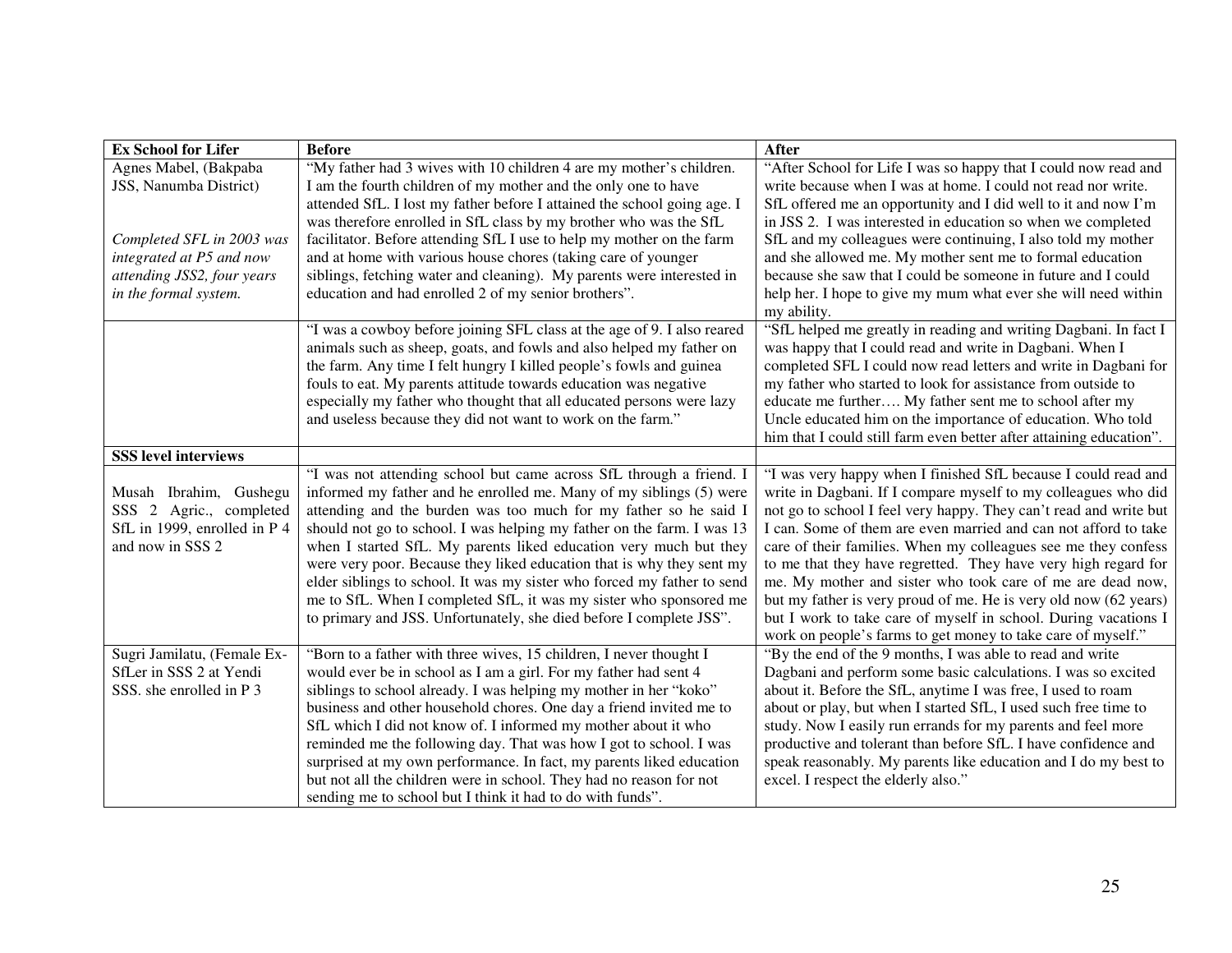| Ex School for Lifer | Before | After |
|---|---|---|
| Agnes Mabel, (Bakpaba JSS, Nanumba District)<br><br>*Completed SFL in 2003 was integrated at P5 and now attending JSS2, four years in the formal system.* | "My father had 3 wives with 10 children 4 are my mother's children. I am the fourth children of my mother and the only one to have attended SfL. I lost my father before I attained the school going age. I was therefore enrolled in SfL class by my brother who was the SfL facilitator. Before attending SfL I use to help my mother on the farm and at home with various house chores (taking care of younger siblings, fetching water and cleaning). My parents were interested in education and had enrolled 2 of my senior brothers". | "After School for Life I was so happy that I could now read and write because when I was at home. I could not read nor write. SfL offered me an opportunity and I did well to it and now I'm in JSS 2. I was interested in education so when we completed SfL and my colleagues were continuing, I also told my mother and she allowed me. My mother sent me to formal education because she saw that I could be someone in future and I could help her. I hope to give my mum what ever she will need within my ability. |
| | "I was a cowboy before joining SFL class at the age of 9. I also reared animals such as sheep, goats, and fowls and also helped my father on the farm. Any time I felt hungry I killed people's fowls and guinea fouls to eat. My parents attitude towards education was negative especially my father who thought that all educated persons were lazy and useless because they did not want to work on the farm." | "SfL helped me greatly in reading and writing Dagbani. In fact I was happy that I could read and write in Dagbani. When I completed SFL I could now read letters and write in Dagbani for my father who started to look for assistance from outside to educate me further…. My father sent me to school after my Uncle educated him on the importance of education. Who told him that I could still farm even better after attaining education". |
| **SSS level interviews** | | |
| Musah Ibrahim, Gushegu SSS 2 Agric., completed SfL in 1999, enrolled in P 4 and now in SSS 2 | "I was not attending school but came across SfL through a friend. I informed my father and he enrolled me. Many of my siblings (5) were attending and the burden was too much for my father so he said I should not go to school. I was helping my father on the farm. I was 13 when I started SfL. My parents liked education very much but they were very poor. Because they liked education that is why they sent my elder siblings to school. It was my sister who forced my father to send me to SfL. When I completed SfL, it was my sister who sponsored me to primary and JSS. Unfortunately, she died before I complete JSS". | "I was very happy when I finished SfL because I could read and write in Dagbani. If I compare myself to my colleagues who did not go to school I feel very happy. They can't read and write but I can. Some of them are even married and can not afford to take care of their families. When my colleagues see me they confess to me that they have regretted. They have very high regard for me. My mother and sister who took care of me are dead now, but my father is very proud of me. He is very old now (62 years) but I work to take care of myself in school. During vacations I work on people's farms to get money to take care of myself." |
| Sugri Jamilatu, (Female Ex-SfLer in SSS 2 at Yendi SSS. she enrolled in P 3 | "Born to a father with three wives, 15 children, I never thought I would ever be in school as I am a girl. For my father had sent 4 siblings to school already. I was helping my mother in her "koko" business and other household chores. One day a friend invited me to SfL which I did not know of. I informed my mother about it who reminded me the following day. That was how I got to school. I was surprised at my own performance. In fact, my parents liked education but not all the children were in school. They had no reason for not sending me to school but I think it had to do with funds". | "By the end of the 9 months, I was able to read and write Dagbani and perform some basic calculations. I was so excited about it. Before the SfL, anytime I was free, I used to roam about or play, but when I started SfL, I used such free time to study. Now I easily run errands for my parents and feel more productive and tolerant than before SfL. I have confidence and speak reasonably. My parents like education and I do my best to excel. I respect the elderly also." |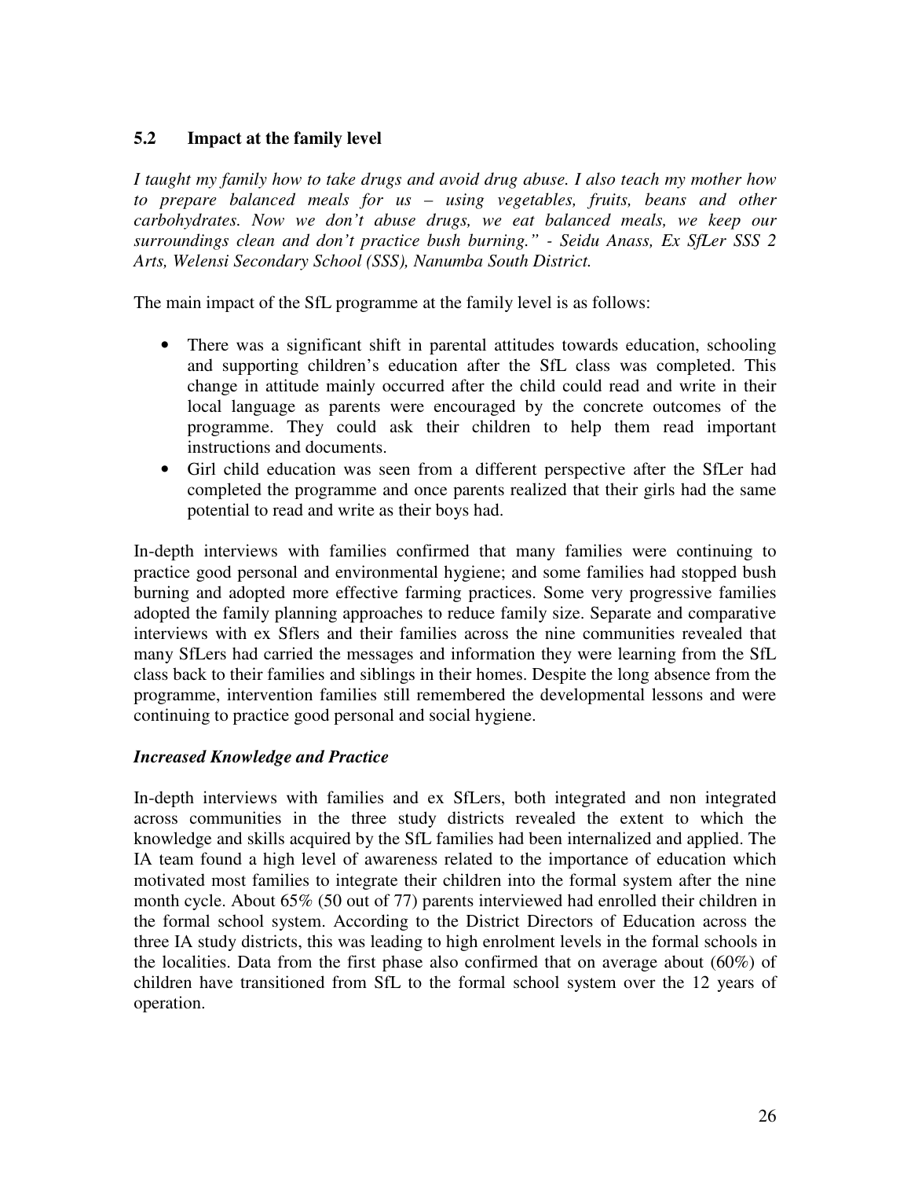## 5.2 Impact at the family level

*I taught my family how to take drugs and avoid drug abuse. I also teach my mother how to prepare balanced meals for us – using vegetables, fruits, beans and other carbohydrates. Now we don't abuse drugs, we eat balanced meals, we keep our surroundings clean and don't practice bush burning." - Seidu Anass, Ex SfLer SSS 2 Arts, Welensi Secondary School (SSS), Nanumba South District.*

The main impact of the SfL programme at the family level is as follows:

- There was a significant shift in parental attitudes towards education, schooling and supporting children's education after the SfL class was completed. This change in attitude mainly occurred after the child could read and write in their local language as parents were encouraged by the concrete outcomes of the programme. They could ask their children to help them read important instructions and documents.
- Girl child education was seen from a different perspective after the SfLer had completed the programme and once parents realized that their girls had the same potential to read and write as their boys had.

In-depth interviews with families confirmed that many families were continuing to practice good personal and environmental hygiene; and some families had stopped bush burning and adopted more effective farming practices. Some very progressive families adopted the family planning approaches to reduce family size. Separate and comparative interviews with ex Sflers and their families across the nine communities revealed that many SfLers had carried the messages and information they were learning from the SfL class back to their families and siblings in their homes. Despite the long absence from the programme, intervention families still remembered the developmental lessons and were continuing to practice good personal and social hygiene.

### *Increased Knowledge and Practice*

In-depth interviews with families and ex SfLers, both integrated and non integrated across communities in the three study districts revealed the extent to which the knowledge and skills acquired by the SfL families had been internalized and applied. The IA team found a high level of awareness related to the importance of education which motivated most families to integrate their children into the formal system after the nine month cycle. About 65% (50 out of 77) parents interviewed had enrolled their children in the formal school system. According to the District Directors of Education across the three IA study districts, this was leading to high enrolment levels in the formal schools in the localities. Data from the first phase also confirmed that on average about (60%) of children have transitioned from SfL to the formal school system over the 12 years of operation.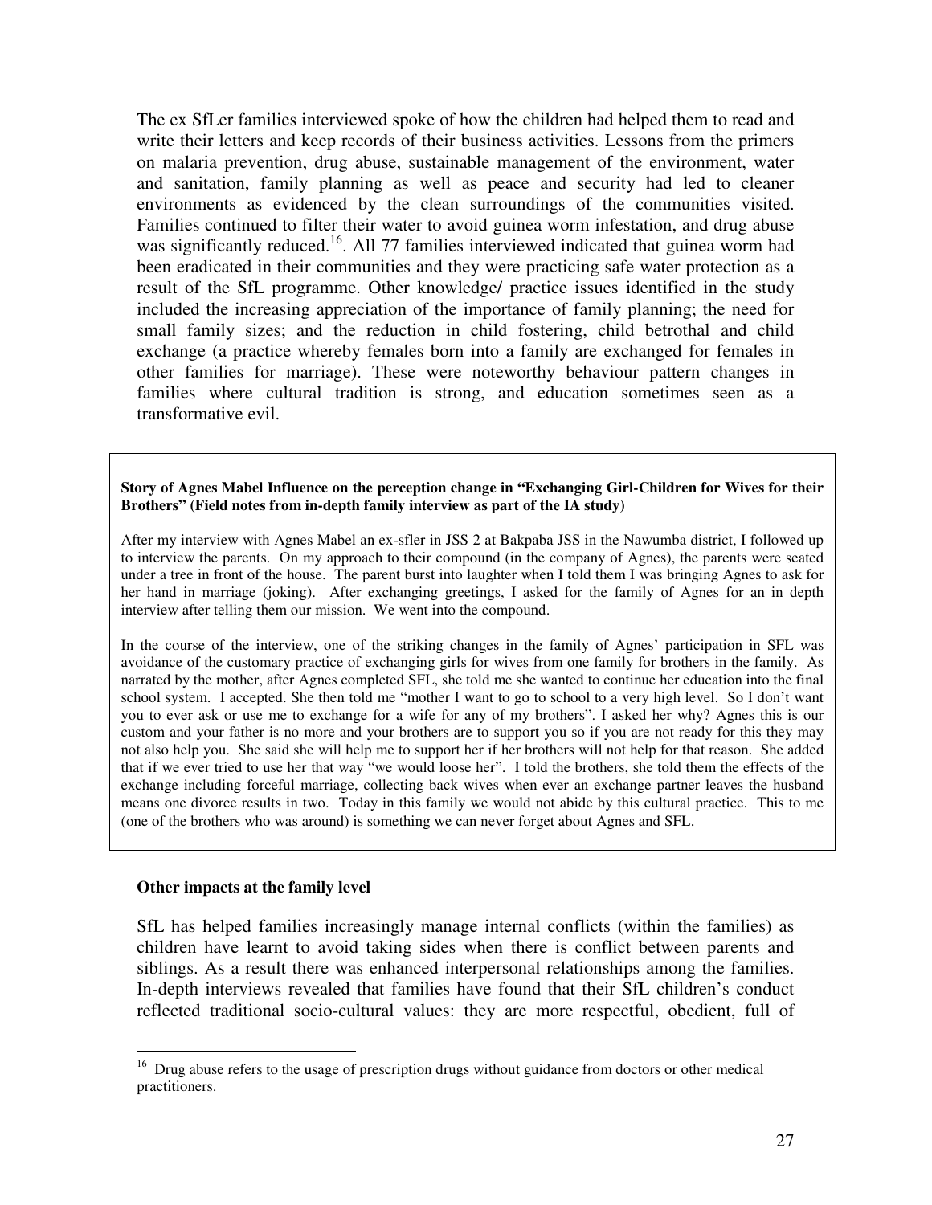The ex SfLer families interviewed spoke of how the children had helped them to read and write their letters and keep records of their business activities. Lessons from the primers on malaria prevention, drug abuse, sustainable management of the environment, water and sanitation, family planning as well as peace and security had led to cleaner environments as evidenced by the clean surroundings of the communities visited. Families continued to filter their water to avoid guinea worm infestation, and drug abuse was significantly reduced.[16]. All 77 families interviewed indicated that guinea worm had been eradicated in their communities and they were practicing safe water protection as a result of the SfL programme. Other knowledge/ practice issues identified in the study included the increasing appreciation of the importance of family planning; the need for small family sizes; and the reduction in child fostering, child betrothal and child exchange (a practice whereby females born into a family are exchanged for females in other families for marriage). These were noteworthy behaviour pattern changes in families where cultural tradition is strong, and education sometimes seen as a transformative evil.

> **Story of Agnes Mabel Influence on the perception change in "Exchanging Girl-Children for Wives for their Brothers" (Field notes from in-depth family interview as part of the IA study)**
>
> After my interview with Agnes Mabel an ex-sfler in JSS 2 at Bakpaba JSS in the Nawumba district, I followed up to interview the parents. On my approach to their compound (in the company of Agnes), the parents were seated under a tree in front of the house. The parent burst into laughter when I told them I was bringing Agnes to ask for her hand in marriage (joking). After exchanging greetings, I asked for the family of Agnes for an in depth interview after telling them our mission. We went into the compound.
>
> In the course of the interview, one of the striking changes in the family of Agnes' participation in SFL was avoidance of the customary practice of exchanging girls for wives from one family for brothers in the family. As narrated by the mother, after Agnes completed SFL, she told me she wanted to continue her education into the final school system. I accepted. She then told me "mother I want to go to school to a very high level. So I don't want you to ever ask or use me to exchange for a wife for any of my brothers". I asked her why? Agnes this is our custom and your father is no more and your brothers are to support you so if you are not ready for this they may not also help you. She said she will help me to support her if her brothers will not help for that reason. She added that if we ever tried to use her that way "we would loose her". I told the brothers, she told them the effects of the exchange including forceful marriage, collecting back wives when ever an exchange partner leaves the husband means one divorce results in two. Today in this family we would not abide by this cultural practice. This to me (one of the brothers who was around) is something we can never forget about Agnes and SFL.

**Other impacts at the family level**

SfL has helped families increasingly manage internal conflicts (within the families) as children have learnt to avoid taking sides when there is conflict between parents and siblings. As a result there was enhanced interpersonal relationships among the families. In-depth interviews revealed that families have found that their SfL children's conduct reflected traditional socio-cultural values: they are more respectful, obedient, full of

[16] Drug abuse refers to the usage of prescription drugs without guidance from doctors or other medical practitioners.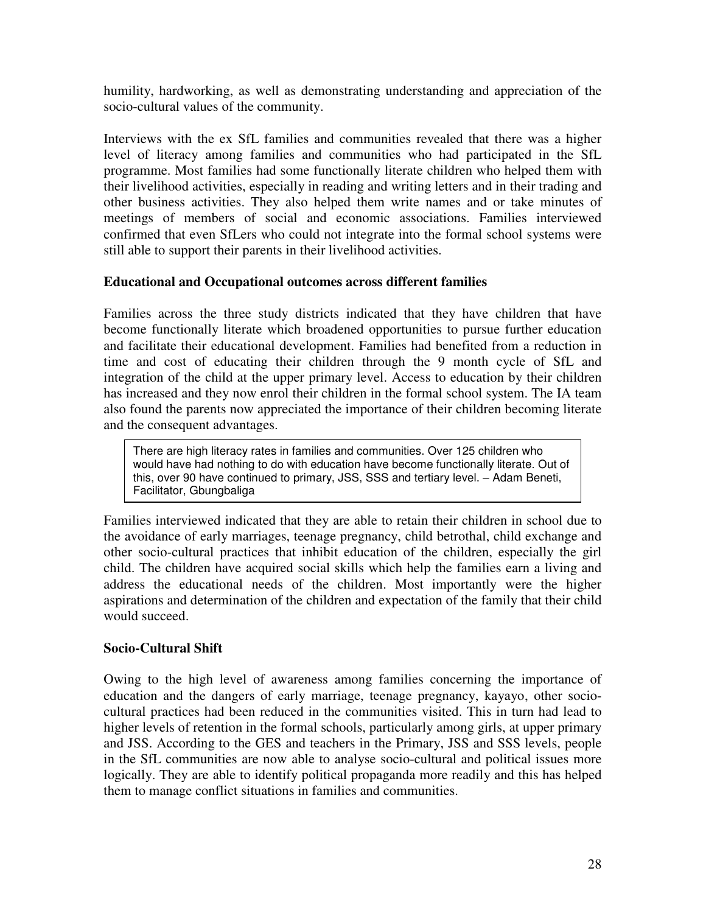humility, hardworking, as well as demonstrating understanding and appreciation of the socio-cultural values of the community.

Interviews with the ex SfL families and communities revealed that there was a higher level of literacy among families and communities who had participated in the SfL programme. Most families had some functionally literate children who helped them with their livelihood activities, especially in reading and writing letters and in their trading and other business activities. They also helped them write names and or take minutes of meetings of members of social and economic associations. Families interviewed confirmed that even SfLers who could not integrate into the formal school systems were still able to support their parents in their livelihood activities.

**Educational and Occupational outcomes across different families**

Families across the three study districts indicated that they have children that have become functionally literate which broadened opportunities to pursue further education and facilitate their educational development. Families had benefited from a reduction in time and cost of educating their children through the 9 month cycle of SfL and integration of the child at the upper primary level. Access to education by their children has increased and they now enrol their children in the formal school system. The IA team also found the parents now appreciated the importance of their children becoming literate and the consequent advantages.

> There are high literacy rates in families and communities. Over 125 children who would have had nothing to do with education have become functionally literate. Out of this, over 90 have continued to primary, JSS, SSS and tertiary level. – Adam Beneti, Facilitator, Gbungbaliga

Families interviewed indicated that they are able to retain their children in school due to the avoidance of early marriages, teenage pregnancy, child betrothal, child exchange and other socio-cultural practices that inhibit education of the children, especially the girl child. The children have acquired social skills which help the families earn a living and address the educational needs of the children. Most importantly were the higher aspirations and determination of the children and expectation of the family that their child would succeed.

**Socio-Cultural Shift**

Owing to the high level of awareness among families concerning the importance of education and the dangers of early marriage, teenage pregnancy, kayayo, other socio-cultural practices had been reduced in the communities visited. This in turn had lead to higher levels of retention in the formal schools, particularly among girls, at upper primary and JSS. According to the GES and teachers in the Primary, JSS and SSS levels, people in the SfL communities are now able to analyse socio-cultural and political issues more logically. They are able to identify political propaganda more readily and this has helped them to manage conflict situations in families and communities.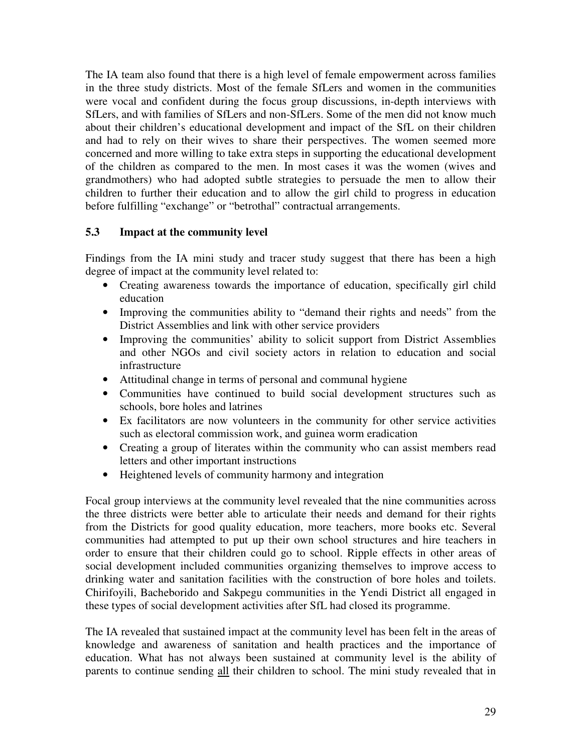The IA team also found that there is a high level of female empowerment across families in the three study districts. Most of the female SfLers and women in the communities were vocal and confident during the focus group discussions, in-depth interviews with SfLers, and with families of SfLers and non-SfLers. Some of the men did not know much about their children's educational development and impact of the SfL on their children and had to rely on their wives to share their perspectives. The women seemed more concerned and more willing to take extra steps in supporting the educational development of the children as compared to the men. In most cases it was the women (wives and grandmothers) who had adopted subtle strategies to persuade the men to allow their children to further their education and to allow the girl child to progress in education before fulfilling "exchange" or "betrothal" contractual arrangements.

### 5.3 Impact at the community level

Findings from the IA mini study and tracer study suggest that there has been a high degree of impact at the community level related to:

- Creating awareness towards the importance of education, specifically girl child education
- Improving the communities ability to "demand their rights and needs" from the District Assemblies and link with other service providers
- Improving the communities' ability to solicit support from District Assemblies and other NGOs and civil society actors in relation to education and social infrastructure
- Attitudinal change in terms of personal and communal hygiene
- Communities have continued to build social development structures such as schools, bore holes and latrines
- Ex facilitators are now volunteers in the community for other service activities such as electoral commission work, and guinea worm eradication
- Creating a group of literates within the community who can assist members read letters and other important instructions
- Heightened levels of community harmony and integration

Focal group interviews at the community level revealed that the nine communities across the three districts were better able to articulate their needs and demand for their rights from the Districts for good quality education, more teachers, more books etc. Several communities had attempted to put up their own school structures and hire teachers in order to ensure that their children could go to school. Ripple effects in other areas of social development included communities organizing themselves to improve access to drinking water and sanitation facilities with the construction of bore holes and toilets. Chirifoyili, Bacheborido and Sakpegu communities in the Yendi District all engaged in these types of social development activities after SfL had closed its programme.

The IA revealed that sustained impact at the community level has been felt in the areas of knowledge and awareness of sanitation and health practices and the importance of education. What has not always been sustained at community level is the ability of parents to continue sending <u>all</u> their children to school. The mini study revealed that in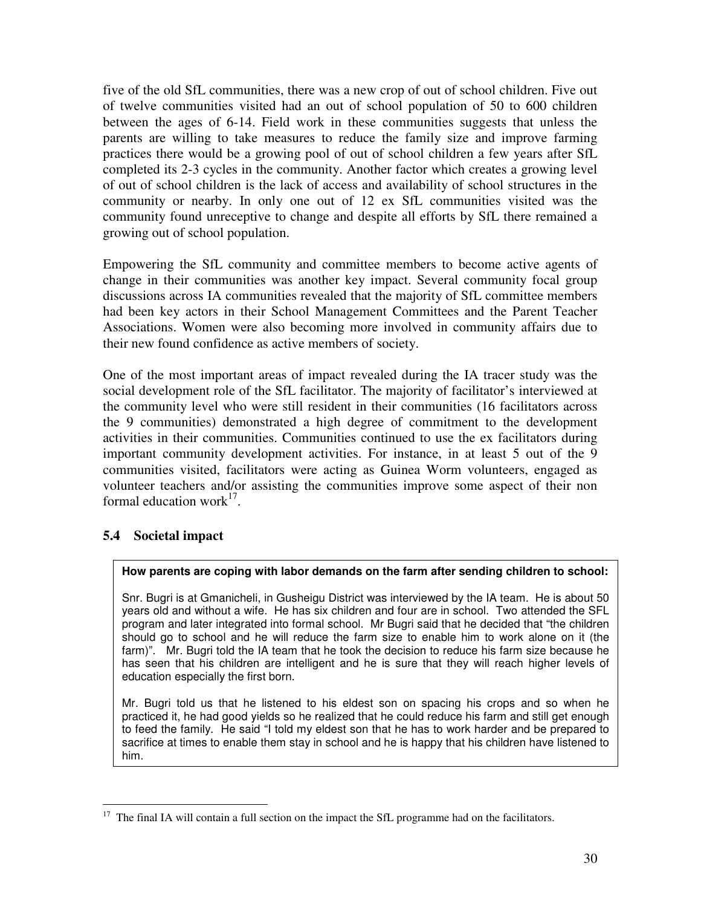five of the old SfL communities, there was a new crop of out of school children. Five out of twelve communities visited had an out of school population of 50 to 600 children between the ages of 6-14. Field work in these communities suggests that unless the parents are willing to take measures to reduce the family size and improve farming practices there would be a growing pool of out of school children a few years after SfL completed its 2-3 cycles in the community. Another factor which creates a growing level of out of school children is the lack of access and availability of school structures in the community or nearby. In only one out of 12 ex SfL communities visited was the community found unreceptive to change and despite all efforts by SfL there remained a growing out of school population.

Empowering the SfL community and committee members to become active agents of change in their communities was another key impact. Several community focal group discussions across IA communities revealed that the majority of SfL committee members had been key actors in their School Management Committees and the Parent Teacher Associations. Women were also becoming more involved in community affairs due to their new found confidence as active members of society.

One of the most important areas of impact revealed during the IA tracer study was the social development role of the SfL facilitator. The majority of facilitator's interviewed at the community level who were still resident in their communities (16 facilitators across the 9 communities) demonstrated a high degree of commitment to the development activities in their communities. Communities continued to use the ex facilitators during important community development activities. For instance, in at least 5 out of the 9 communities visited, facilitators were acting as Guinea Worm volunteers, engaged as volunteer teachers and/or assisting the communities improve some aspect of their non formal education work[17].

### 5.4 Societal impact

**How parents are coping with labor demands on the farm after sending children to school:**

Snr. Bugri is at Gmanicheli, in Gusheigu District was interviewed by the IA team. He is about 50 years old and without a wife. He has six children and four are in school. Two attended the SFL program and later integrated into formal school. Mr Bugri said that he decided that "the children should go to school and he will reduce the farm size to enable him to work alone on it (the farm)". Mr. Bugri told the IA team that he took the decision to reduce his farm size because he has seen that his children are intelligent and he is sure that they will reach higher levels of education especially the first born.

Mr. Bugri told us that he listened to his eldest son on spacing his crops and so when he practiced it, he had good yields so he realized that he could reduce his farm and still get enough to feed the family. He said "I told my eldest son that he has to work harder and be prepared to sacrifice at times to enable them stay in school and he is happy that his children have listened to him.

---

[17] The final IA will contain a full section on the impact the SfL programme had on the facilitators.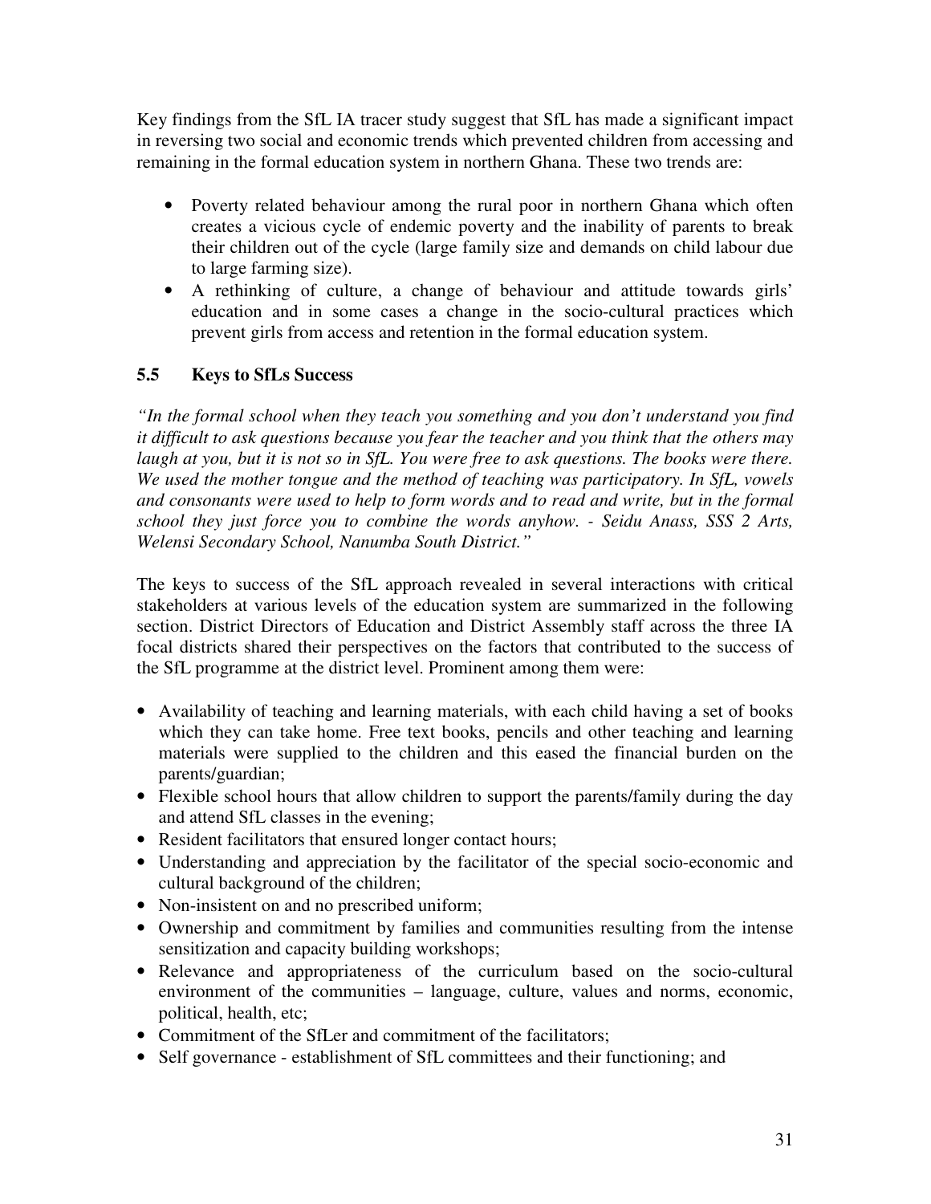Key findings from the SfL IA tracer study suggest that SfL has made a significant impact in reversing two social and economic trends which prevented children from accessing and remaining in the formal education system in northern Ghana. These two trends are:

- Poverty related behaviour among the rural poor in northern Ghana which often creates a vicious cycle of endemic poverty and the inability of parents to break their children out of the cycle (large family size and demands on child labour due to large farming size).
- A rethinking of culture, a change of behaviour and attitude towards girls' education and in some cases a change in the socio-cultural practices which prevent girls from access and retention in the formal education system.

### 5.5 Keys to SfLs Success

*"In the formal school when they teach you something and you don't understand you find it difficult to ask questions because you fear the teacher and you think that the others may laugh at you, but it is not so in SfL. You were free to ask questions. The books were there. We used the mother tongue and the method of teaching was participatory. In SfL, vowels and consonants were used to help to form words and to read and write, but in the formal school they just force you to combine the words anyhow. - Seidu Anass, SSS 2 Arts, Welensi Secondary School, Nanumba South District."*

The keys to success of the SfL approach revealed in several interactions with critical stakeholders at various levels of the education system are summarized in the following section. District Directors of Education and District Assembly staff across the three IA focal districts shared their perspectives on the factors that contributed to the success of the SfL programme at the district level. Prominent among them were:

- Availability of teaching and learning materials, with each child having a set of books which they can take home. Free text books, pencils and other teaching and learning materials were supplied to the children and this eased the financial burden on the parents/guardian;
- Flexible school hours that allow children to support the parents/family during the day and attend SfL classes in the evening;
- Resident facilitators that ensured longer contact hours;
- Understanding and appreciation by the facilitator of the special socio-economic and cultural background of the children;
- Non-insistent on and no prescribed uniform;
- Ownership and commitment by families and communities resulting from the intense sensitization and capacity building workshops;
- Relevance and appropriateness of the curriculum based on the socio-cultural environment of the communities – language, culture, values and norms, economic, political, health, etc;
- Commitment of the SfLer and commitment of the facilitators;
- Self governance - establishment of SfL committees and their functioning; and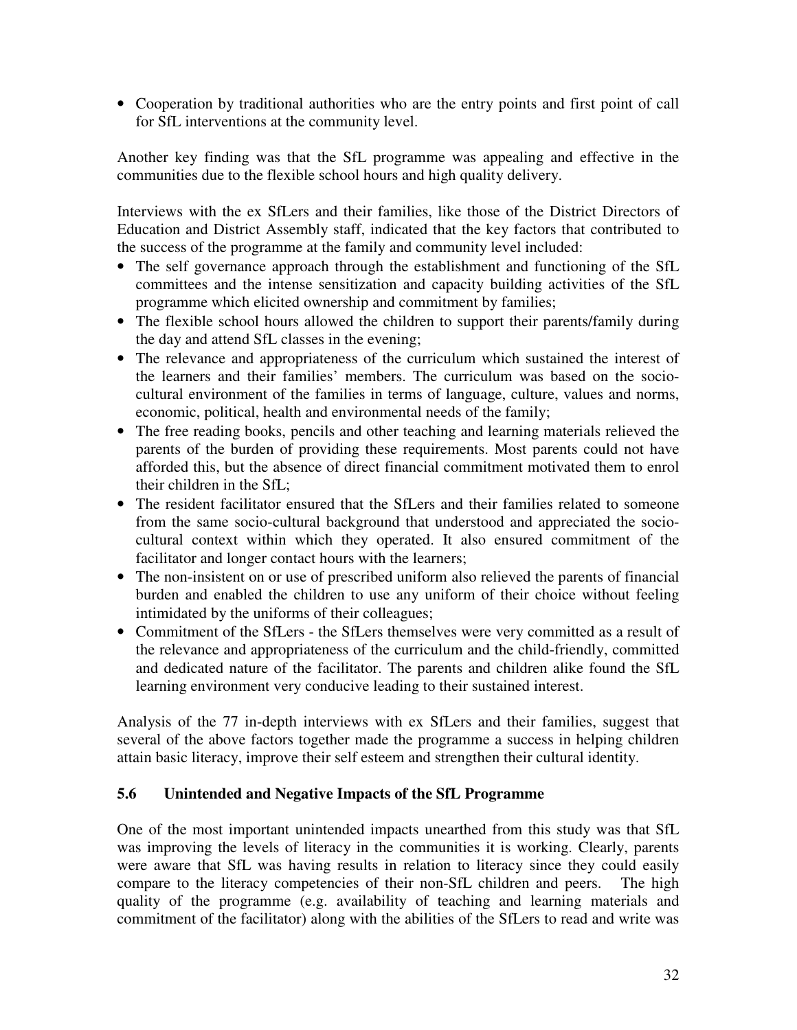- Cooperation by traditional authorities who are the entry points and first point of call for SfL interventions at the community level.

Another key finding was that the SfL programme was appealing and effective in the communities due to the flexible school hours and high quality delivery.

Interviews with the ex SfLers and their families, like those of the District Directors of Education and District Assembly staff, indicated that the key factors that contributed to the success of the programme at the family and community level included:

- The self governance approach through the establishment and functioning of the SfL committees and the intense sensitization and capacity building activities of the SfL programme which elicited ownership and commitment by families;
- The flexible school hours allowed the children to support their parents/family during the day and attend SfL classes in the evening;
- The relevance and appropriateness of the curriculum which sustained the interest of the learners and their families' members. The curriculum was based on the socio-cultural environment of the families in terms of language, culture, values and norms, economic, political, health and environmental needs of the family;
- The free reading books, pencils and other teaching and learning materials relieved the parents of the burden of providing these requirements. Most parents could not have afforded this, but the absence of direct financial commitment motivated them to enrol their children in the SfL;
- The resident facilitator ensured that the SfLers and their families related to someone from the same socio-cultural background that understood and appreciated the socio-cultural context within which they operated. It also ensured commitment of the facilitator and longer contact hours with the learners;
- The non-insistent on or use of prescribed uniform also relieved the parents of financial burden and enabled the children to use any uniform of their choice without feeling intimidated by the uniforms of their colleagues;
- Commitment of the SfLers - the SfLers themselves were very committed as a result of the relevance and appropriateness of the curriculum and the child-friendly, committed and dedicated nature of the facilitator. The parents and children alike found the SfL learning environment very conducive leading to their sustained interest.

Analysis of the 77 in-depth interviews with ex SfLers and their families, suggest that several of the above factors together made the programme a success in helping children attain basic literacy, improve their self esteem and strengthen their cultural identity.

### 5.6 Unintended and Negative Impacts of the SfL Programme

One of the most important unintended impacts unearthed from this study was that SfL was improving the levels of literacy in the communities it is working. Clearly, parents were aware that SfL was having results in relation to literacy since they could easily compare to the literacy competencies of their non-SfL children and peers. The high quality of the programme (e.g. availability of teaching and learning materials and commitment of the facilitator) along with the abilities of the SfLers to read and write was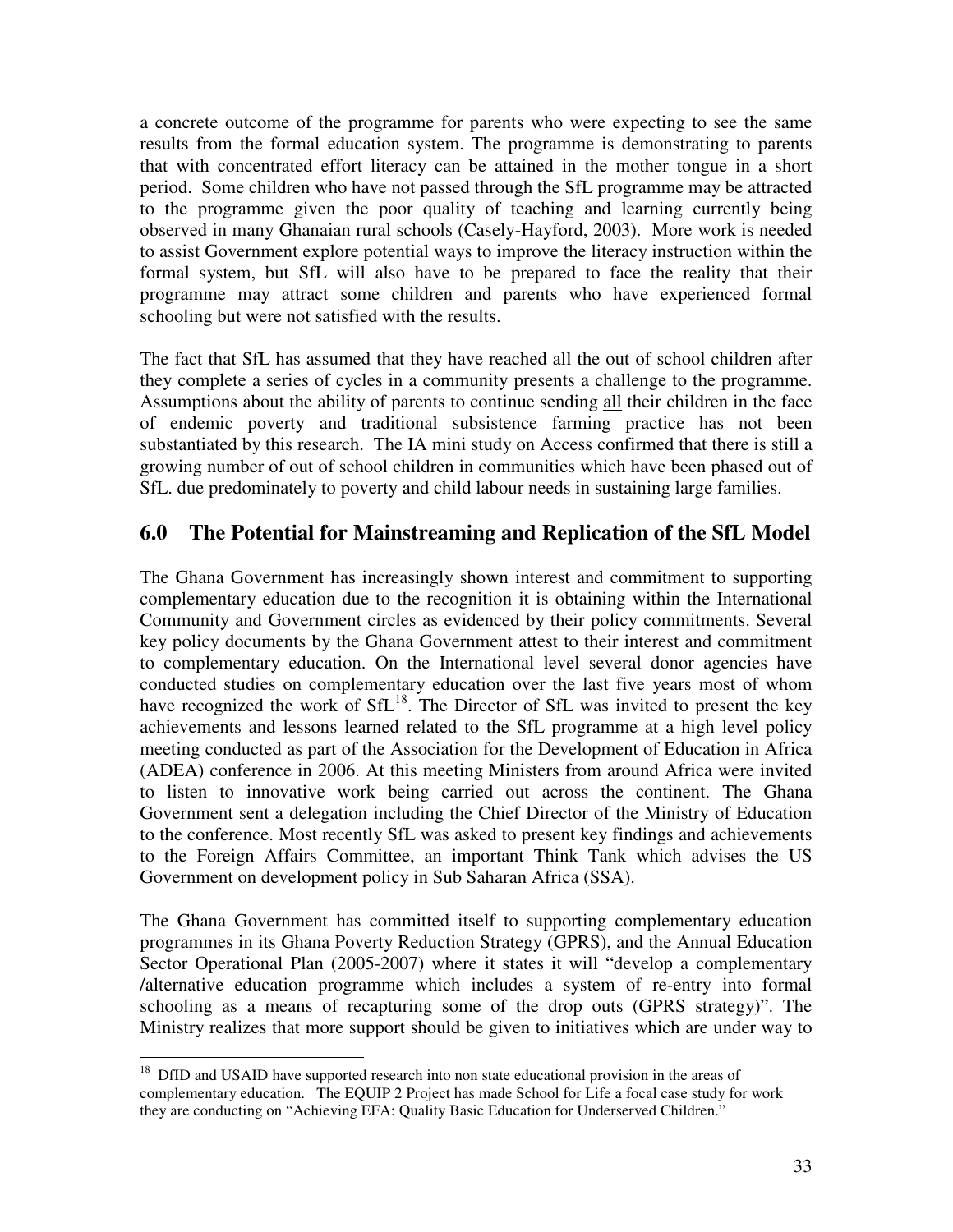a concrete outcome of the programme for parents who were expecting to see the same results from the formal education system. The programme is demonstrating to parents that with concentrated effort literacy can be attained in the mother tongue in a short period. Some children who have not passed through the SfL programme may be attracted to the programme given the poor quality of teaching and learning currently being observed in many Ghanaian rural schools (Casely-Hayford, 2003). More work is needed to assist Government explore potential ways to improve the literacy instruction within the formal system, but SfL will also have to be prepared to face the reality that their programme may attract some children and parents who have experienced formal schooling but were not satisfied with the results.

The fact that SfL has assumed that they have reached all the out of school children after they complete a series of cycles in a community presents a challenge to the programme. Assumptions about the ability of parents to continue sending all their children in the face of endemic poverty and traditional subsistence farming practice has not been substantiated by this research. The IA mini study on Access confirmed that there is still a growing number of out of school children in communities which have been phased out of SfL. due predominately to poverty and child labour needs in sustaining large families.

## 6.0 The Potential for Mainstreaming and Replication of the SfL Model

The Ghana Government has increasingly shown interest and commitment to supporting complementary education due to the recognition it is obtaining within the International Community and Government circles as evidenced by their policy commitments. Several key policy documents by the Ghana Government attest to their interest and commitment to complementary education. On the International level several donor agencies have conducted studies on complementary education over the last five years most of whom have recognized the work of SfL[18]. The Director of SfL was invited to present the key achievements and lessons learned related to the SfL programme at a high level policy meeting conducted as part of the Association for the Development of Education in Africa (ADEA) conference in 2006. At this meeting Ministers from around Africa were invited to listen to innovative work being carried out across the continent. The Ghana Government sent a delegation including the Chief Director of the Ministry of Education to the conference. Most recently SfL was asked to present key findings and achievements to the Foreign Affairs Committee, an important Think Tank which advises the US Government on development policy in Sub Saharan Africa (SSA).

The Ghana Government has committed itself to supporting complementary education programmes in its Ghana Poverty Reduction Strategy (GPRS), and the Annual Education Sector Operational Plan (2005-2007) where it states it will "develop a complementary /alternative education programme which includes a system of re-entry into formal schooling as a means of recapturing some of the drop outs (GPRS strategy)". The Ministry realizes that more support should be given to initiatives which are under way to

---

[18] DfID and USAID have supported research into non state educational provision in the areas of complementary education. The EQUIP 2 Project has made School for Life a focal case study for work they are conducting on "Achieving EFA: Quality Basic Education for Underserved Children."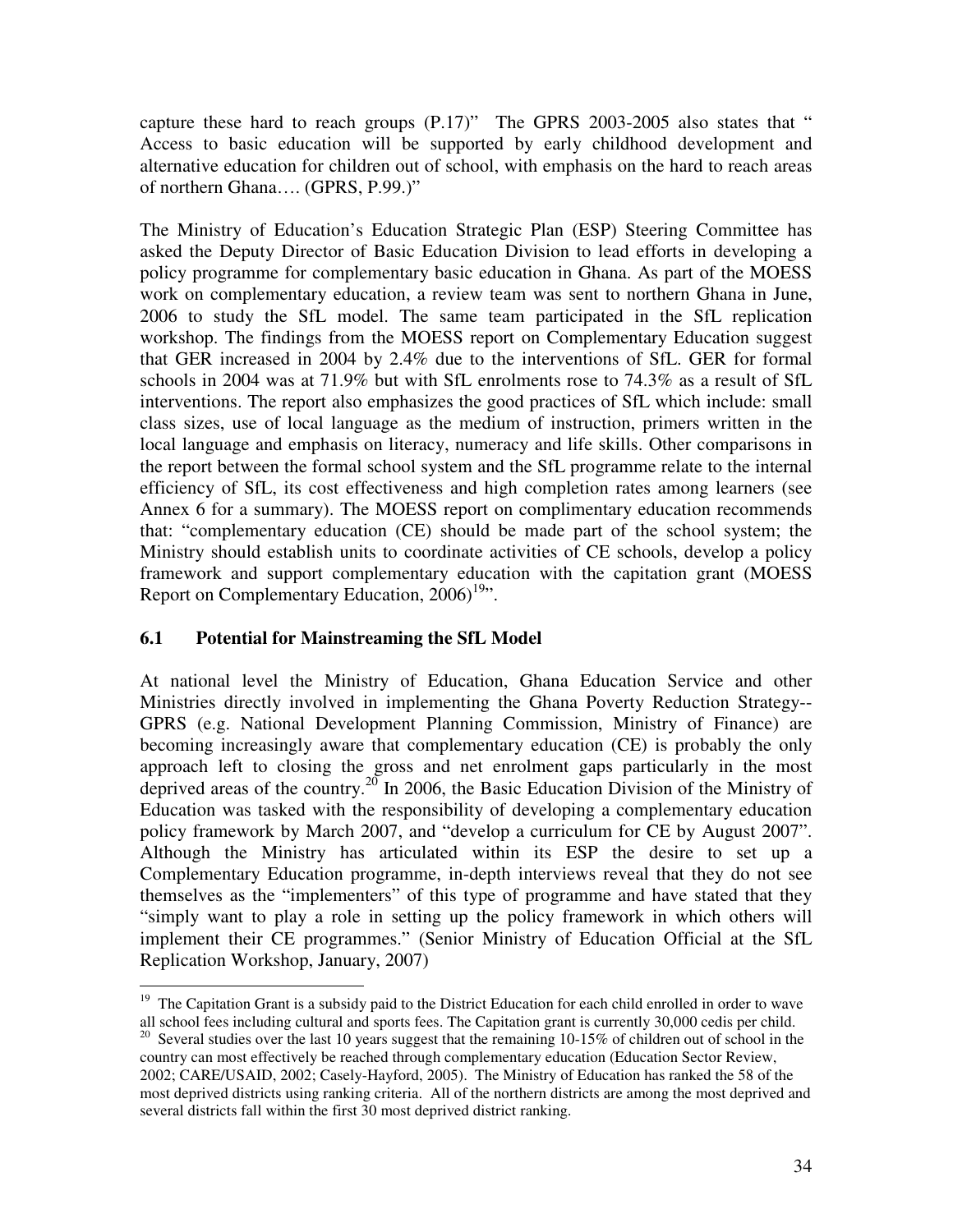capture these hard to reach groups (P.17)" The GPRS 2003-2005 also states that " Access to basic education will be supported by early childhood development and alternative education for children out of school, with emphasis on the hard to reach areas of northern Ghana…. (GPRS, P.99.)"

The Ministry of Education's Education Strategic Plan (ESP) Steering Committee has asked the Deputy Director of Basic Education Division to lead efforts in developing a policy programme for complementary basic education in Ghana. As part of the MOESS work on complementary education, a review team was sent to northern Ghana in June, 2006 to study the SfL model. The same team participated in the SfL replication workshop. The findings from the MOESS report on Complementary Education suggest that GER increased in 2004 by 2.4% due to the interventions of SfL. GER for formal schools in 2004 was at 71.9% but with SfL enrolments rose to 74.3% as a result of SfL interventions. The report also emphasizes the good practices of SfL which include: small class sizes, use of local language as the medium of instruction, primers written in the local language and emphasis on literacy, numeracy and life skills. Other comparisons in the report between the formal school system and the SfL programme relate to the internal efficiency of SfL, its cost effectiveness and high completion rates among learners (see Annex 6 for a summary). The MOESS report on complimentary education recommends that: "complementary education (CE) should be made part of the school system; the Ministry should establish units to coordinate activities of CE schools, develop a policy framework and support complementary education with the capitation grant (MOESS Report on Complementary Education, 2006)[19]".

## 6.1 Potential for Mainstreaming the SfL Model

At national level the Ministry of Education, Ghana Education Service and other Ministries directly involved in implementing the Ghana Poverty Reduction Strategy--GPRS (e.g. National Development Planning Commission, Ministry of Finance) are becoming increasingly aware that complementary education (CE) is probably the only approach left to closing the gross and net enrolment gaps particularly in the most deprived areas of the country.[20] In 2006, the Basic Education Division of the Ministry of Education was tasked with the responsibility of developing a complementary education policy framework by March 2007, and "develop a curriculum for CE by August 2007". Although the Ministry has articulated within its ESP the desire to set up a Complementary Education programme, in-depth interviews reveal that they do not see themselves as the "implementers" of this type of programme and have stated that they "simply want to play a role in setting up the policy framework in which others will implement their CE programmes." (Senior Ministry of Education Official at the SfL Replication Workshop, January, 2007)

---

[19] The Capitation Grant is a subsidy paid to the District Education for each child enrolled in order to wave all school fees including cultural and sports fees. The Capitation grant is currently 30,000 cedis per child.

[20] Several studies over the last 10 years suggest that the remaining 10-15% of children out of school in the country can most effectively be reached through complementary education (Education Sector Review, 2002; CARE/USAID, 2002; Casely-Hayford, 2005). The Ministry of Education has ranked the 58 of the most deprived districts using ranking criteria. All of the northern districts are among the most deprived and several districts fall within the first 30 most deprived district ranking.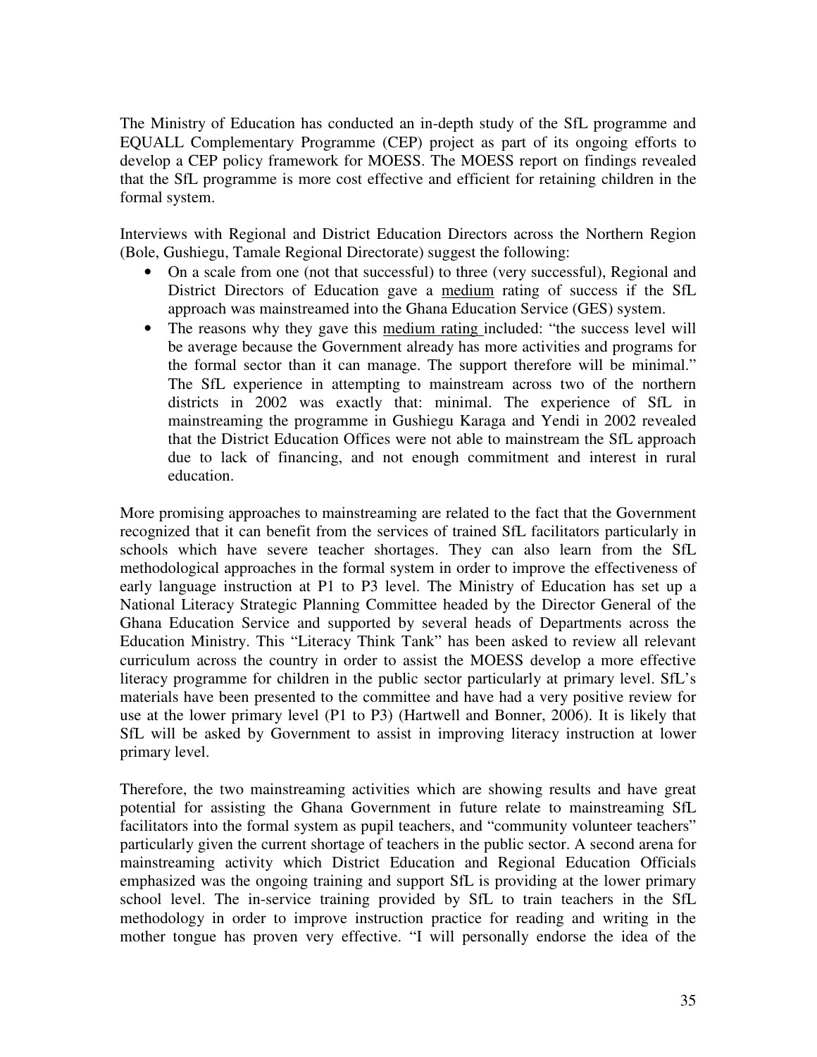The Ministry of Education has conducted an in-depth study of the SfL programme and EQUALL Complementary Programme (CEP) project as part of its ongoing efforts to develop a CEP policy framework for MOESS. The MOESS report on findings revealed that the SfL programme is more cost effective and efficient for retaining children in the formal system.

Interviews with Regional and District Education Directors across the Northern Region (Bole, Gushiegu, Tamale Regional Directorate) suggest the following:

- On a scale from one (not that successful) to three (very successful), Regional and District Directors of Education gave a <u>medium</u> rating of success if the SfL approach was mainstreamed into the Ghana Education Service (GES) system.
- The reasons why they gave this <u>medium rating</u> included: "the success level will be average because the Government already has more activities and programs for the formal sector than it can manage. The support therefore will be minimal." The SfL experience in attempting to mainstream across two of the northern districts in 2002 was exactly that: minimal. The experience of SfL in mainstreaming the programme in Gushiegu Karaga and Yendi in 2002 revealed that the District Education Offices were not able to mainstream the SfL approach due to lack of financing, and not enough commitment and interest in rural education.

More promising approaches to mainstreaming are related to the fact that the Government recognized that it can benefit from the services of trained SfL facilitators particularly in schools which have severe teacher shortages. They can also learn from the SfL methodological approaches in the formal system in order to improve the effectiveness of early language instruction at P1 to P3 level. The Ministry of Education has set up a National Literacy Strategic Planning Committee headed by the Director General of the Ghana Education Service and supported by several heads of Departments across the Education Ministry. This "Literacy Think Tank" has been asked to review all relevant curriculum across the country in order to assist the MOESS develop a more effective literacy programme for children in the public sector particularly at primary level. SfL's materials have been presented to the committee and have had a very positive review for use at the lower primary level (P1 to P3) (Hartwell and Bonner, 2006). It is likely that SfL will be asked by Government to assist in improving literacy instruction at lower primary level.

Therefore, the two mainstreaming activities which are showing results and have great potential for assisting the Ghana Government in future relate to mainstreaming SfL facilitators into the formal system as pupil teachers, and "community volunteer teachers" particularly given the current shortage of teachers in the public sector. A second arena for mainstreaming activity which District Education and Regional Education Officials emphasized was the ongoing training and support SfL is providing at the lower primary school level. The in-service training provided by SfL to train teachers in the SfL methodology in order to improve instruction practice for reading and writing in the mother tongue has proven very effective. "I will personally endorse the idea of the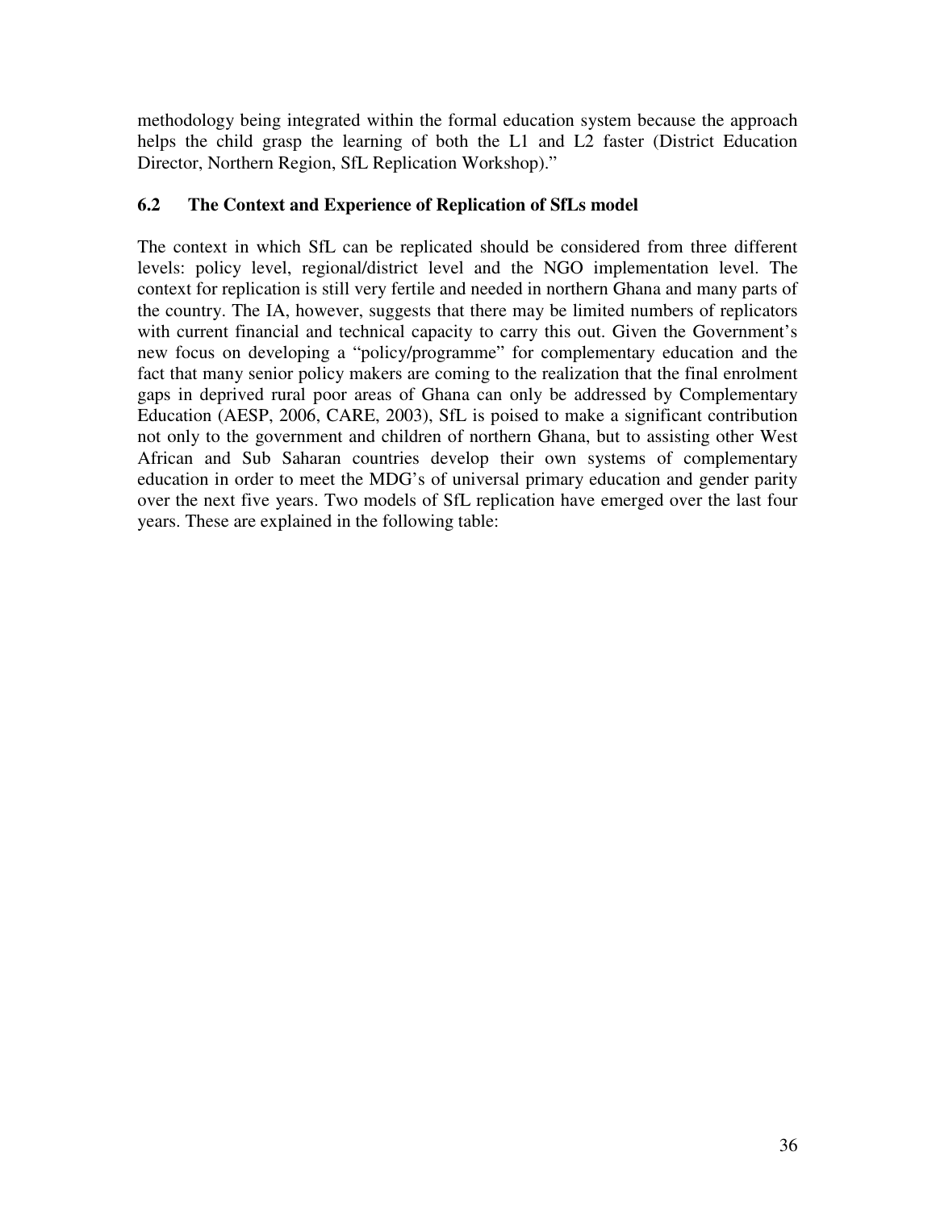methodology being integrated within the formal education system because the approach helps the child grasp the learning of both the L1 and L2 faster (District Education Director, Northern Region, SfL Replication Workshop)."

### 6.2 The Context and Experience of Replication of SfLs model

The context in which SfL can be replicated should be considered from three different levels: policy level, regional/district level and the NGO implementation level. The context for replication is still very fertile and needed in northern Ghana and many parts of the country. The IA, however, suggests that there may be limited numbers of replicators with current financial and technical capacity to carry this out. Given the Government's new focus on developing a "policy/programme" for complementary education and the fact that many senior policy makers are coming to the realization that the final enrolment gaps in deprived rural poor areas of Ghana can only be addressed by Complementary Education (AESP, 2006, CARE, 2003), SfL is poised to make a significant contribution not only to the government and children of northern Ghana, but to assisting other West African and Sub Saharan countries develop their own systems of complementary education in order to meet the MDG's of universal primary education and gender parity over the next five years. Two models of SfL replication have emerged over the last four years. These are explained in the following table: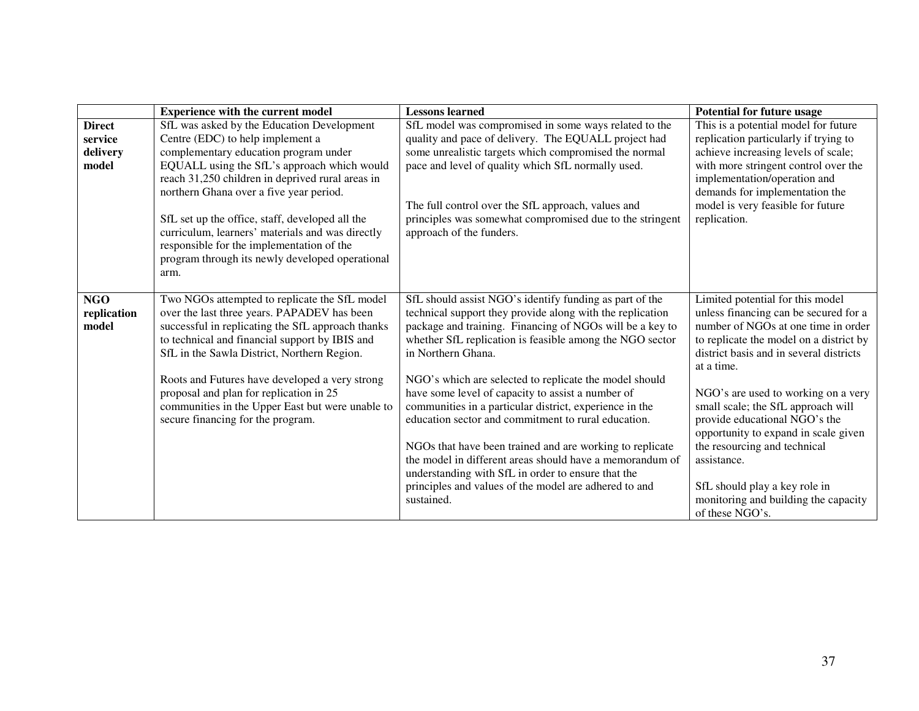| | Experience with the current model | Lessons learned | Potential for future usage |
|---|---|---|---|
| **Direct service delivery model** | SfL was asked by the Education Development Centre (EDC) to help implement a complementary education program under EQUALL using the SfL's approach which would reach 31,250 children in deprived rural areas in northern Ghana over a five year period.<br><br>SfL set up the office, staff, developed all the curriculum, learners' materials and was directly responsible for the implementation of the program through its newly developed operational arm. | SfL model was compromised in some ways related to the quality and pace of delivery. The EQUALL project had some unrealistic targets which compromised the normal pace and level of quality which SfL normally used.<br><br>The full control over the SfL approach, values and principles was somewhat compromised due to the stringent approach of the funders. | This is a potential model for future replication particularly if trying to achieve increasing levels of scale; with more stringent control over the implementation/operation and demands for implementation the model is very feasible for future replication. |
| **NGO replication model** | Two NGOs attempted to replicate the SfL model over the last three years. PAPADEV has been successful in replicating the SfL approach thanks to technical and financial support by IBIS and SfL in the Sawla District, Northern Region.<br><br>Roots and Futures have developed a very strong proposal and plan for replication in 25 communities in the Upper East but were unable to secure financing for the program. | SfL should assist NGO's identify funding as part of the technical support they provide along with the replication package and training. Financing of NGOs will be a key to whether SfL replication is feasible among the NGO sector in Northern Ghana.<br><br>NGO's which are selected to replicate the model should have some level of capacity to assist a number of communities in a particular district, experience in the education sector and commitment to rural education.<br><br>NGOs that have been trained and are working to replicate the model in different areas should have a memorandum of understanding with SfL in order to ensure that the principles and values of the model are adhered to and sustained. | Limited potential for this model unless financing can be secured for a number of NGOs at one time in order to replicate the model on a district by district basis and in several districts at a time.<br><br>NGO's are used to working on a very small scale; the SfL approach will provide educational NGO's the opportunity to expand in scale given the resourcing and technical assistance.<br><br>SfL should play a key role in monitoring and building the capacity of these NGO's. |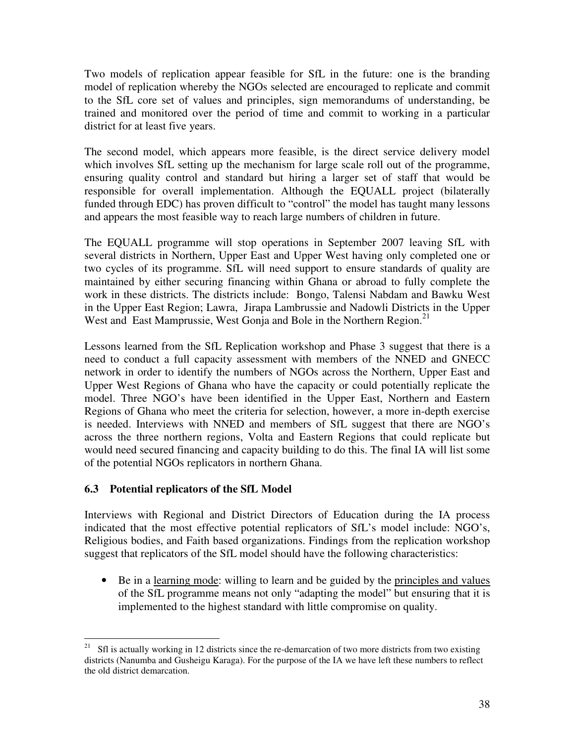Two models of replication appear feasible for SfL in the future: one is the branding model of replication whereby the NGOs selected are encouraged to replicate and commit to the SfL core set of values and principles, sign memorandums of understanding, be trained and monitored over the period of time and commit to working in a particular district for at least five years.

The second model, which appears more feasible, is the direct service delivery model which involves SfL setting up the mechanism for large scale roll out of the programme, ensuring quality control and standard but hiring a larger set of staff that would be responsible for overall implementation. Although the EQUALL project (bilaterally funded through EDC) has proven difficult to "control" the model has taught many lessons and appears the most feasible way to reach large numbers of children in future.

The EQUALL programme will stop operations in September 2007 leaving SfL with several districts in Northern, Upper East and Upper West having only completed one or two cycles of its programme. SfL will need support to ensure standards of quality are maintained by either securing financing within Ghana or abroad to fully complete the work in these districts. The districts include: Bongo, Talensi Nabdam and Bawku West in the Upper East Region; Lawra, Jirapa Lambrussie and Nadowli Districts in the Upper West and East Mamprussie, West Gonja and Bole in the Northern Region.[21]

Lessons learned from the SfL Replication workshop and Phase 3 suggest that there is a need to conduct a full capacity assessment with members of the NNED and GNECC network in order to identify the numbers of NGOs across the Northern, Upper East and Upper West Regions of Ghana who have the capacity or could potentially replicate the model. Three NGO's have been identified in the Upper East, Northern and Eastern Regions of Ghana who meet the criteria for selection, however, a more in-depth exercise is needed. Interviews with NNED and members of SfL suggest that there are NGO's across the three northern regions, Volta and Eastern Regions that could replicate but would need secured financing and capacity building to do this. The final IA will list some of the potential NGOs replicators in northern Ghana.

### 6.3 Potential replicators of the SfL Model

Interviews with Regional and District Directors of Education during the IA process indicated that the most effective potential replicators of SfL's model include: NGO's, Religious bodies, and Faith based organizations. Findings from the replication workshop suggest that replicators of the SfL model should have the following characteristics:

- Be in a <u>learning mode</u>: willing to learn and be guided by the <u>principles and values</u> of the SfL programme means not only "adapting the model" but ensuring that it is implemented to the highest standard with little compromise on quality.

---

[21] Sfl is actually working in 12 districts since the re-demarcation of two more districts from two existing districts (Nanumba and Gusheigu Karaga). For the purpose of the IA we have left these numbers to reflect the old district demarcation.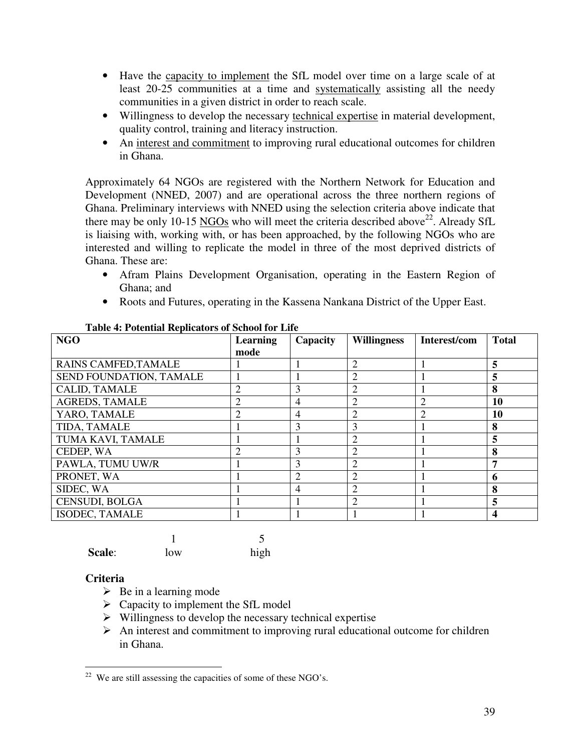- Have the capacity to implement the SfL model over time on a large scale of at least 20-25 communities at a time and systematically assisting all the needy communities in a given district in order to reach scale.
- Willingness to develop the necessary technical expertise in material development, quality control, training and literacy instruction.
- An interest and commitment to improving rural educational outcomes for children in Ghana.

Approximately 64 NGOs are registered with the Northern Network for Education and Development (NNED, 2007) and are operational across the three northern regions of Ghana. Preliminary interviews with NNED using the selection criteria above indicate that there may be only 10-15 NGOs who will meet the criteria described above[22]. Already SfL is liaising with, working with, or has been approached, by the following NGOs who are interested and willing to replicate the model in three of the most deprived districts of Ghana. These are:

- Afram Plains Development Organisation, operating in the Eastern Region of Ghana; and
- Roots and Futures, operating in the Kassena Nankana District of the Upper East.

**Table 4: Potential Replicators of School for Life**

| NGO | Learning mode | Capacity | Willingness | Interest/com | Total |
|---|---|---|---|---|---|
| RAINS CAMFED,TAMALE | 1 | 1 | 2 | 1 | **5** |
| SEND FOUNDATION, TAMALE | 1 | 1 | 2 | 1 | **5** |
| CALID, TAMALE | 2 | 3 | 2 | 1 | **8** |
| AGREDS, TAMALE | 2 | 4 | 2 | 2 | **10** |
| YARO, TAMALE | 2 | 4 | 2 | 2 | **10** |
| TIDA, TAMALE | 1 | 3 | 3 | 1 | **8** |
| TUMA KAVI, TAMALE | 1 | 1 | 2 | 1 | **5** |
| CEDEP, WA | 2 | 3 | 2 | 1 | **8** |
| PAWLA, TUMU UW/R | 1 | 3 | 2 | 1 | **7** |
| PRONET, WA | 1 | 2 | 2 | 1 | **6** |
| SIDEC, WA | 1 | 4 | 2 | 1 | **8** |
| CENSUDI, BOLGA | 1 | 1 | 2 | 1 | **5** |
| ISODEC, TAMALE | 1 | 1 | 1 | 1 | **4** |

**Scale**: 1 low — 5 high

**Criteria**

- Be in a learning mode
- Capacity to implement the SfL model
- Willingness to develop the necessary technical expertise
- An interest and commitment to improving rural educational outcome for children in Ghana.

[22] We are still assessing the capacities of some of these NGO's.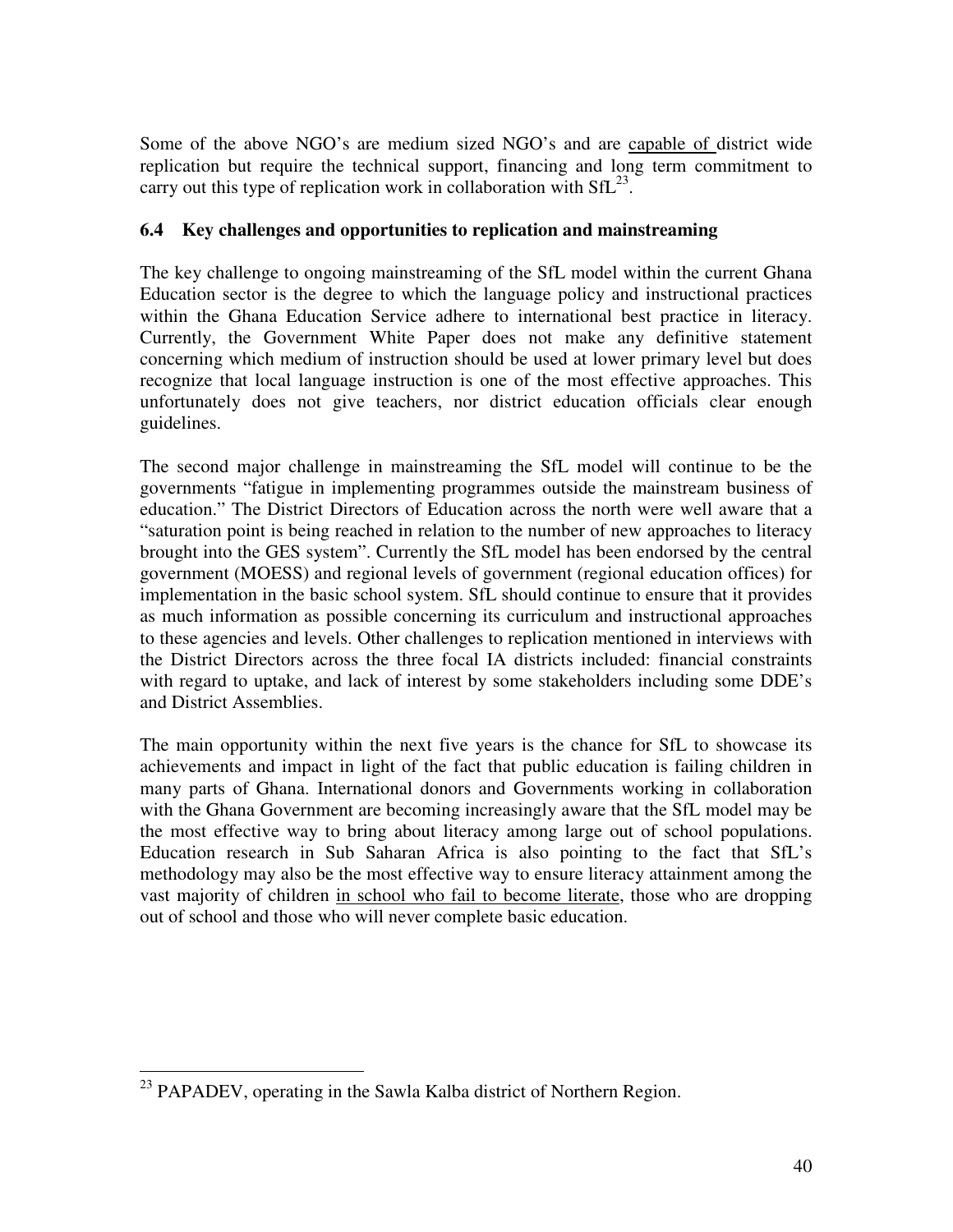Some of the above NGO's are medium sized NGO's and are capable of district wide replication but require the technical support, financing and long term commitment to carry out this type of replication work in collaboration with SfL[23].

### 6.4 Key challenges and opportunities to replication and mainstreaming

The key challenge to ongoing mainstreaming of the SfL model within the current Ghana Education sector is the degree to which the language policy and instructional practices within the Ghana Education Service adhere to international best practice in literacy. Currently, the Government White Paper does not make any definitive statement concerning which medium of instruction should be used at lower primary level but does recognize that local language instruction is one of the most effective approaches. This unfortunately does not give teachers, nor district education officials clear enough guidelines.

The second major challenge in mainstreaming the SfL model will continue to be the governments "fatigue in implementing programmes outside the mainstream business of education." The District Directors of Education across the north were well aware that a "saturation point is being reached in relation to the number of new approaches to literacy brought into the GES system". Currently the SfL model has been endorsed by the central government (MOESS) and regional levels of government (regional education offices) for implementation in the basic school system. SfL should continue to ensure that it provides as much information as possible concerning its curriculum and instructional approaches to these agencies and levels. Other challenges to replication mentioned in interviews with the District Directors across the three focal IA districts included: financial constraints with regard to uptake, and lack of interest by some stakeholders including some DDE's and District Assemblies.

The main opportunity within the next five years is the chance for SfL to showcase its achievements and impact in light of the fact that public education is failing children in many parts of Ghana. International donors and Governments working in collaboration with the Ghana Government are becoming increasingly aware that the SfL model may be the most effective way to bring about literacy among large out of school populations. Education research in Sub Saharan Africa is also pointing to the fact that SfL's methodology may also be the most effective way to ensure literacy attainment among the vast majority of children in school who fail to become literate, those who are dropping out of school and those who will never complete basic education.

---

[23] PAPADEV, operating in the Sawla Kalba district of Northern Region.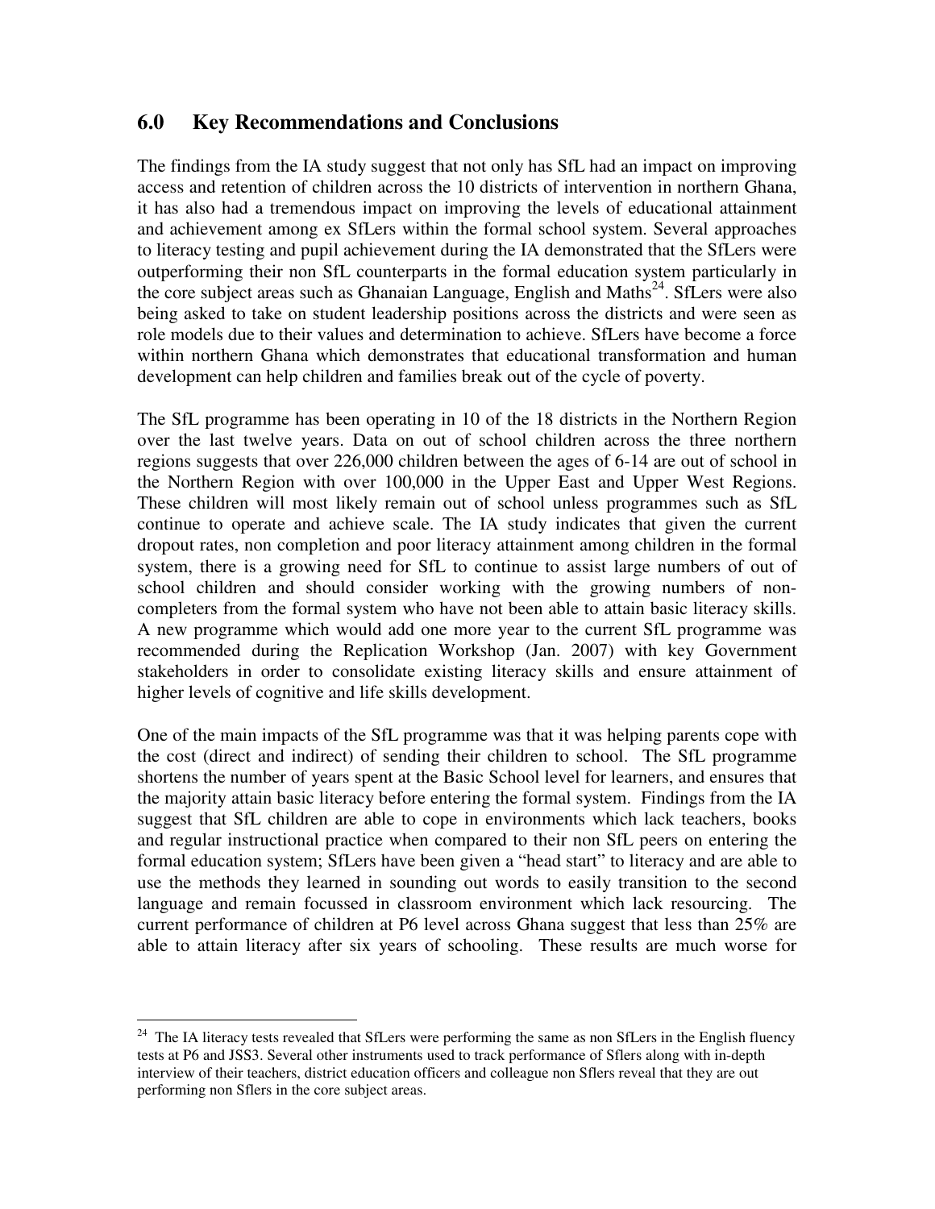## 6.0 Key Recommendations and Conclusions

The findings from the IA study suggest that not only has SfL had an impact on improving access and retention of children across the 10 districts of intervention in northern Ghana, it has also had a tremendous impact on improving the levels of educational attainment and achievement among ex SfLers within the formal school system. Several approaches to literacy testing and pupil achievement during the IA demonstrated that the SfLers were outperforming their non SfL counterparts in the formal education system particularly in the core subject areas such as Ghanaian Language, English and Maths[24]. SfLers were also being asked to take on student leadership positions across the districts and were seen as role models due to their values and determination to achieve. SfLers have become a force within northern Ghana which demonstrates that educational transformation and human development can help children and families break out of the cycle of poverty.

The SfL programme has been operating in 10 of the 18 districts in the Northern Region over the last twelve years. Data on out of school children across the three northern regions suggests that over 226,000 children between the ages of 6-14 are out of school in the Northern Region with over 100,000 in the Upper East and Upper West Regions. These children will most likely remain out of school unless programmes such as SfL continue to operate and achieve scale. The IA study indicates that given the current dropout rates, non completion and poor literacy attainment among children in the formal system, there is a growing need for SfL to continue to assist large numbers of out of school children and should consider working with the growing numbers of non-completers from the formal system who have not been able to attain basic literacy skills. A new programme which would add one more year to the current SfL programme was recommended during the Replication Workshop (Jan. 2007) with key Government stakeholders in order to consolidate existing literacy skills and ensure attainment of higher levels of cognitive and life skills development.

One of the main impacts of the SfL programme was that it was helping parents cope with the cost (direct and indirect) of sending their children to school. The SfL programme shortens the number of years spent at the Basic School level for learners, and ensures that the majority attain basic literacy before entering the formal system. Findings from the IA suggest that SfL children are able to cope in environments which lack teachers, books and regular instructional practice when compared to their non SfL peers on entering the formal education system; SfLers have been given a "head start" to literacy and are able to use the methods they learned in sounding out words to easily transition to the second language and remain focussed in classroom environment which lack resourcing. The current performance of children at P6 level across Ghana suggest that less than 25% are able to attain literacy after six years of schooling. These results are much worse for

---

[24] The IA literacy tests revealed that SfLers were performing the same as non SfLers in the English fluency tests at P6 and JSS3. Several other instruments used to track performance of Sflers along with in-depth interview of their teachers, district education officers and colleague non Sflers reveal that they are out performing non Sflers in the core subject areas.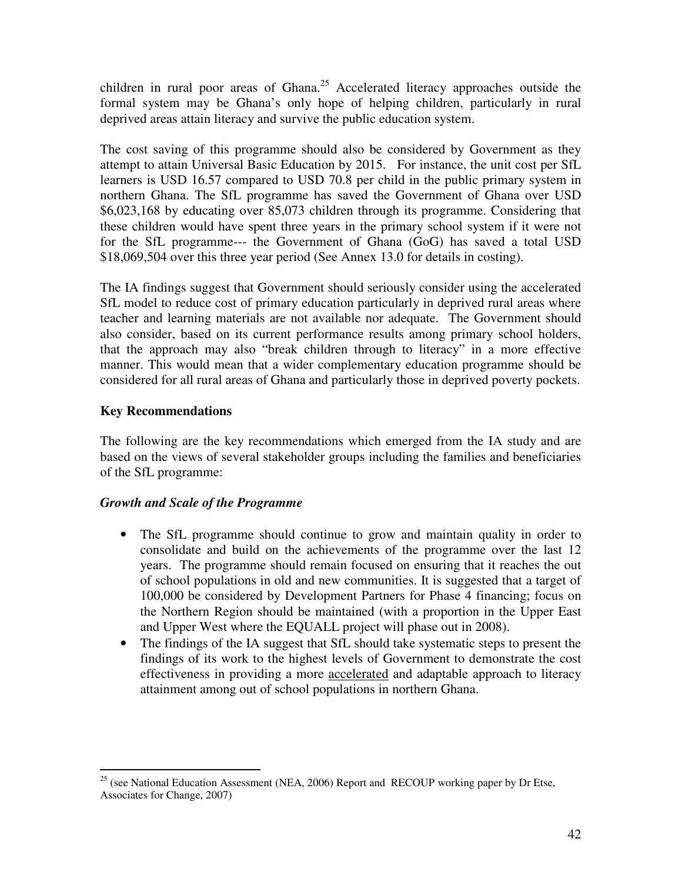children in rural poor areas of Ghana.[25] Accelerated literacy approaches outside the formal system may be Ghana's only hope of helping children, particularly in rural deprived areas attain literacy and survive the public education system.

The cost saving of this programme should also be considered by Government as they attempt to attain Universal Basic Education by 2015. For instance, the unit cost per SfL learners is USD 16.57 compared to USD 70.8 per child in the public primary system in northern Ghana. The SfL programme has saved the Government of Ghana over USD $6,023,168 by educating over 85,073 children through its programme. Considering that these children would have spent three years in the primary school system if it were not for the SfL programme--- the Government of Ghana (GoG) has saved a total USD $18,069,504 over this three year period (See Annex 13.0 for details in costing).

The IA findings suggest that Government should seriously consider using the accelerated SfL model to reduce cost of primary education particularly in deprived rural areas where teacher and learning materials are not available nor adequate. The Government should also consider, based on its current performance results among primary school holders, that the approach may also "break children through to literacy" in a more effective manner. This would mean that a wider complementary education programme should be considered for all rural areas of Ghana and particularly those in deprived poverty pockets.

**Key Recommendations**

The following are the key recommendations which emerged from the IA study and are based on the views of several stakeholder groups including the families and beneficiaries of the SfL programme:

***Growth and Scale of the Programme***

- The SfL programme should continue to grow and maintain quality in order to consolidate and build on the achievements of the programme over the last 12 years. The programme should remain focused on ensuring that it reaches the out of school populations in old and new communities. It is suggested that a target of 100,000 be considered by Development Partners for Phase 4 financing; focus on the Northern Region should be maintained (with a proportion in the Upper East and Upper West where the EQUALL project will phase out in 2008).
- The findings of the IA suggest that SfL should take systematic steps to present the findings of its work to the highest levels of Government to demonstrate the cost effectiveness in providing a more accelerated and adaptable approach to literacy attainment among out of school populations in northern Ghana.

[25] (see National Education Assessment (NEA, 2006) Report and RECOUP working paper by Dr Etse, Associates for Change, 2007)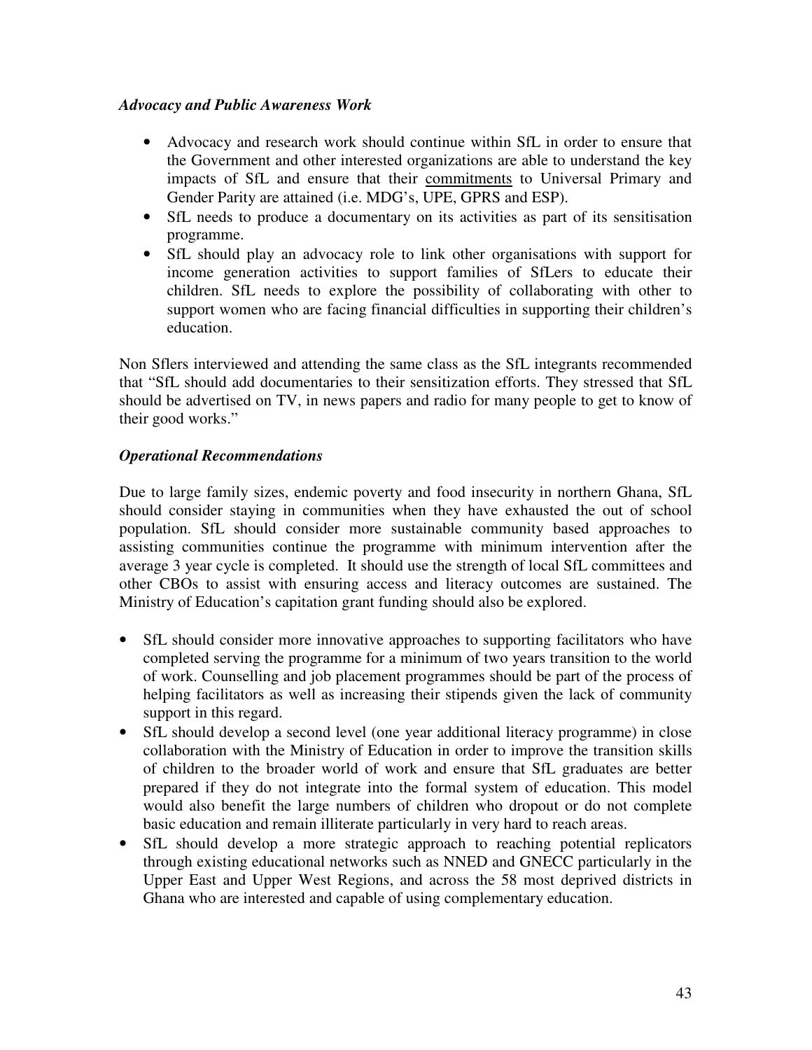### *Advocacy and Public Awareness Work*

- Advocacy and research work should continue within SfL in order to ensure that the Government and other interested organizations are able to understand the key impacts of SfL and ensure that their commitments to Universal Primary and Gender Parity are attained (i.e. MDG's, UPE, GPRS and ESP).
- SfL needs to produce a documentary on its activities as part of its sensitisation programme.
- SfL should play an advocacy role to link other organisations with support for income generation activities to support families of SfLers to educate their children. SfL needs to explore the possibility of collaborating with other to support women who are facing financial difficulties in supporting their children's education.

Non Sflers interviewed and attending the same class as the SfL integrants recommended that "SfL should add documentaries to their sensitization efforts. They stressed that SfL should be advertised on TV, in news papers and radio for many people to get to know of their good works."

### *Operational Recommendations*

Due to large family sizes, endemic poverty and food insecurity in northern Ghana, SfL should consider staying in communities when they have exhausted the out of school population. SfL should consider more sustainable community based approaches to assisting communities continue the programme with minimum intervention after the average 3 year cycle is completed. It should use the strength of local SfL committees and other CBOs to assist with ensuring access and literacy outcomes are sustained. The Ministry of Education's capitation grant funding should also be explored.

- SfL should consider more innovative approaches to supporting facilitators who have completed serving the programme for a minimum of two years transition to the world of work. Counselling and job placement programmes should be part of the process of helping facilitators as well as increasing their stipends given the lack of community support in this regard.
- SfL should develop a second level (one year additional literacy programme) in close collaboration with the Ministry of Education in order to improve the transition skills of children to the broader world of work and ensure that SfL graduates are better prepared if they do not integrate into the formal system of education. This model would also benefit the large numbers of children who dropout or do not complete basic education and remain illiterate particularly in very hard to reach areas.
- SfL should develop a more strategic approach to reaching potential replicators through existing educational networks such as NNED and GNECC particularly in the Upper East and Upper West Regions, and across the 58 most deprived districts in Ghana who are interested and capable of using complementary education.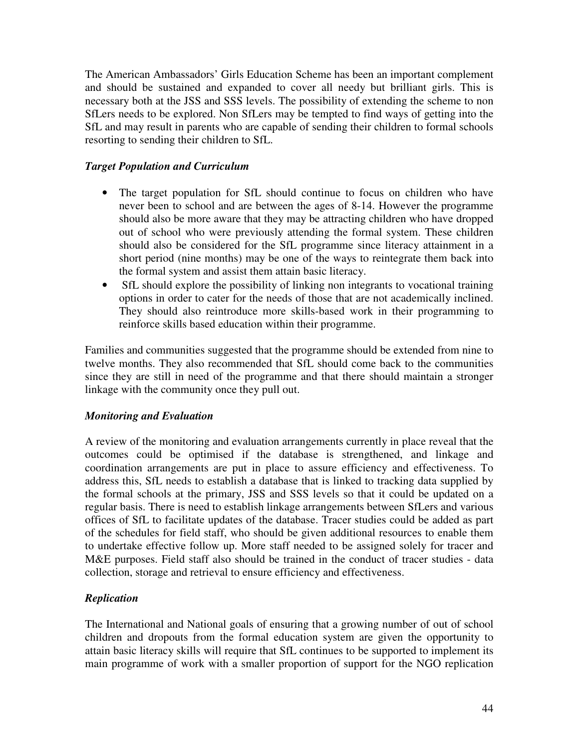The American Ambassadors' Girls Education Scheme has been an important complement and should be sustained and expanded to cover all needy but brilliant girls. This is necessary both at the JSS and SSS levels. The possibility of extending the scheme to non SfLers needs to be explored. Non SfLers may be tempted to find ways of getting into the SfL and may result in parents who are capable of sending their children to formal schools resorting to sending their children to SfL.

### *Target Population and Curriculum*

- The target population for SfL should continue to focus on children who have never been to school and are between the ages of 8-14. However the programme should also be more aware that they may be attracting children who have dropped out of school who were previously attending the formal system. These children should also be considered for the SfL programme since literacy attainment in a short period (nine months) may be one of the ways to reintegrate them back into the formal system and assist them attain basic literacy.
- SfL should explore the possibility of linking non integrants to vocational training options in order to cater for the needs of those that are not academically inclined. They should also reintroduce more skills-based work in their programming to reinforce skills based education within their programme.

Families and communities suggested that the programme should be extended from nine to twelve months. They also recommended that SfL should come back to the communities since they are still in need of the programme and that there should maintain a stronger linkage with the community once they pull out.

### *Monitoring and Evaluation*

A review of the monitoring and evaluation arrangements currently in place reveal that the outcomes could be optimised if the database is strengthened, and linkage and coordination arrangements are put in place to assure efficiency and effectiveness. To address this, SfL needs to establish a database that is linked to tracking data supplied by the formal schools at the primary, JSS and SSS levels so that it could be updated on a regular basis. There is need to establish linkage arrangements between SfLers and various offices of SfL to facilitate updates of the database. Tracer studies could be added as part of the schedules for field staff, who should be given additional resources to enable them to undertake effective follow up. More staff needed to be assigned solely for tracer and M&E purposes. Field staff also should be trained in the conduct of tracer studies - data collection, storage and retrieval to ensure efficiency and effectiveness.

### *Replication*

The International and National goals of ensuring that a growing number of out of school children and dropouts from the formal education system are given the opportunity to attain basic literacy skills will require that SfL continues to be supported to implement its main programme of work with a smaller proportion of support for the NGO replication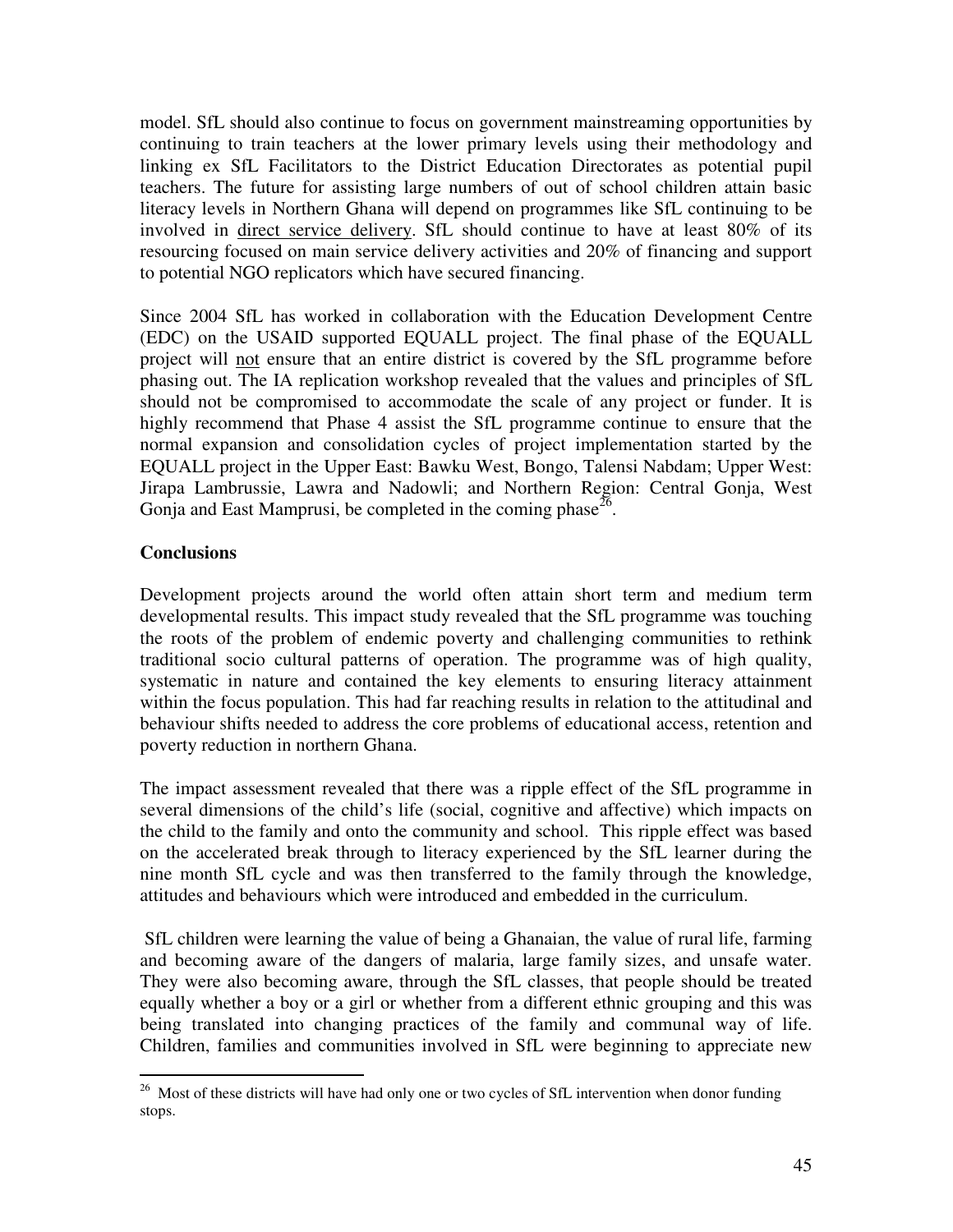model. SfL should also continue to focus on government mainstreaming opportunities by continuing to train teachers at the lower primary levels using their methodology and linking ex SfL Facilitators to the District Education Directorates as potential pupil teachers. The future for assisting large numbers of out of school children attain basic literacy levels in Northern Ghana will depend on programmes like SfL continuing to be involved in <u>direct service delivery</u>. SfL should continue to have at least 80% of its resourcing focused on main service delivery activities and 20% of financing and support to potential NGO replicators which have secured financing.

Since 2004 SfL has worked in collaboration with the Education Development Centre (EDC) on the USAID supported EQUALL project. The final phase of the EQUALL project will <u>not</u> ensure that an entire district is covered by the SfL programme before phasing out. The IA replication workshop revealed that the values and principles of SfL should not be compromised to accommodate the scale of any project or funder. It is highly recommend that Phase 4 assist the SfL programme continue to ensure that the normal expansion and consolidation cycles of project implementation started by the EQUALL project in the Upper East: Bawku West, Bongo, Talensi Nabdam; Upper West: Jirapa Lambrussie, Lawra and Nadowli; and Northern Region: Central Gonja, West Gonja and East Mamprusi, be completed in the coming phase[26].

**Conclusions**

Development projects around the world often attain short term and medium term developmental results. This impact study revealed that the SfL programme was touching the roots of the problem of endemic poverty and challenging communities to rethink traditional socio cultural patterns of operation. The programme was of high quality, systematic in nature and contained the key elements to ensuring literacy attainment within the focus population. This had far reaching results in relation to the attitudinal and behaviour shifts needed to address the core problems of educational access, retention and poverty reduction in northern Ghana.

The impact assessment revealed that there was a ripple effect of the SfL programme in several dimensions of the child's life (social, cognitive and affective) which impacts on the child to the family and onto the community and school. This ripple effect was based on the accelerated break through to literacy experienced by the SfL learner during the nine month SfL cycle and was then transferred to the family through the knowledge, attitudes and behaviours which were introduced and embedded in the curriculum.

SfL children were learning the value of being a Ghanaian, the value of rural life, farming and becoming aware of the dangers of malaria, large family sizes, and unsafe water. They were also becoming aware, through the SfL classes, that people should be treated equally whether a boy or a girl or whether from a different ethnic grouping and this was being translated into changing practices of the family and communal way of life. Children, families and communities involved in SfL were beginning to appreciate new

---

[26] Most of these districts will have had only one or two cycles of SfL intervention when donor funding stops.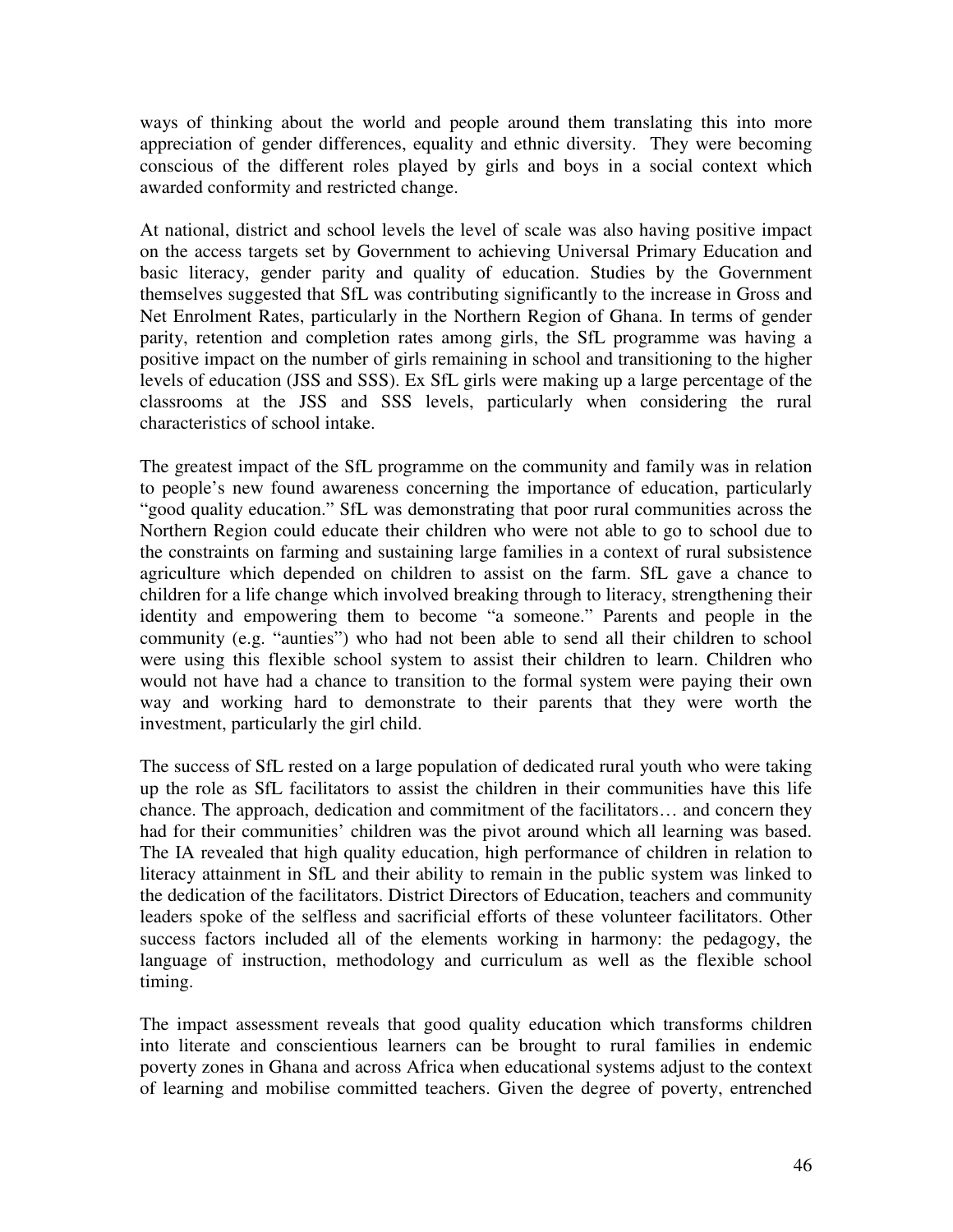ways of thinking about the world and people around them translating this into more appreciation of gender differences, equality and ethnic diversity. They were becoming conscious of the different roles played by girls and boys in a social context which awarded conformity and restricted change.

At national, district and school levels the level of scale was also having positive impact on the access targets set by Government to achieving Universal Primary Education and basic literacy, gender parity and quality of education. Studies by the Government themselves suggested that SfL was contributing significantly to the increase in Gross and Net Enrolment Rates, particularly in the Northern Region of Ghana. In terms of gender parity, retention and completion rates among girls, the SfL programme was having a positive impact on the number of girls remaining in school and transitioning to the higher levels of education (JSS and SSS). Ex SfL girls were making up a large percentage of the classrooms at the JSS and SSS levels, particularly when considering the rural characteristics of school intake.

The greatest impact of the SfL programme on the community and family was in relation to people's new found awareness concerning the importance of education, particularly "good quality education." SfL was demonstrating that poor rural communities across the Northern Region could educate their children who were not able to go to school due to the constraints on farming and sustaining large families in a context of rural subsistence agriculture which depended on children to assist on the farm. SfL gave a chance to children for a life change which involved breaking through to literacy, strengthening their identity and empowering them to become "a someone." Parents and people in the community (e.g. "aunties") who had not been able to send all their children to school were using this flexible school system to assist their children to learn. Children who would not have had a chance to transition to the formal system were paying their own way and working hard to demonstrate to their parents that they were worth the investment, particularly the girl child.

The success of SfL rested on a large population of dedicated rural youth who were taking up the role as SfL facilitators to assist the children in their communities have this life chance. The approach, dedication and commitment of the facilitators… and concern they had for their communities' children was the pivot around which all learning was based. The IA revealed that high quality education, high performance of children in relation to literacy attainment in SfL and their ability to remain in the public system was linked to the dedication of the facilitators. District Directors of Education, teachers and community leaders spoke of the selfless and sacrificial efforts of these volunteer facilitators. Other success factors included all of the elements working in harmony: the pedagogy, the language of instruction, methodology and curriculum as well as the flexible school timing.

The impact assessment reveals that good quality education which transforms children into literate and conscientious learners can be brought to rural families in endemic poverty zones in Ghana and across Africa when educational systems adjust to the context of learning and mobilise committed teachers. Given the degree of poverty, entrenched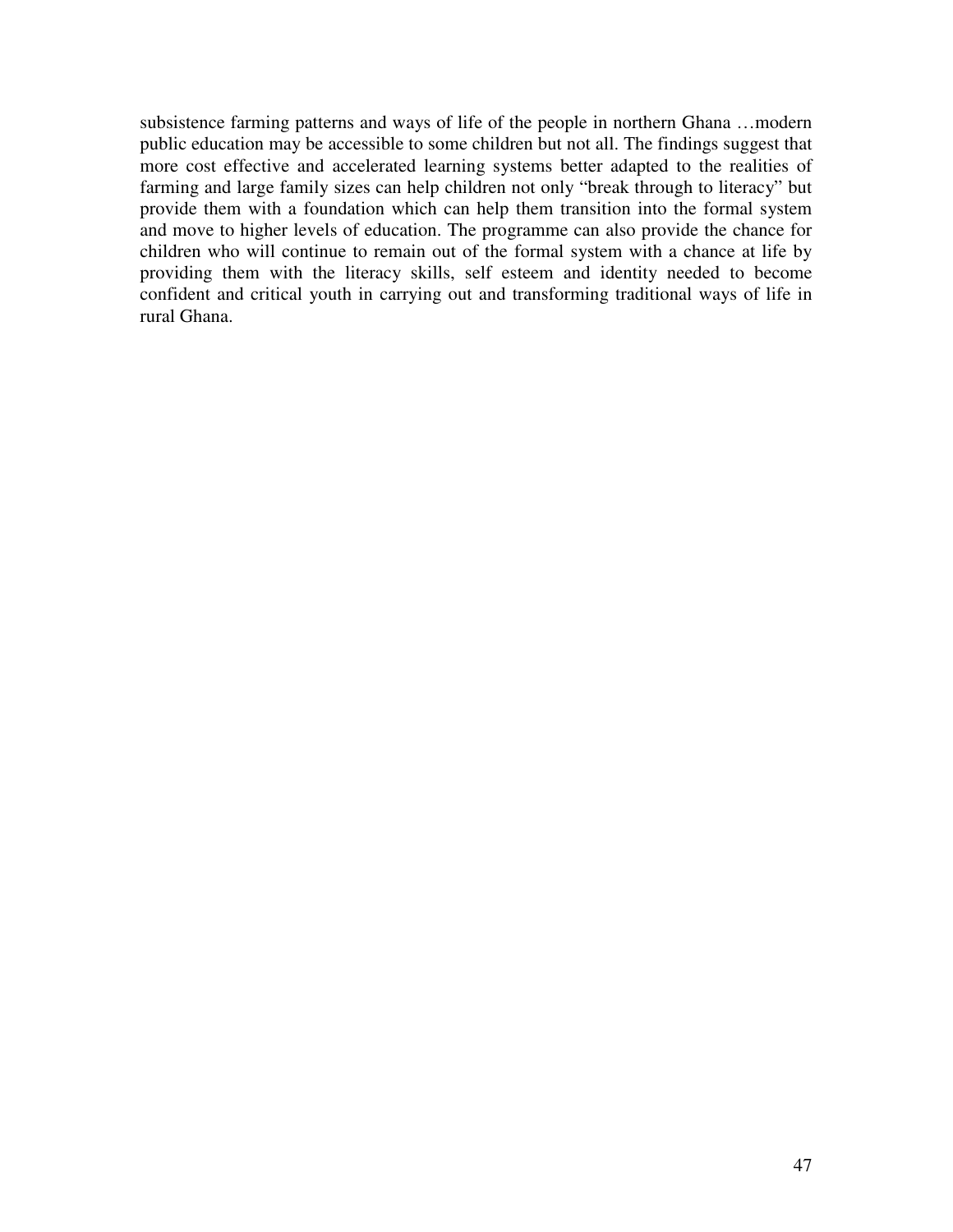subsistence farming patterns and ways of life of the people in northern Ghana …modern public education may be accessible to some children but not all. The findings suggest that more cost effective and accelerated learning systems better adapted to the realities of farming and large family sizes can help children not only "break through to literacy" but provide them with a foundation which can help them transition into the formal system and move to higher levels of education. The programme can also provide the chance for children who will continue to remain out of the formal system with a chance at life by providing them with the literacy skills, self esteem and identity needed to become confident and critical youth in carrying out and transforming traditional ways of life in rural Ghana.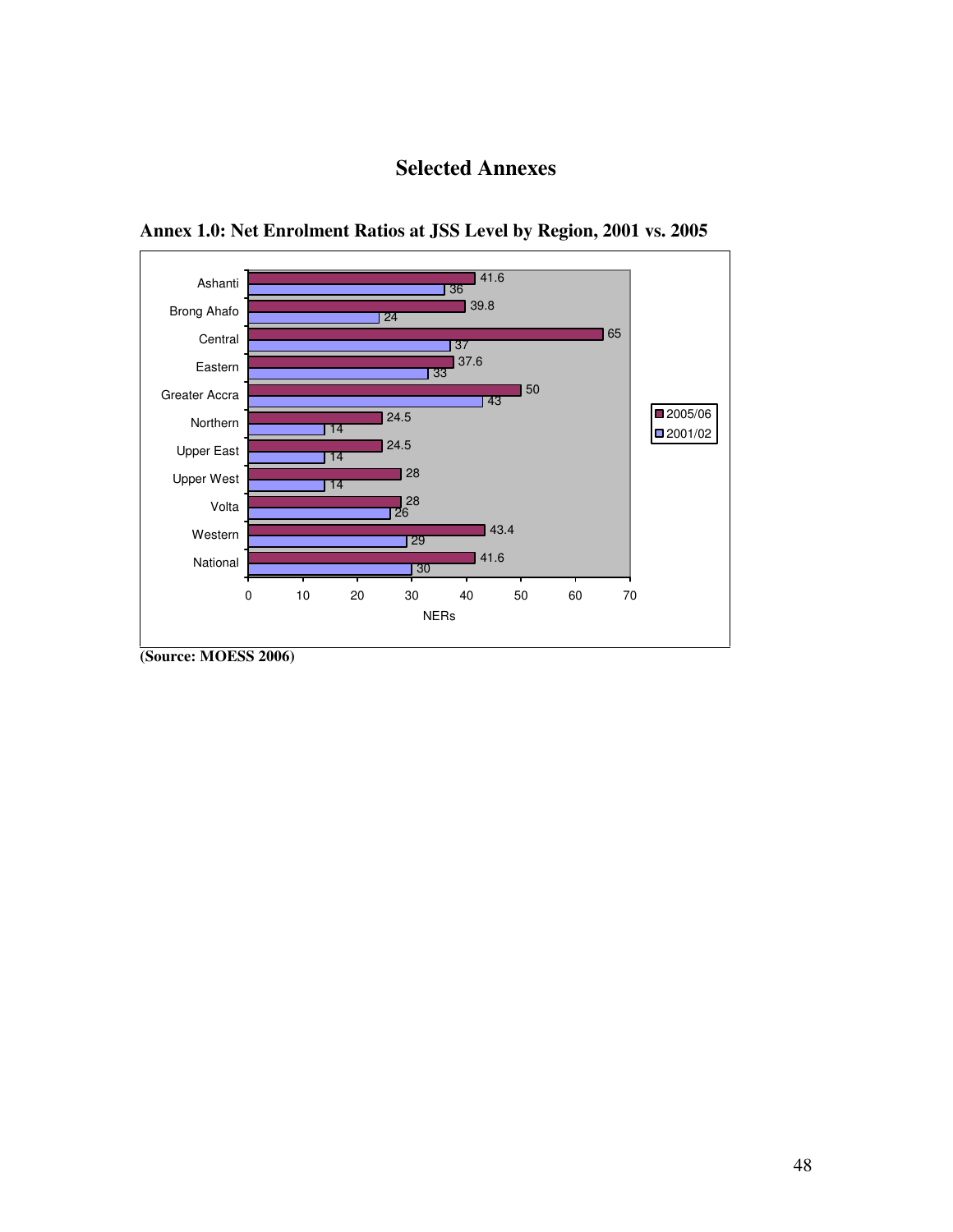# Selected Annexes

**Annex 1.0: Net Enrolment Ratios at JSS Level by Region, 2001 vs. 2005**

| Region | 2005/06 | 2001/02 |
| --- | --- | --- |
| Ashanti | 41.6 | 36 |
| Brong Ahafo | 39.8 | 24 |
| Central | 65 | 37 |
| Eastern | 37.6 | 33 |
| Greater Accra | 50 | 43 |
| Northern | 24.5 | 14 |
| Upper East | 24.5 | 14 |
| Upper West | 28 | 14 |
| Volta | 28 | 26 |
| Western | 43.4 | 29 |
| National | 41.6 | 30 |

NERs

**(Source: MOESS 2006)**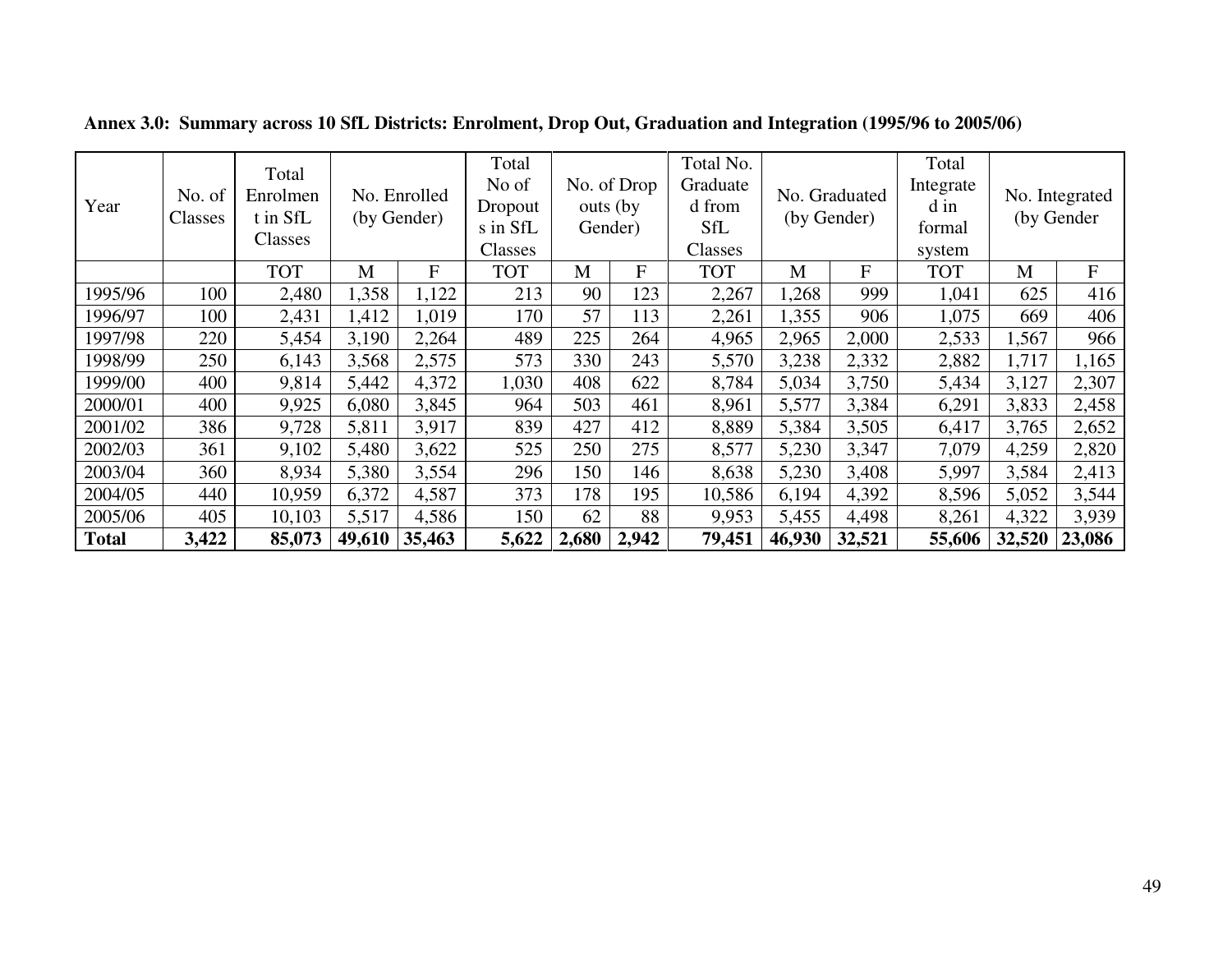**Annex 3.0: Summary across 10 SfL Districts: Enrolment, Drop Out, Graduation and Integration (1995/96 to 2005/06)**

| Year | No. of Classes | Total Enrolment in SfL Classes | No. Enrolled (by Gender) | | Total No of Dropouts in SfL Classes | No. of Drop outs (by Gender) | | Total No. Graduated from SfL Classes | No. Graduated (by Gender) | | Total Integrated in formal system | No. Integrated (by Gender | |
|---|---|---|---|---|---|---|---|---|---|---|---|---|---|
| | | TOT | M | F | TOT | M | F | TOT | M | F | TOT | M | F |
| 1995/96 | 100 | 2,480 | 1,358 | 1,122 | 213 | 90 | 123 | 2,267 | 1,268 | 999 | 1,041 | 625 | 416 |
| 1996/97 | 100 | 2,431 | 1,412 | 1,019 | 170 | 57 | 113 | 2,261 | 1,355 | 906 | 1,075 | 669 | 406 |
| 1997/98 | 220 | 5,454 | 3,190 | 2,264 | 489 | 225 | 264 | 4,965 | 2,965 | 2,000 | 2,533 | 1,567 | 966 |
| 1998/99 | 250 | 6,143 | 3,568 | 2,575 | 573 | 330 | 243 | 5,570 | 3,238 | 2,332 | 2,882 | 1,717 | 1,165 |
| 1999/00 | 400 | 9,814 | 5,442 | 4,372 | 1,030 | 408 | 622 | 8,784 | 5,034 | 3,750 | 5,434 | 3,127 | 2,307 |
| 2000/01 | 400 | 9,925 | 6,080 | 3,845 | 964 | 503 | 461 | 8,961 | 5,577 | 3,384 | 6,291 | 3,833 | 2,458 |
| 2001/02 | 386 | 9,728 | 5,811 | 3,917 | 839 | 427 | 412 | 8,889 | 5,384 | 3,505 | 6,417 | 3,765 | 2,652 |
| 2002/03 | 361 | 9,102 | 5,480 | 3,622 | 525 | 250 | 275 | 8,577 | 5,230 | 3,347 | 7,079 | 4,259 | 2,820 |
| 2003/04 | 360 | 8,934 | 5,380 | 3,554 | 296 | 150 | 146 | 8,638 | 5,230 | 3,408 | 5,997 | 3,584 | 2,413 |
| 2004/05 | 440 | 10,959 | 6,372 | 4,587 | 373 | 178 | 195 | 10,586 | 6,194 | 4,392 | 8,596 | 5,052 | 3,544 |
| 2005/06 | 405 | 10,103 | 5,517 | 4,586 | 150 | 62 | 88 | 9,953 | 5,455 | 4,498 | 8,261 | 4,322 | 3,939 |
| **Total** | **3,422** | **85,073** | **49,610** | **35,463** | **5,622** | **2,680** | **2,942** | **79,451** | **46,930** | **32,521** | **55,606** | **32,520** | **23,086** |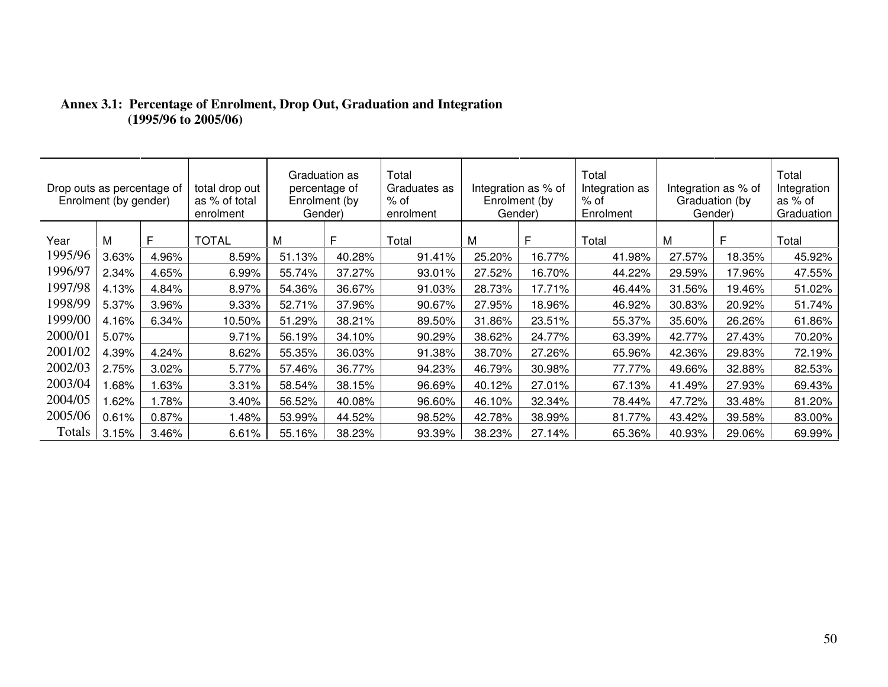**Annex 3.1: Percentage of Enrolment, Drop Out, Graduation and Integration (1995/96 to 2005/06)**

| Drop outs as percentage of Enrolment (by gender) | | | total drop out as % of total enrolment | Graduation as percentage of Enrolment (by Gender) | | Total Graduates as % of enrolment | Integration as % of Enrolment (by Gender) | | Total Integration as % of Enrolment | Integration as % of Graduation (by Gender) | | Total Integration as % of Graduation |
|---|---|---|---|---|---|---|---|---|---|---|---|---|
| Year | M | F | TOTAL | M | F | Total | M | F | Total | M | F | Total |
| 1995/96 | 3.63% | 4.96% | 8.59% | 51.13% | 40.28% | 91.41% | 25.20% | 16.77% | 41.98% | 27.57% | 18.35% | 45.92% |
| 1996/97 | 2.34% | 4.65% | 6.99% | 55.74% | 37.27% | 93.01% | 27.52% | 16.70% | 44.22% | 29.59% | 17.96% | 47.55% |
| 1997/98 | 4.13% | 4.84% | 8.97% | 54.36% | 36.67% | 91.03% | 28.73% | 17.71% | 46.44% | 31.56% | 19.46% | 51.02% |
| 1998/99 | 5.37% | 3.96% | 9.33% | 52.71% | 37.96% | 90.67% | 27.95% | 18.96% | 46.92% | 30.83% | 20.92% | 51.74% |
| 1999/00 | 4.16% | 6.34% | 10.50% | 51.29% | 38.21% | 89.50% | 31.86% | 23.51% | 55.37% | 35.60% | 26.26% | 61.86% |
| 2000/01 | 5.07% | | 9.71% | 56.19% | 34.10% | 90.29% | 38.62% | 24.77% | 63.39% | 42.77% | 27.43% | 70.20% |
| 2001/02 | 4.39% | 4.24% | 8.62% | 55.35% | 36.03% | 91.38% | 38.70% | 27.26% | 65.96% | 42.36% | 29.83% | 72.19% |
| 2002/03 | 2.75% | 3.02% | 5.77% | 57.46% | 36.77% | 94.23% | 46.79% | 30.98% | 77.77% | 49.66% | 32.88% | 82.53% |
| 2003/04 | 1.68% | 1.63% | 3.31% | 58.54% | 38.15% | 96.69% | 40.12% | 27.01% | 67.13% | 41.49% | 27.93% | 69.43% |
| 2004/05 | 1.62% | 1.78% | 3.40% | 56.52% | 40.08% | 96.60% | 46.10% | 32.34% | 78.44% | 47.72% | 33.48% | 81.20% |
| 2005/06 | 0.61% | 0.87% | 1.48% | 53.99% | 44.52% | 98.52% | 42.78% | 38.99% | 81.77% | 43.42% | 39.58% | 83.00% |
| Totals | 3.15% | 3.46% | 6.61% | 55.16% | 38.23% | 93.39% | 38.23% | 27.14% | 65.36% | 40.93% | 29.06% | 69.99% |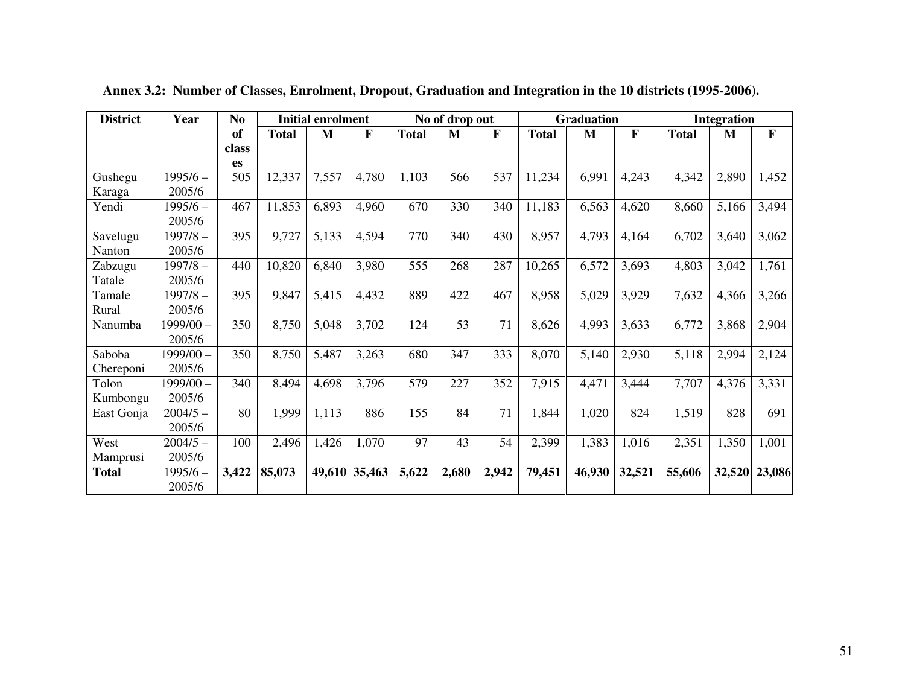**Annex 3.2: Number of Classes, Enrolment, Dropout, Graduation and Integration in the 10 districts (1995-2006).**

| District | Year | No of classes | Initial enrolment | | | No of drop out | | | Graduation | | | Integration | | |
|---|---|---|---|---|---|---|---|---|---|---|---|---|---|---|
| | | | Total | M | F | Total | M | F | Total | M | F | Total | M | F |
| Gushegu Karaga | 1995/6 – 2005/6 | 505 | 12,337 | 7,557 | 4,780 | 1,103 | 566 | 537 | 11,234 | 6,991 | 4,243 | 4,342 | 2,890 | 1,452 |
| Yendi | 1995/6 – 2005/6 | 467 | 11,853 | 6,893 | 4,960 | 670 | 330 | 340 | 11,183 | 6,563 | 4,620 | 8,660 | 5,166 | 3,494 |
| Savelugu Nanton | 1997/8 – 2005/6 | 395 | 9,727 | 5,133 | 4,594 | 770 | 340 | 430 | 8,957 | 4,793 | 4,164 | 6,702 | 3,640 | 3,062 |
| Zabzugu Tatale | 1997/8 – 2005/6 | 440 | 10,820 | 6,840 | 3,980 | 555 | 268 | 287 | 10,265 | 6,572 | 3,693 | 4,803 | 3,042 | 1,761 |
| Tamale Rural | 1997/8 – 2005/6 | 395 | 9,847 | 5,415 | 4,432 | 889 | 422 | 467 | 8,958 | 5,029 | 3,929 | 7,632 | 4,366 | 3,266 |
| Nanumba | 1999/00 – 2005/6 | 350 | 8,750 | 5,048 | 3,702 | 124 | 53 | 71 | 8,626 | 4,993 | 3,633 | 6,772 | 3,868 | 2,904 |
| Saboba Chereponi | 1999/00 – 2005/6 | 350 | 8,750 | 5,487 | 3,263 | 680 | 347 | 333 | 8,070 | 5,140 | 2,930 | 5,118 | 2,994 | 2,124 |
| Tolon Kumbongu | 1999/00 – 2005/6 | 340 | 8,494 | 4,698 | 3,796 | 579 | 227 | 352 | 7,915 | 4,471 | 3,444 | 7,707 | 4,376 | 3,331 |
| East Gonja | 2004/5 – 2005/6 | 80 | 1,999 | 1,113 | 886 | 155 | 84 | 71 | 1,844 | 1,020 | 824 | 1,519 | 828 | 691 |
| West Mamprusi | 2004/5 – 2005/6 | 100 | 2,496 | 1,426 | 1,070 | 97 | 43 | 54 | 2,399 | 1,383 | 1,016 | 2,351 | 1,350 | 1,001 |
| **Total** | 1995/6 – 2005/6 | **3,422** | **85,073** | **49,610** | **35,463** | **5,622** | **2,680** | **2,942** | **79,451** | **46,930** | **32,521** | **55,606** | **32,520** | **23,086** |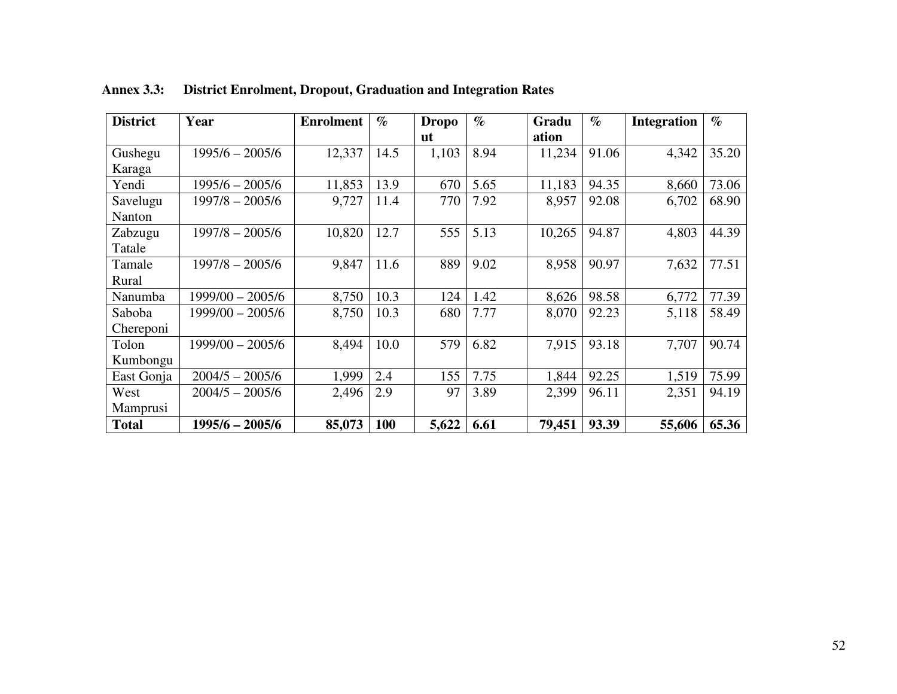**Annex 3.3: District Enrolment, Dropout, Graduation and Integration Rates**

| District | Year | Enrolment | % | Dropout | % | Graduation | % | Integration | % |
|---|---|---|---|---|---|---|---|---|---|
| Gushegu Karaga | 1995/6 – 2005/6 | 12,337 | 14.5 | 1,103 | 8.94 | 11,234 | 91.06 | 4,342 | 35.20 |
| Yendi | 1995/6 – 2005/6 | 11,853 | 13.9 | 670 | 5.65 | 11,183 | 94.35 | 8,660 | 73.06 |
| Savelugu Nanton | 1997/8 – 2005/6 | 9,727 | 11.4 | 770 | 7.92 | 8,957 | 92.08 | 6,702 | 68.90 |
| Zabzugu Tatale | 1997/8 – 2005/6 | 10,820 | 12.7 | 555 | 5.13 | 10,265 | 94.87 | 4,803 | 44.39 |
| Tamale Rural | 1997/8 – 2005/6 | 9,847 | 11.6 | 889 | 9.02 | 8,958 | 90.97 | 7,632 | 77.51 |
| Nanumba | 1999/00 – 2005/6 | 8,750 | 10.3 | 124 | 1.42 | 8,626 | 98.58 | 6,772 | 77.39 |
| Saboba Chereponi | 1999/00 – 2005/6 | 8,750 | 10.3 | 680 | 7.77 | 8,070 | 92.23 | 5,118 | 58.49 |
| Tolon Kumbongu | 1999/00 – 2005/6 | 8,494 | 10.0 | 579 | 6.82 | 7,915 | 93.18 | 7,707 | 90.74 |
| East Gonja | 2004/5 – 2005/6 | 1,999 | 2.4 | 155 | 7.75 | 1,844 | 92.25 | 1,519 | 75.99 |
| West Mamprusi | 2004/5 – 2005/6 | 2,496 | 2.9 | 97 | 3.89 | 2,399 | 96.11 | 2,351 | 94.19 |
| **Total** | **1995/6 – 2005/6** | **85,073** | **100** | **5,622** | **6.61** | **79,451** | **93.39** | **55,606** | **65.36** |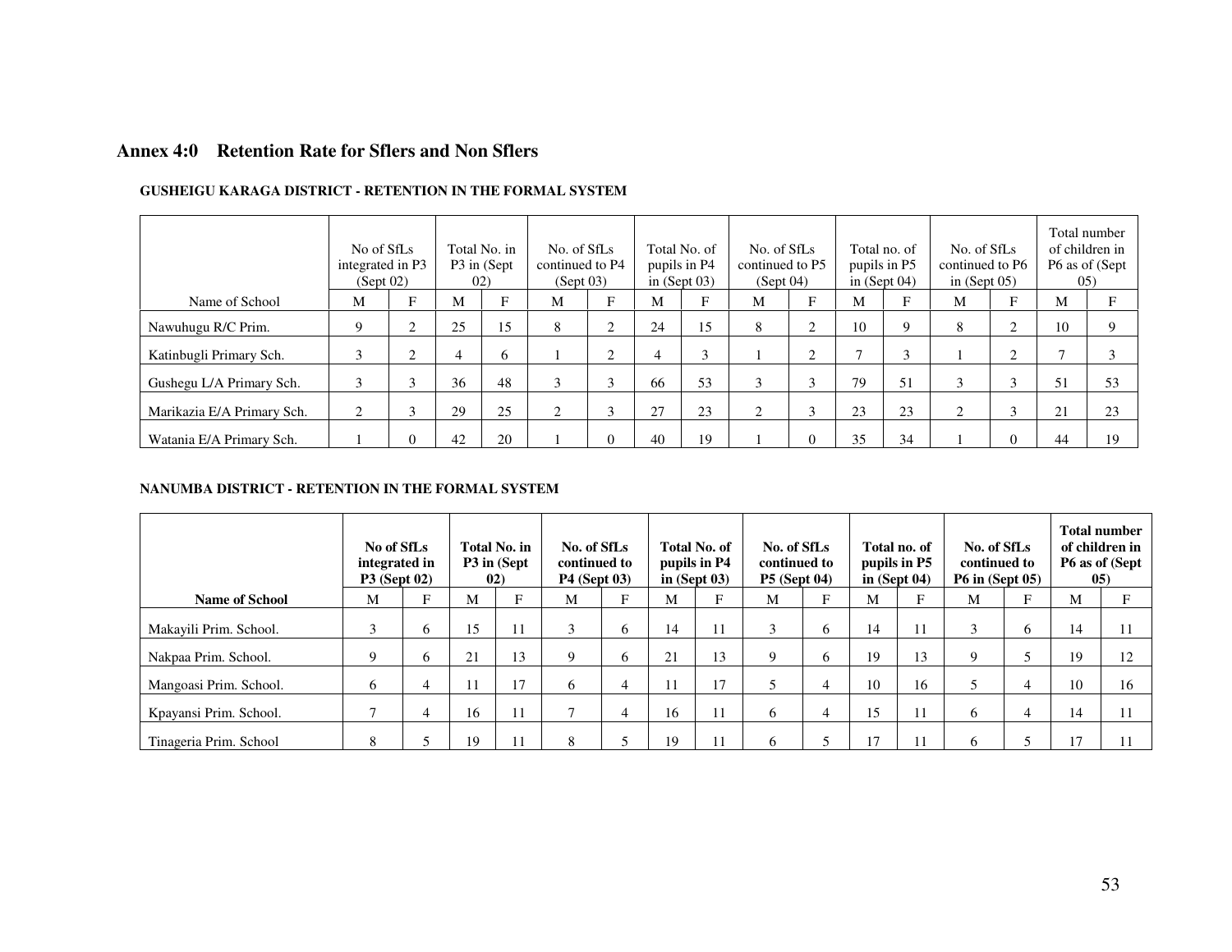## Annex 4:0 Retention Rate for Sflers and Non Sflers

**GUSHEIGU KARAGA DISTRICT - RETENTION IN THE FORMAL SYSTEM**

| | No of SfLs integrated in P3 (Sept 02) | | Total No. in P3 in (Sept 02) | | No. of SfLs continued to P4 (Sept 03) | | Total No. of pupils in P4 in (Sept 03) | | No. of SfLs continued to P5 (Sept 04) | | Total no. of pupils in P5 in (Sept 04) | | No. of SfLs continued to P6 in (Sept 05) | | Total number of children in P6 as of (Sept 05) | |
|---|---|---|---|---|---|---|---|---|---|---|---|---|---|---|---|---|
| Name of School | M | F | M | F | M | F | M | F | M | F | M | F | M | F | M | F |
| Nawuhugu R/C Prim. | 9 | 2 | 25 | 15 | 8 | 2 | 24 | 15 | 8 | 2 | 10 | 9 | 8 | 2 | 10 | 9 |
| Katinbugli Primary Sch. | 3 | 2 | 4 | 6 | 1 | 2 | 4 | 3 | 1 | 2 | 7 | 3 | 1 | 2 | 7 | 3 |
| Gushegu L/A Primary Sch. | 3 | 3 | 36 | 48 | 3 | 3 | 66 | 53 | 3 | 3 | 79 | 51 | 3 | 3 | 51 | 53 |
| Marikazia E/A Primary Sch. | 2 | 3 | 29 | 25 | 2 | 3 | 27 | 23 | 2 | 3 | 23 | 23 | 2 | 3 | 21 | 23 |
| Watania E/A Primary Sch. | 1 | 0 | 42 | 20 | 1 | 0 | 40 | 19 | 1 | 0 | 35 | 34 | 1 | 0 | 44 | 19 |

**NANUMBA DISTRICT - RETENTION IN THE FORMAL SYSTEM**

| | **No of SfLs integrated in P3 (Sept 02)** | | **Total No. in P3 in (Sept 02)** | | **No. of SfLs continued to P4 (Sept 03)** | | **Total No. of pupils in P4 in (Sept 03)** | | **No. of SfLs continued to P5 (Sept 04)** | | **Total no. of pupils in P5 in (Sept 04)** | | **No. of SfLs continued to P6 in (Sept 05)** | | **Total number of children in P6 as of (Sept 05)** | |
|---|---|---|---|---|---|---|---|---|---|---|---|---|---|---|---|---|
| **Name of School** | M | F | M | F | M | F | M | F | M | F | M | F | M | F | M | F |
| Makayili Prim. School. | 3 | 6 | 15 | 11 | 3 | 6 | 14 | 11 | 3 | 6 | 14 | 11 | 3 | 6 | 14 | 11 |
| Nakpaa Prim. School. | 9 | 6 | 21 | 13 | 9 | 6 | 21 | 13 | 9 | 6 | 19 | 13 | 9 | 5 | 19 | 12 |
| Mangoasi Prim. School. | 6 | 4 | 11 | 17 | 6 | 4 | 11 | 17 | 5 | 4 | 10 | 16 | 5 | 4 | 10 | 16 |
| Kpayansi Prim. School. | 7 | 4 | 16 | 11 | 7 | 4 | 16 | 11 | 6 | 4 | 15 | 11 | 6 | 4 | 14 | 11 |
| Tinageria Prim. School | 8 | 5 | 19 | 11 | 8 | 5 | 19 | 11 | 6 | 5 | 17 | 11 | 6 | 5 | 17 | 11 |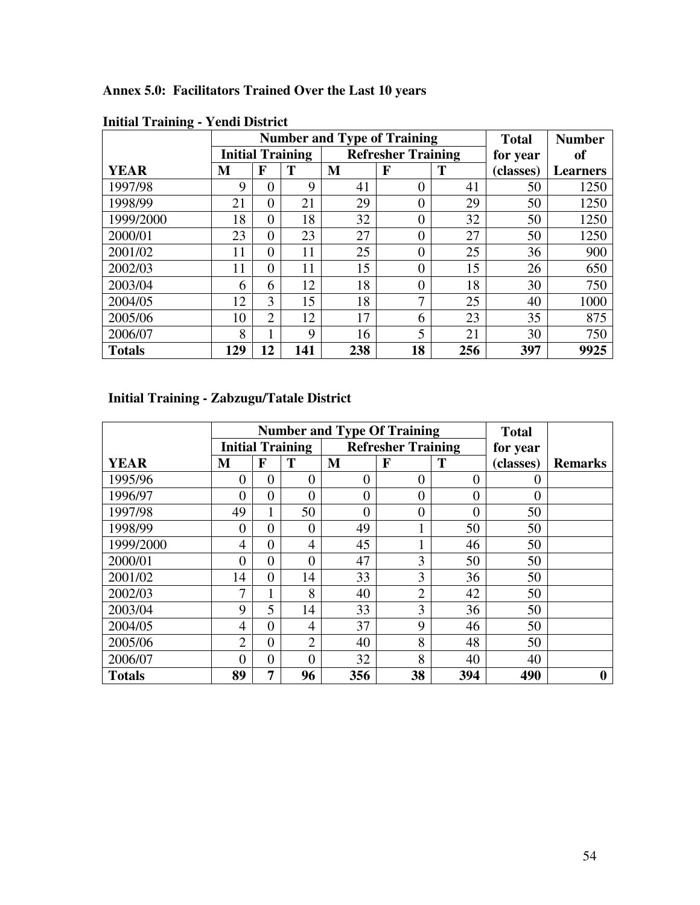**Annex 5.0: Facilitators Trained Over the Last 10 years**

**Initial Training - Yendi District**

| | Number and Type of Training | | | | | | Total | Number |
|---|---|---|---|---|---|---|---|---|
| | Initial Training | | | Refresher Training | | | for year | of |
| **YEAR** | **M** | **F** | **T** | **M** | **F** | **T** | **(classes)** | **Learners** |
| 1997/98 | 9 | 0 | 9 | 41 | 0 | 41 | 50 | 1250 |
| 1998/99 | 21 | 0 | 21 | 29 | 0 | 29 | 50 | 1250 |
| 1999/2000 | 18 | 0 | 18 | 32 | 0 | 32 | 50 | 1250 |
| 2000/01 | 23 | 0 | 23 | 27 | 0 | 27 | 50 | 1250 |
| 2001/02 | 11 | 0 | 11 | 25 | 0 | 25 | 36 | 900 |
| 2002/03 | 11 | 0 | 11 | 15 | 0 | 15 | 26 | 650 |
| 2003/04 | 6 | 6 | 12 | 18 | 0 | 18 | 30 | 750 |
| 2004/05 | 12 | 3 | 15 | 18 | 7 | 25 | 40 | 1000 |
| 2005/06 | 10 | 2 | 12 | 17 | 6 | 23 | 35 | 875 |
| 2006/07 | 8 | 1 | 9 | 16 | 5 | 21 | 30 | 750 |
| **Totals** | **129** | **12** | **141** | **238** | **18** | **256** | **397** | **9925** |

**Initial Training - Zabzugu/Tatale District**

| | Number and Type Of Training | | | | | | Total | |
|---|---|---|---|---|---|---|---|---|
| | Initial Training | | | Refresher Training | | | for year | |
| **YEAR** | **M** | **F** | **T** | **M** | **F** | **T** | **(classes)** | **Remarks** |
| 1995/96 | 0 | 0 | 0 | 0 | 0 | 0 | 0 | |
| 1996/97 | 0 | 0 | 0 | 0 | 0 | 0 | 0 | |
| 1997/98 | 49 | 1 | 50 | 0 | 0 | 0 | 50 | |
| 1998/99 | 0 | 0 | 0 | 49 | 1 | 50 | 50 | |
| 1999/2000 | 4 | 0 | 4 | 45 | 1 | 46 | 50 | |
| 2000/01 | 0 | 0 | 0 | 47 | 3 | 50 | 50 | |
| 2001/02 | 14 | 0 | 14 | 33 | 3 | 36 | 50 | |
| 2002/03 | 7 | 1 | 8 | 40 | 2 | 42 | 50 | |
| 2003/04 | 9 | 5 | 14 | 33 | 3 | 36 | 50 | |
| 2004/05 | 4 | 0 | 4 | 37 | 9 | 46 | 50 | |
| 2005/06 | 2 | 0 | 2 | 40 | 8 | 48 | 50 | |
| 2006/07 | 0 | 0 | 0 | 32 | 8 | 40 | 40 | |
| **Totals** | **89** | **7** | **96** | **356** | **38** | **394** | **490** | **0** |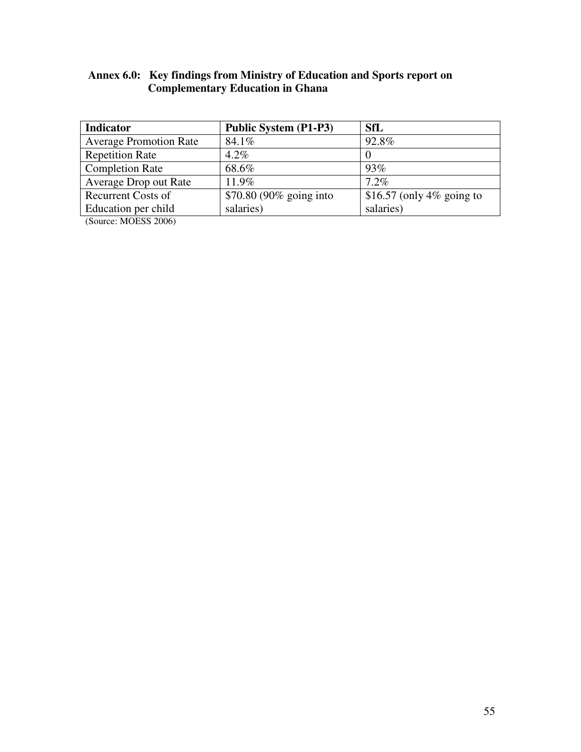**Annex 6.0: Key findings from Ministry of Education and Sports report on Complementary Education in Ghana**

| Indicator | Public System (P1-P3) | SfL |
|---|---|---|
| Average Promotion Rate | 84.1% | 92.8% |
| Repetition Rate | 4.2% | 0 |
| Completion Rate | 68.6% | 93% |
| Average Drop out Rate | 11.9% | 7.2% |
| Recurrent Costs of Education per child | $70.80 (90% going into salaries) | $16.57 (only 4% going to salaries) |

(Source: MOESS 2006)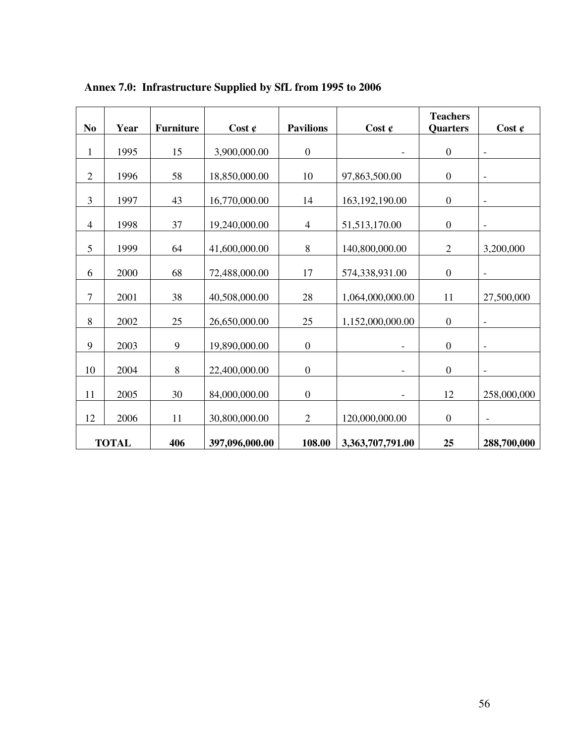**Annex 7.0: Infrastructure Supplied by SfL from 1995 to 2006**

| No | Year | Furniture | Cost ¢ | Pavilions | Cost ¢ | Teachers Quarters | Cost ¢ |
|---|---|---|---|---|---|---|---|
| 1 | 1995 | 15 | 3,900,000.00 | 0 | - | 0 | - |
| 2 | 1996 | 58 | 18,850,000.00 | 10 | 97,863,500.00 | 0 | - |
| 3 | 1997 | 43 | 16,770,000.00 | 14 | 163,192,190.00 | 0 | - |
| 4 | 1998 | 37 | 19,240,000.00 | 4 | 51,513,170.00 | 0 | - |
| 5 | 1999 | 64 | 41,600,000.00 | 8 | 140,800,000.00 | 2 | 3,200,000 |
| 6 | 2000 | 68 | 72,488,000.00 | 17 | 574,338,931.00 | 0 | - |
| 7 | 2001 | 38 | 40,508,000.00 | 28 | 1,064,000,000.00 | 11 | 27,500,000 |
| 8 | 2002 | 25 | 26,650,000.00 | 25 | 1,152,000,000.00 | 0 | - |
| 9 | 2003 | 9 | 19,890,000.00 | 0 | - | 0 | - |
| 10 | 2004 | 8 | 22,400,000.00 | 0 | - | 0 | - |
| 11 | 2005 | 30 | 84,000,000.00 | 0 | - | 12 | 258,000,000 |
| 12 | 2006 | 11 | 30,800,000.00 | 2 | 120,000,000.00 | 0 | - |
| **TOTAL** | | **406** | **397,096,000.00** | **108.00** | **3,363,707,791.00** | **25** | **288,700,000** |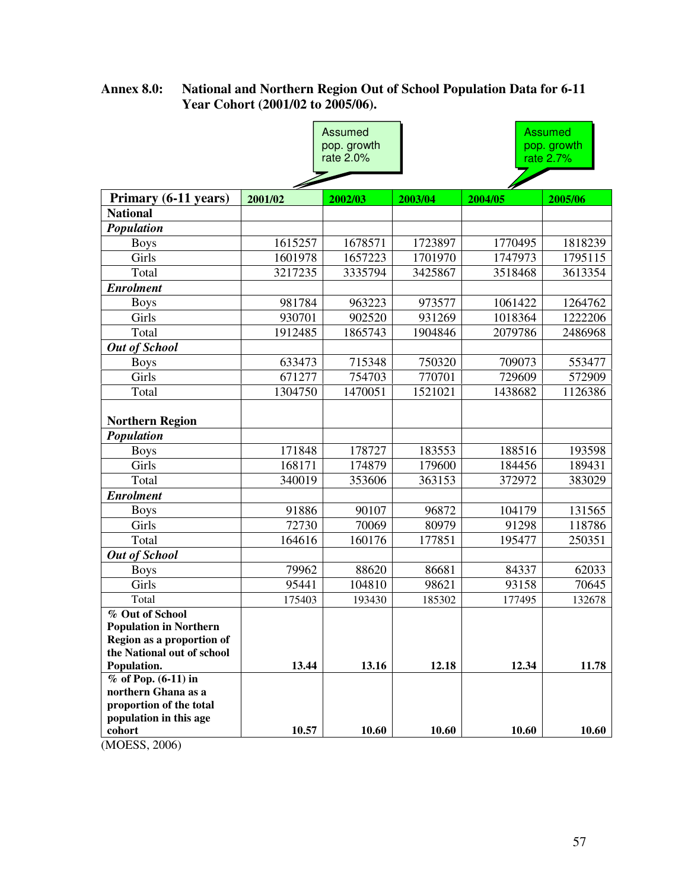**Annex 8.0: National and Northern Region Out of School Population Data for 6-11 Year Cohort (2001/02 to 2005/06).**

Assumed pop. growth rate 2.0%

Assumed pop. growth rate 2.7%

| Primary (6-11 years) | 2001/02 | 2002/03 | 2003/04 | 2004/05 | 2005/06 |
|---|---|---|---|---|---|
| **National** | | | | | |
| ***Population*** | | | | | |
| Boys | 1615257 | 1678571 | 1723897 | 1770495 | 1818239 |
| Girls | 1601978 | 1657223 | 1701970 | 1747973 | 1795115 |
| Total | 3217235 | 3335794 | 3425867 | 3518468 | 3613354 |
| ***Enrolment*** | | | | | |
| Boys | 981784 | 963223 | 973577 | 1061422 | 1264762 |
| Girls | 930701 | 902520 | 931269 | 1018364 | 1222206 |
| Total | 1912485 | 1865743 | 1904846 | 2079786 | 2486968 |
| ***Out of School*** | | | | | |
| Boys | 633473 | 715348 | 750320 | 709073 | 553477 |
| Girls | 671277 | 754703 | 770701 | 729609 | 572909 |
| Total | 1304750 | 1470051 | 1521021 | 1438682 | 1126386 |
| **Northern Region** | | | | | |
| ***Population*** | | | | | |
| Boys | 171848 | 178727 | 183553 | 188516 | 193598 |
| Girls | 168171 | 174879 | 179600 | 184456 | 189431 |
| Total | 340019 | 353606 | 363153 | 372972 | 383029 |
| ***Enrolment*** | | | | | |
| Boys | 91886 | 90107 | 96872 | 104179 | 131565 |
| Girls | 72730 | 70069 | 80979 | 91298 | 118786 |
| Total | 164616 | 160176 | 177851 | 195477 | 250351 |
| ***Out of School*** | | | | | |
| Boys | 79962 | 88620 | 86681 | 84337 | 62033 |
| Girls | 95441 | 104810 | 98621 | 93158 | 70645 |
| Total | 175403 | 193430 | 185302 | 177495 | 132678 |
| **% Out of School Population in Northern Region as a proportion of the National out of school Population.** | **13.44** | **13.16** | **12.18** | **12.34** | **11.78** |
| **% of Pop. (6-11) in northern Ghana as a proportion of the total population in this age cohort** | **10.57** | **10.60** | **10.60** | **10.60** | **10.60** |

(MOESS, 2006)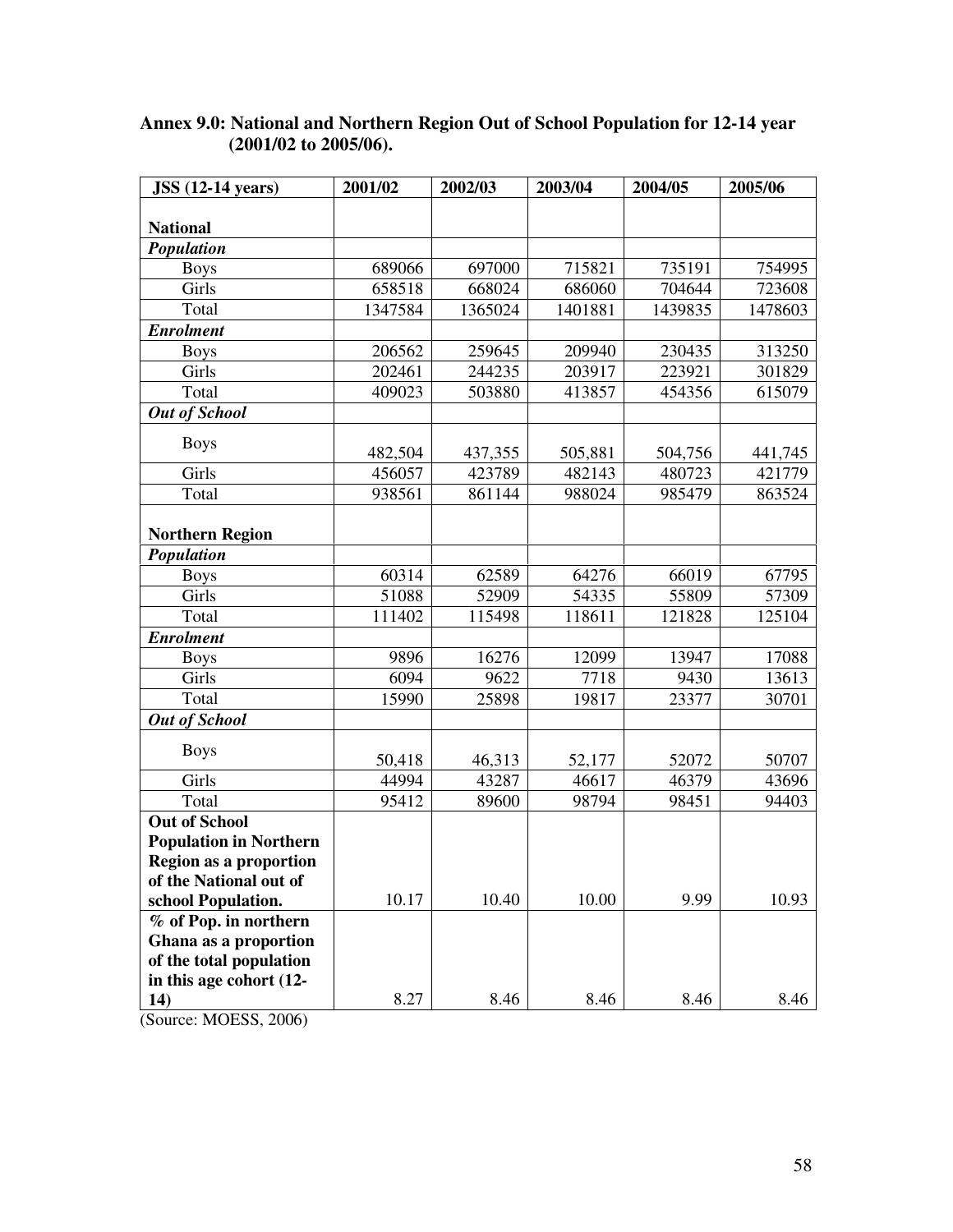**Annex 9.0: National and Northern Region Out of School Population for 12-14 year (2001/02 to 2005/06).**

| JSS (12-14 years) | 2001/02 | 2002/03 | 2003/04 | 2004/05 | 2005/06 |
|---|---|---|---|---|---|
| **National** | | | | | |
| ***Population*** | | | | | |
| Boys | 689066 | 697000 | 715821 | 735191 | 754995 |
| Girls | 658518 | 668024 | 686060 | 704644 | 723608 |
| Total | 1347584 | 1365024 | 1401881 | 1439835 | 1478603 |
| ***Enrolment*** | | | | | |
| Boys | 206562 | 259645 | 209940 | 230435 | 313250 |
| Girls | 202461 | 244235 | 203917 | 223921 | 301829 |
| Total | 409023 | 503880 | 413857 | 454356 | 615079 |
| ***Out of School*** | | | | | |
| Boys | 482,504 | 437,355 | 505,881 | 504,756 | 441,745 |
| Girls | 456057 | 423789 | 482143 | 480723 | 421779 |
| Total | 938561 | 861144 | 988024 | 985479 | 863524 |
| **Northern Region** | | | | | |
| ***Population*** | | | | | |
| Boys | 60314 | 62589 | 64276 | 66019 | 67795 |
| Girls | 51088 | 52909 | 54335 | 55809 | 57309 |
| Total | 111402 | 115498 | 118611 | 121828 | 125104 |
| ***Enrolment*** | | | | | |
| Boys | 9896 | 16276 | 12099 | 13947 | 17088 |
| Girls | 6094 | 9622 | 7718 | 9430 | 13613 |
| Total | 15990 | 25898 | 19817 | 23377 | 30701 |
| ***Out of School*** | | | | | |
| Boys | 50,418 | 46,313 | 52,177 | 52072 | 50707 |
| Girls | 44994 | 43287 | 46617 | 46379 | 43696 |
| Total | 95412 | 89600 | 98794 | 98451 | 94403 |
| **Out of School Population in Northern Region as a proportion of the National out of school Population.** | 10.17 | 10.40 | 10.00 | 9.99 | 10.93 |
| **% of Pop. in northern Ghana as a proportion of the total population in this age cohort (12-14)** | 8.27 | 8.46 | 8.46 | 8.46 | 8.46 |

(Source: MOESS, 2006)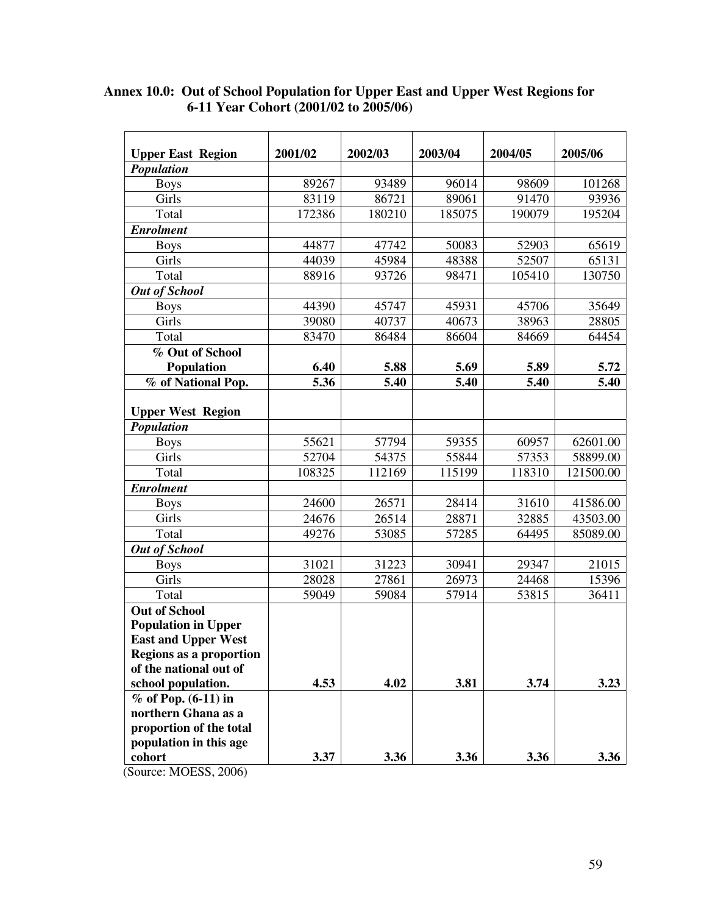**Annex 10.0: Out of School Population for Upper East and Upper West Regions for 6-11 Year Cohort (2001/02 to 2005/06)**

| **Upper East Region** | **2001/02** | **2002/03** | **2003/04** | **2004/05** | **2005/06** |
|---|---|---|---|---|---|
| ***Population*** | | | | | |
| Boys | 89267 | 93489 | 96014 | 98609 | 101268 |
| Girls | 83119 | 86721 | 89061 | 91470 | 93936 |
| Total | 172386 | 180210 | 185075 | 190079 | 195204 |
| ***Enrolment*** | | | | | |
| Boys | 44877 | 47742 | 50083 | 52903 | 65619 |
| Girls | 44039 | 45984 | 48388 | 52507 | 65131 |
| Total | 88916 | 93726 | 98471 | 105410 | 130750 |
| ***Out of School*** | | | | | |
| Boys | 44390 | 45747 | 45931 | 45706 | 35649 |
| Girls | 39080 | 40737 | 40673 | 38963 | 28805 |
| Total | 83470 | 86484 | 86604 | 84669 | 64454 |
| **% Out of School Population** | **6.40** | **5.88** | **5.69** | **5.89** | **5.72** |
| **% of National Pop.** | **5.36** | **5.40** | **5.40** | **5.40** | **5.40** |
| **Upper West Region** | | | | | |
| ***Population*** | | | | | |
| Boys | 55621 | 57794 | 59355 | 60957 | 62601.00 |
| Girls | 52704 | 54375 | 55844 | 57353 | 58899.00 |
| Total | 108325 | 112169 | 115199 | 118310 | 121500.00 |
| ***Enrolment*** | | | | | |
| Boys | 24600 | 26571 | 28414 | 31610 | 41586.00 |
| Girls | 24676 | 26514 | 28871 | 32885 | 43503.00 |
| Total | 49276 | 53085 | 57285 | 64495 | 85089.00 |
| ***Out of School*** | | | | | |
| Boys | 31021 | 31223 | 30941 | 29347 | 21015 |
| Girls | 28028 | 27861 | 26973 | 24468 | 15396 |
| Total | 59049 | 59084 | 57914 | 53815 | 36411 |
| **Out of School Population in Upper East and Upper West Regions as a proportion of the national out of school population.** | **4.53** | **4.02** | **3.81** | **3.74** | **3.23** |
| **% of Pop. (6-11) in northern Ghana as a proportion of the total population in this age cohort** | **3.37** | **3.36** | **3.36** | **3.36** | **3.36** |

(Source: MOESS, 2006)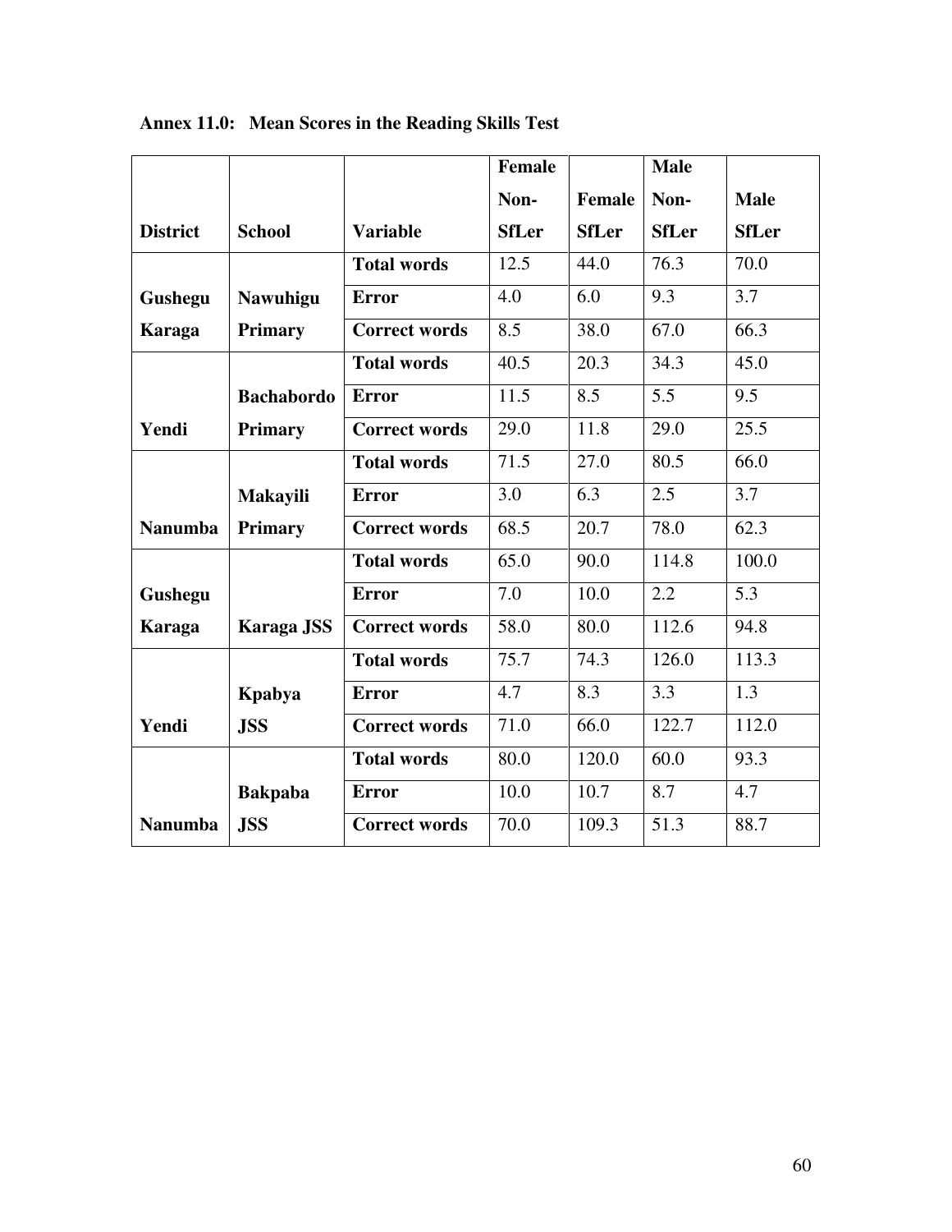**Annex 11.0: Mean Scores in the Reading Skills Test**

| District | School | Variable | Female Non-SfLer | Female SfLer | Male Non-SfLer | Male SfLer |
|---|---|---|---|---|---|---|
| Gushegu Karaga | Nawuhigu Primary | Total words | 12.5 | 44.0 | 76.3 | 70.0 |
| | | Error | 4.0 | 6.0 | 9.3 | 3.7 |
| | | Correct words | 8.5 | 38.0 | 67.0 | 66.3 |
| Yendi | Bachabordo Primary | Total words | 40.5 | 20.3 | 34.3 | 45.0 |
| | | Error | 11.5 | 8.5 | 5.5 | 9.5 |
| | | Correct words | 29.0 | 11.8 | 29.0 | 25.5 |
| Nanumba | Makayili Primary | Total words | 71.5 | 27.0 | 80.5 | 66.0 |
| | | Error | 3.0 | 6.3 | 2.5 | 3.7 |
| | | Correct words | 68.5 | 20.7 | 78.0 | 62.3 |
| Gushegu Karaga | Karaga JSS | Total words | 65.0 | 90.0 | 114.8 | 100.0 |
| | | Error | 7.0 | 10.0 | 2.2 | 5.3 |
| | | Correct words | 58.0 | 80.0 | 112.6 | 94.8 |
| Yendi | Kpabya JSS | Total words | 75.7 | 74.3 | 126.0 | 113.3 |
| | | Error | 4.7 | 8.3 | 3.3 | 1.3 |
| | | Correct words | 71.0 | 66.0 | 122.7 | 112.0 |
| Nanumba | Bakpaba JSS | Total words | 80.0 | 120.0 | 60.0 | 93.3 |
| | | Error | 10.0 | 10.7 | 8.7 | 4.7 |
| | | Correct words | 70.0 | 109.3 | 51.3 | 88.7 |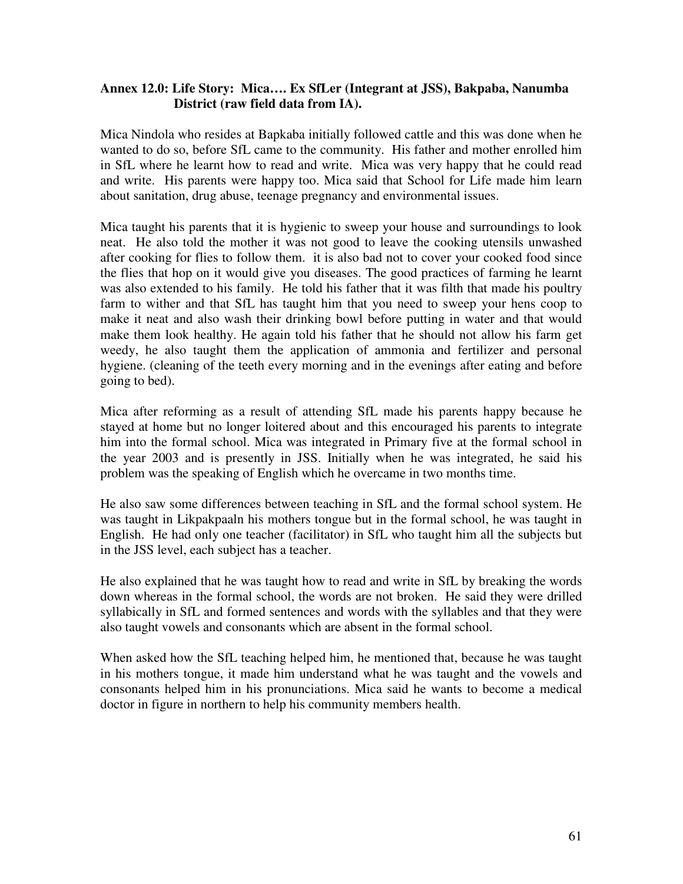### Annex 12.0: Life Story: Mica…. Ex SfLer (Integrant at JSS), Bakpaba, Nanumba District (raw field data from IA).

Mica Nindola who resides at Bapkaba initially followed cattle and this was done when he wanted to do so, before SfL came to the community. His father and mother enrolled him in SfL where he learnt how to read and write. Mica was very happy that he could read and write. His parents were happy too. Mica said that School for Life made him learn about sanitation, drug abuse, teenage pregnancy and environmental issues.

Mica taught his parents that it is hygienic to sweep your house and surroundings to look neat. He also told the mother it was not good to leave the cooking utensils unwashed after cooking for flies to follow them. it is also bad not to cover your cooked food since the flies that hop on it would give you diseases. The good practices of farming he learnt was also extended to his family. He told his father that it was filth that made his poultry farm to wither and that SfL has taught him that you need to sweep your hens coop to make it neat and also wash their drinking bowl before putting in water and that would make them look healthy. He again told his father that he should not allow his farm get weedy, he also taught them the application of ammonia and fertilizer and personal hygiene. (cleaning of the teeth every morning and in the evenings after eating and before going to bed).

Mica after reforming as a result of attending SfL made his parents happy because he stayed at home but no longer loitered about and this encouraged his parents to integrate him into the formal school. Mica was integrated in Primary five at the formal school in the year 2003 and is presently in JSS. Initially when he was integrated, he said his problem was the speaking of English which he overcame in two months time.

He also saw some differences between teaching in SfL and the formal school system. He was taught in Likpakpaaln his mothers tongue but in the formal school, he was taught in English. He had only one teacher (facilitator) in SfL who taught him all the subjects but in the JSS level, each subject has a teacher.

He also explained that he was taught how to read and write in SfL by breaking the words down whereas in the formal school, the words are not broken. He said they were drilled syllabically in SfL and formed sentences and words with the syllables and that they were also taught vowels and consonants which are absent in the formal school.

When asked how the SfL teaching helped him, he mentioned that, because he was taught in his mothers tongue, it made him understand what he was taught and the vowels and consonants helped him in his pronunciations. Mica said he wants to become a medical doctor in figure in northern to help his community members health.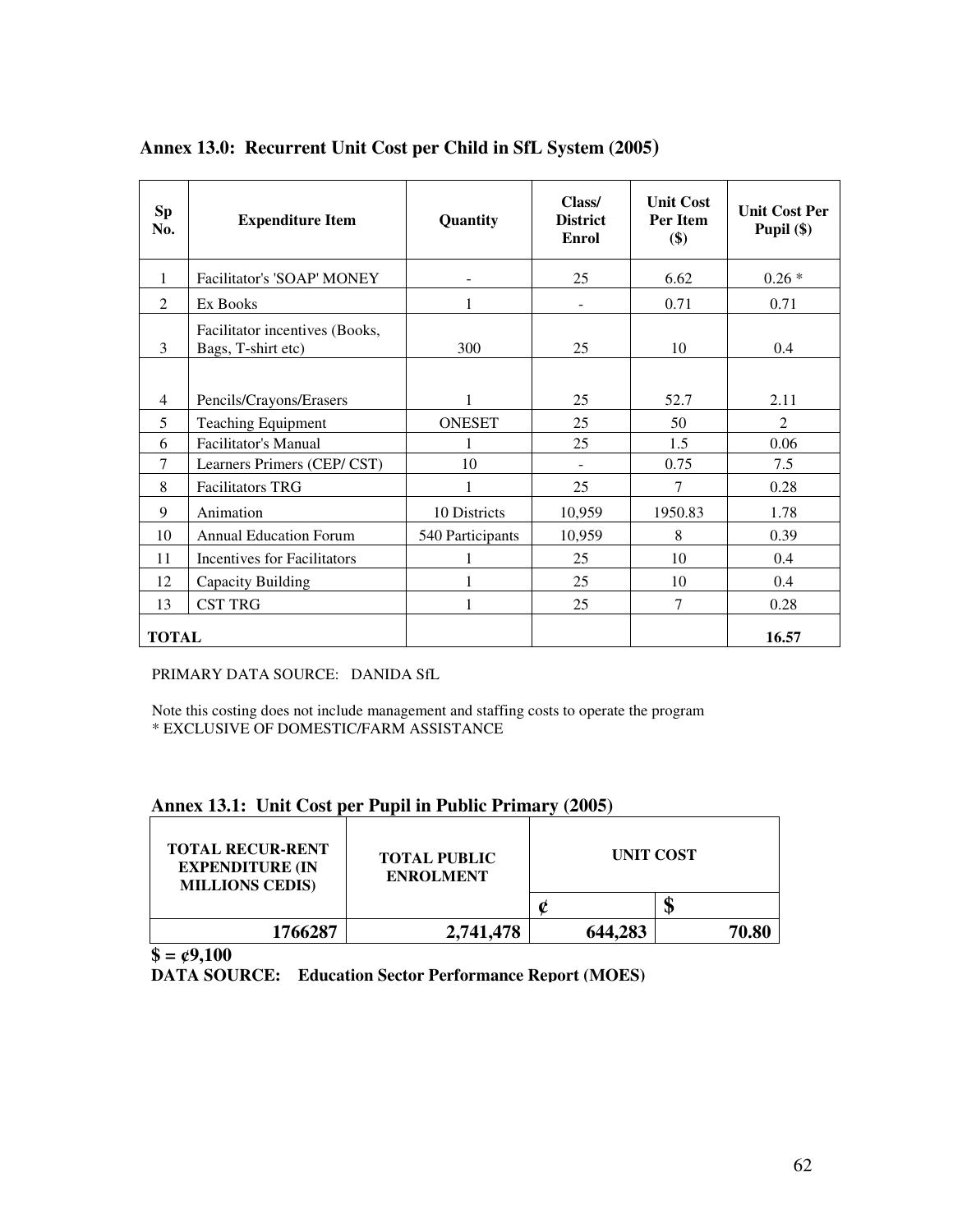### Annex 13.0: Recurrent Unit Cost per Child in SfL System (2005)

| Sp No. | Expenditure Item | Quantity | Class/ District Enrol | Unit Cost Per Item ($) | Unit Cost Per Pupil ($) |
|---|---|---|---|---|---|
| 1 | Facilitator's 'SOAP' MONEY | - | 25 | 6.62 | 0.26 * |
| 2 | Ex Books | 1 | - | 0.71 | 0.71 |
| 3 | Facilitator incentives (Books, Bags, T-shirt etc) | 300 | 25 | 10 | 0.4 |
| 4 | Pencils/Crayons/Erasers | 1 | 25 | 52.7 | 2.11 |
| 5 | Teaching Equipment | ONESET | 25 | 50 | 2 |
| 6 | Facilitator's Manual | 1 | 25 | 1.5 | 0.06 |
| 7 | Learners Primers (CEP/ CST) | 10 | - | 0.75 | 7.5 |
| 8 | Facilitators TRG | 1 | 25 | 7 | 0.28 |
| 9 | Animation | 10 Districts | 10,959 | 1950.83 | 1.78 |
| 10 | Annual Education Forum | 540 Participants | 10,959 | 8 | 0.39 |
| 11 | Incentives for Facilitators | 1 | 25 | 10 | 0.4 |
| 12 | Capacity Building | 1 | 25 | 10 | 0.4 |
| 13 | CST TRG | 1 | 25 | 7 | 0.28 |
| **TOTAL** | | | | | **16.57** |

PRIMARY DATA SOURCE: DANIDA SfL

Note this costing does not include management and staffing costs to operate the program
* EXCLUSIVE OF DOMESTIC/FARM ASSISTANCE

### Annex 13.1: Unit Cost per Pupil in Public Primary (2005)

| TOTAL RECUR-RENT EXPENDITURE (IN MILLIONS CEDIS) | TOTAL PUBLIC ENROLMENT | UNIT COST | |
|---|---|---|---|
| | | ¢ | $ |
| **1766287** | **2,741,478** | **644,283** | **70.80** |

**$ = ¢9,100**

**DATA SOURCE: Education Sector Performance Report (MOES)**